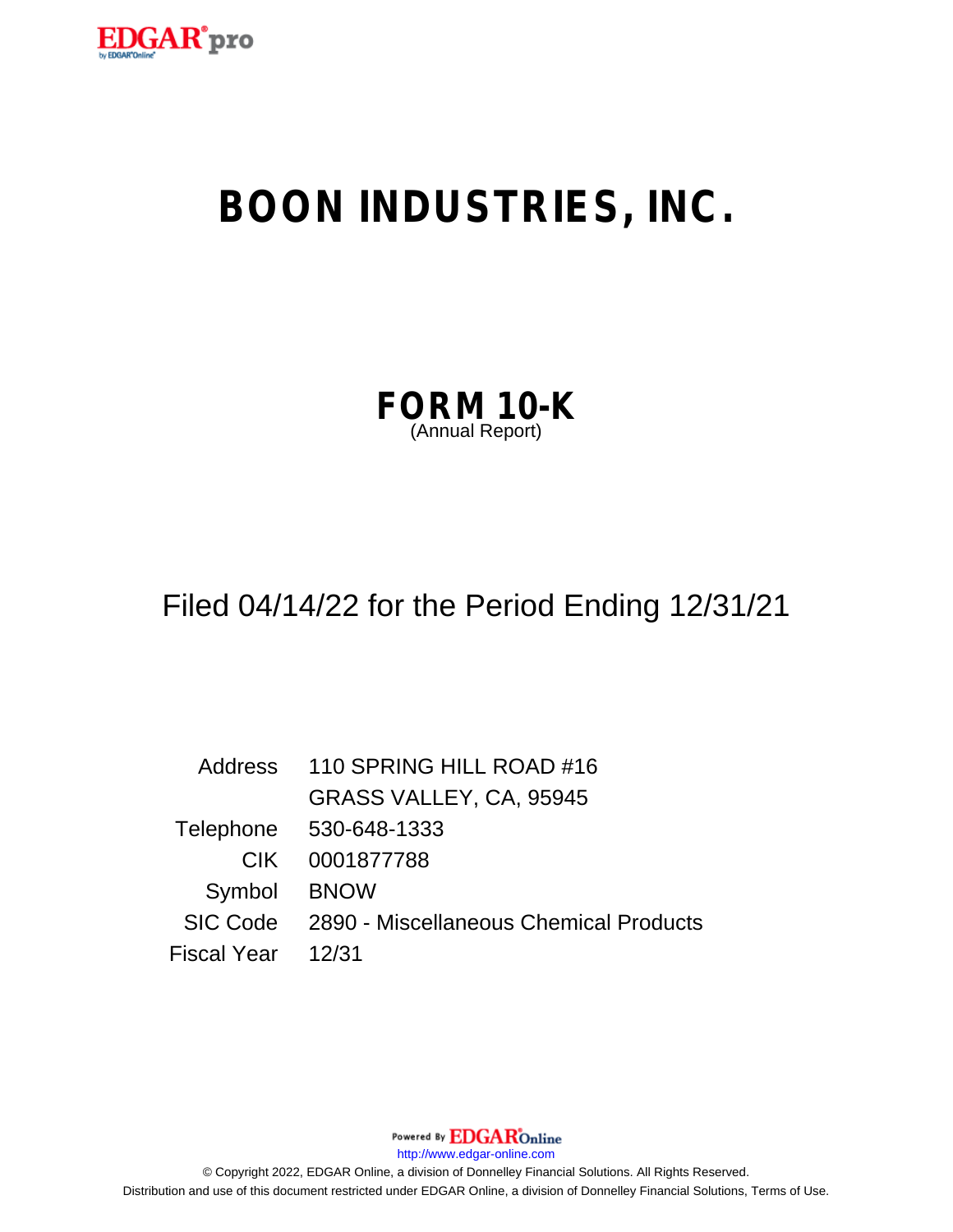EDGAR® pro

# BOON INDUSTRIES, INC.

## FORM 10-K
(Annual Report)

Filed 04/14/22 for the Period Ending 12/31/21

| | |
|---|---|
| Address | 110 SPRING HILL ROAD #16 |
| | GRASS VALLEY, CA, 95945 |
| Telephone | 530-648-1333 |
| CIK | 0001877788 |
| Symbol | BNOW |
| SIC Code | 2890 - Miscellaneous Chemical Products |
| Fiscal Year | 12/31 |

Powered By EDGAR Online

http://www.edgar-online.com

© Copyright 2022, EDGAR Online, a division of Donnelley Financial Solutions. All Rights Reserved.
Distribution and use of this document restricted under EDGAR Online, a division of Donnelley Financial Solutions, Terms of Use.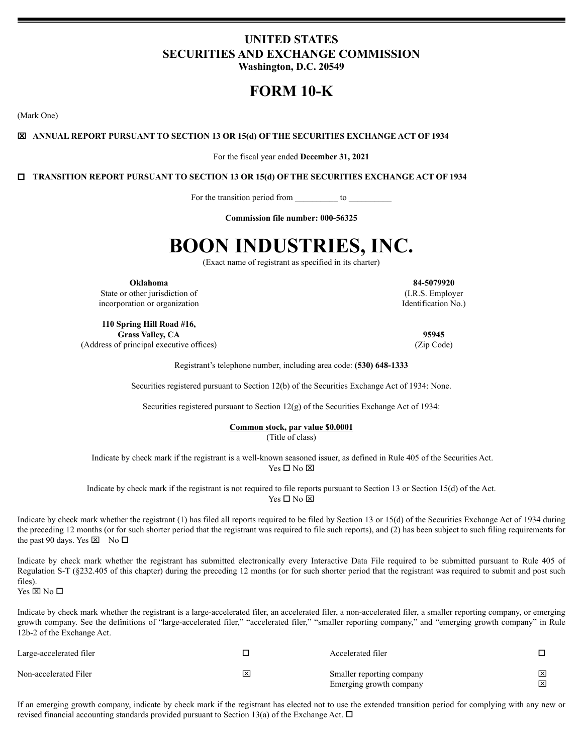# UNITED STATES
# SECURITIES AND EXCHANGE COMMISSION
**Washington, D.C. 20549**

# FORM 10-K

(Mark One)

☒ **ANNUAL REPORT PURSUANT TO SECTION 13 OR 15(d) OF THE SECURITIES EXCHANGE ACT OF 1934**

For the fiscal year ended **December 31, 2021**

☐ **TRANSITION REPORT PURSUANT TO SECTION 13 OR 15(d) OF THE SECURITIES EXCHANGE ACT OF 1934**

For the transition period from __________ to __________

**Commission file number: 000-56325**

# BOON INDUSTRIES, INC.

(Exact name of registrant as specified in its charter)

| | |
|---|---|
| **Oklahoma**<br>State or other jurisdiction of incorporation or organization | **84-5079920**<br>(I.R.S. Employer Identification No.) |
| **110 Spring Hill Road #16, Grass Valley, CA**<br>(Address of principal executive offices) | **95945**<br>(Zip Code) |

Registrant's telephone number, including area code: **(530) 648-1333**

Securities registered pursuant to Section 12(b) of the Securities Exchange Act of 1934: None.

Securities registered pursuant to Section 12(g) of the Securities Exchange Act of 1934:

**Common stock, par value $0.0001**
(Title of class)

Indicate by check mark if the registrant is a well-known seasoned issuer, as defined in Rule 405 of the Securities Act.
Yes ☐ No ☒

Indicate by check mark if the registrant is not required to file reports pursuant to Section 13 or Section 15(d) of the Act.
Yes ☐ No ☒

Indicate by check mark whether the registrant (1) has filed all reports required to be filed by Section 13 or 15(d) of the Securities Exchange Act of 1934 during the preceding 12 months (or for such shorter period that the registrant was required to file such reports), and (2) has been subject to such filing requirements for the past 90 days. Yes ☒ No ☐

Indicate by check mark whether the registrant has submitted electronically every Interactive Data File required to be submitted pursuant to Rule 405 of Regulation S-T (§232.405 of this chapter) during the preceding 12 months (or for such shorter period that the registrant was required to submit and post such files).
Yes ☒ No ☐

Indicate by check mark whether the registrant is a large-accelerated filer, an accelerated filer, a non-accelerated filer, a smaller reporting company, or emerging growth company. See the definitions of "large-accelerated filer," "accelerated filer," "smaller reporting company," and "emerging growth company" in Rule 12b-2 of the Exchange Act.

| | | | |
|---|---|---|---|
| Large-accelerated filer | ☐ | Accelerated filer | ☐ |
| Non-accelerated Filer | ☒ | Smaller reporting company | ☒ |
| | | Emerging growth company | ☒ |

If an emerging growth company, indicate by check mark if the registrant has elected not to use the extended transition period for complying with any new or revised financial accounting standards provided pursuant to Section 13(a) of the Exchange Act. ☐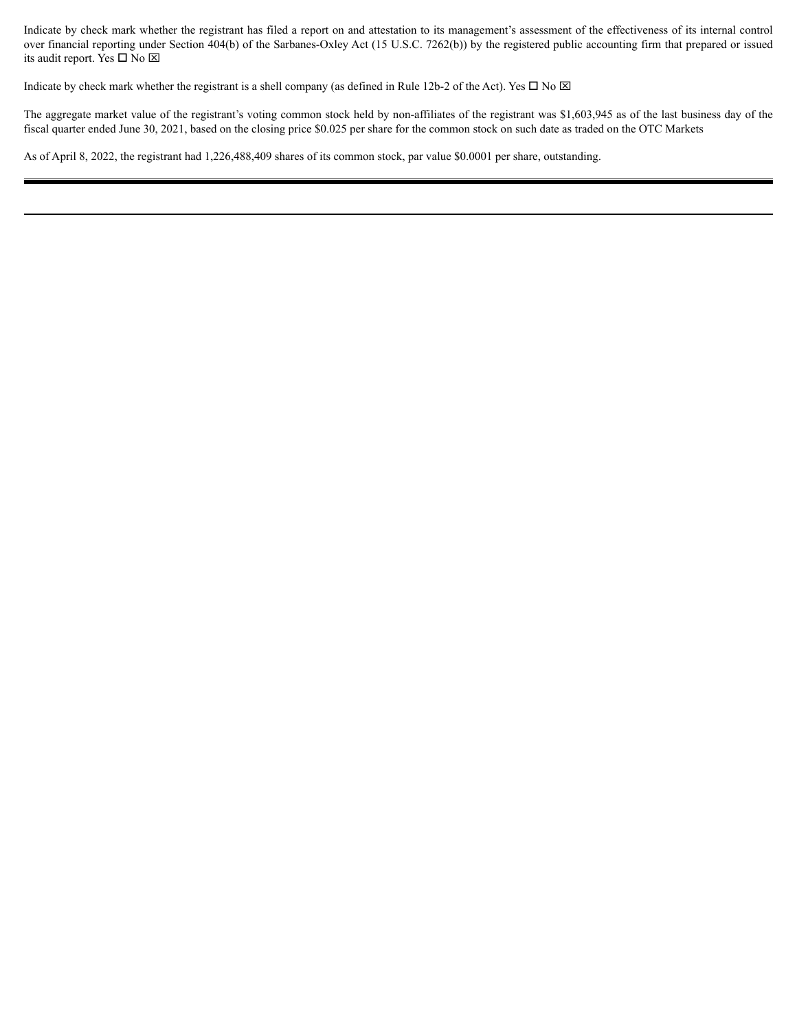Indicate by check mark whether the registrant has filed a report on and attestation to its management's assessment of the effectiveness of its internal control over financial reporting under Section 404(b) of the Sarbanes-Oxley Act (15 U.S.C. 7262(b)) by the registered public accounting firm that prepared or issued its audit report. Yes ☐ No ☒

Indicate by check mark whether the registrant is a shell company (as defined in Rule 12b-2 of the Act). Yes ☐ No ☒

The aggregate market value of the registrant's voting common stock held by non-affiliates of the registrant was $1,603,945 as of the last business day of the fiscal quarter ended June 30, 2021, based on the closing price $0.025 per share for the common stock on such date as traded on the OTC Markets

As of April 8, 2022, the registrant had 1,226,488,409 shares of its common stock, par value $0.0001 per share, outstanding.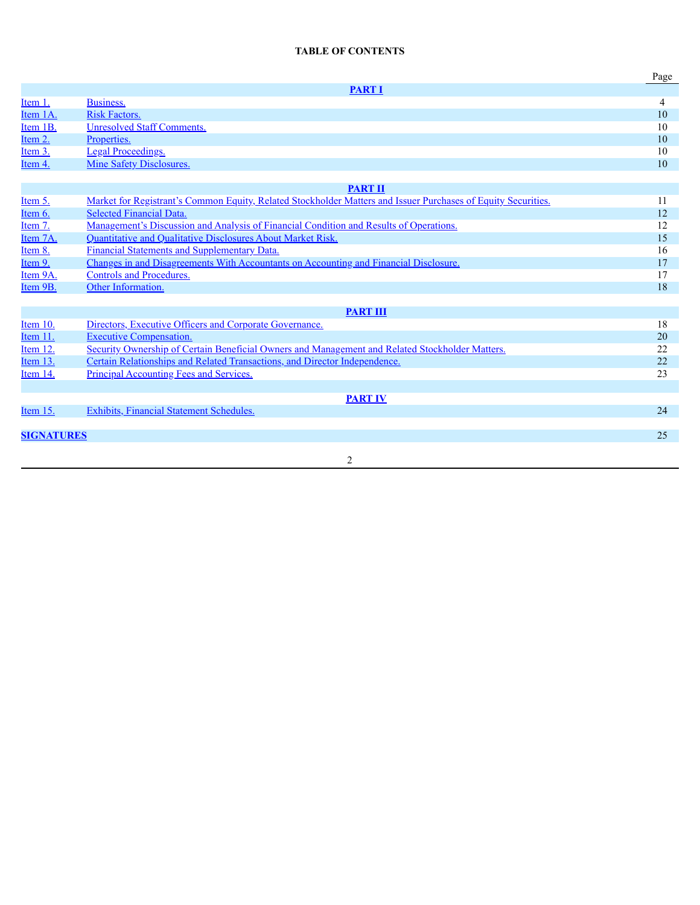**TABLE OF CONTENTS**

| | | Page |
|---|---|---|
| | **PART I** | |
| Item 1. | Business. | 4 |
| Item 1A. | Risk Factors. | 10 |
| Item 1B. | Unresolved Staff Comments. | 10 |
| Item 2. | Properties. | 10 |
| Item 3. | Legal Proceedings. | 10 |
| Item 4. | Mine Safety Disclosures. | 10 |
| | **PART II** | |
| Item 5. | Market for Registrant's Common Equity, Related Stockholder Matters and Issuer Purchases of Equity Securities. | 11 |
| Item 6. | Selected Financial Data. | 12 |
| Item 7. | Management's Discussion and Analysis of Financial Condition and Results of Operations. | 12 |
| Item 7A. | Quantitative and Qualitative Disclosures About Market Risk. | 15 |
| Item 8. | Financial Statements and Supplementary Data. | 16 |
| Item 9. | Changes in and Disagreements With Accountants on Accounting and Financial Disclosure. | 17 |
| Item 9A. | Controls and Procedures. | 17 |
| Item 9B. | Other Information. | 18 |
| | **PART III** | |
| Item 10. | Directors, Executive Officers and Corporate Governance. | 18 |
| Item 11. | Executive Compensation. | 20 |
| Item 12. | Security Ownership of Certain Beneficial Owners and Management and Related Stockholder Matters. | 22 |
| Item 13. | Certain Relationships and Related Transactions, and Director Independence. | 22 |
| Item 14. | Principal Accounting Fees and Services. | 23 |
| | **PART IV** | |
| Item 15. | Exhibits, Financial Statement Schedules. | 24 |
| **SIGNATURES** | | 25 |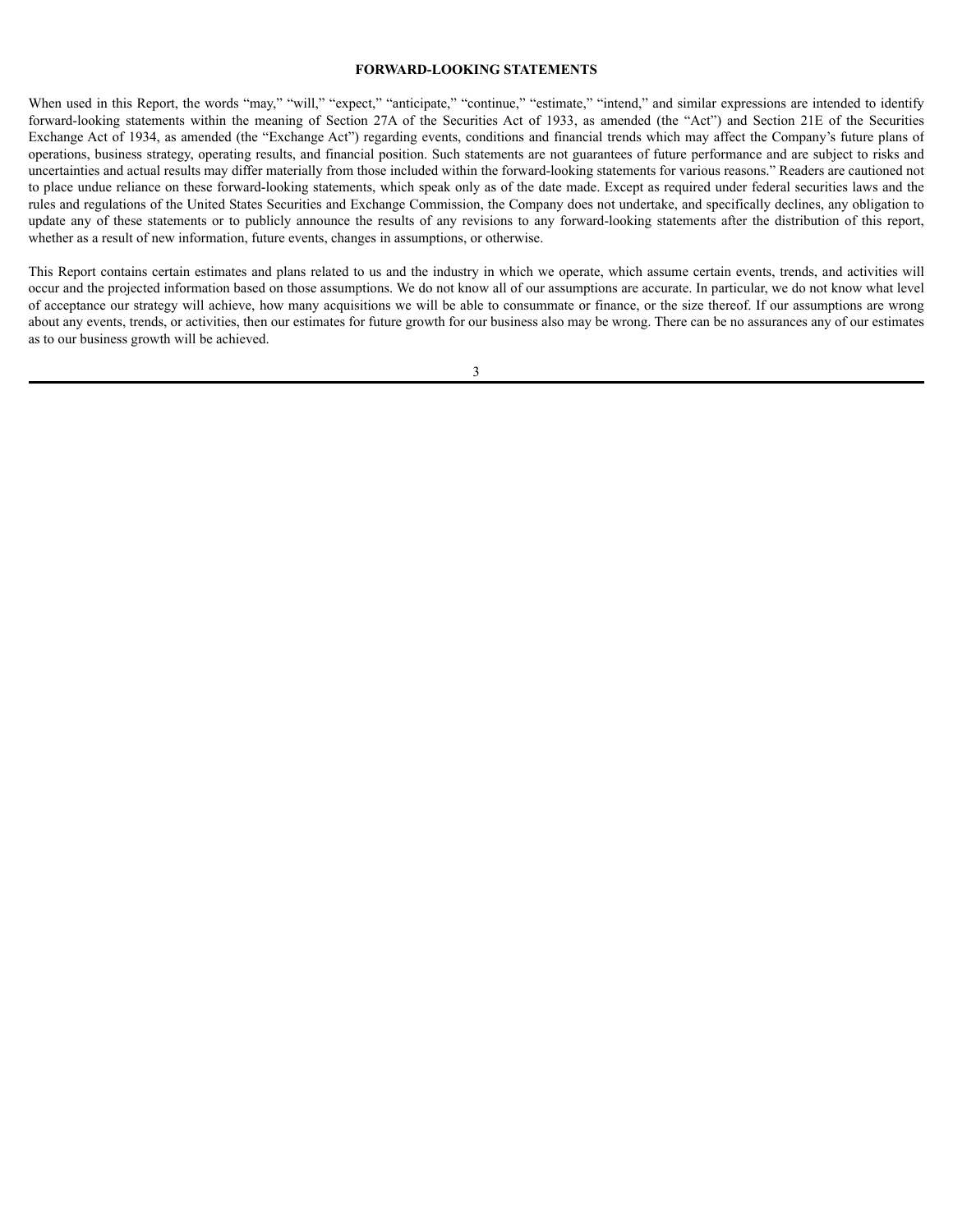**FORWARD-LOOKING STATEMENTS**

When used in this Report, the words "may," "will," "expect," "anticipate," "continue," "estimate," "intend," and similar expressions are intended to identify forward-looking statements within the meaning of Section 27A of the Securities Act of 1933, as amended (the "Act") and Section 21E of the Securities Exchange Act of 1934, as amended (the "Exchange Act") regarding events, conditions and financial trends which may affect the Company's future plans of operations, business strategy, operating results, and financial position. Such statements are not guarantees of future performance and are subject to risks and uncertainties and actual results may differ materially from those included within the forward-looking statements for various reasons." Readers are cautioned not to place undue reliance on these forward-looking statements, which speak only as of the date made. Except as required under federal securities laws and the rules and regulations of the United States Securities and Exchange Commission, the Company does not undertake, and specifically declines, any obligation to update any of these statements or to publicly announce the results of any revisions to any forward-looking statements after the distribution of this report, whether as a result of new information, future events, changes in assumptions, or otherwise.

This Report contains certain estimates and plans related to us and the industry in which we operate, which assume certain events, trends, and activities will occur and the projected information based on those assumptions. We do not know all of our assumptions are accurate. In particular, we do not know what level of acceptance our strategy will achieve, how many acquisitions we will be able to consummate or finance, or the size thereof. If our assumptions are wrong about any events, trends, or activities, then our estimates for future growth for our business also may be wrong. There can be no assurances any of our estimates as to our business growth will be achieved.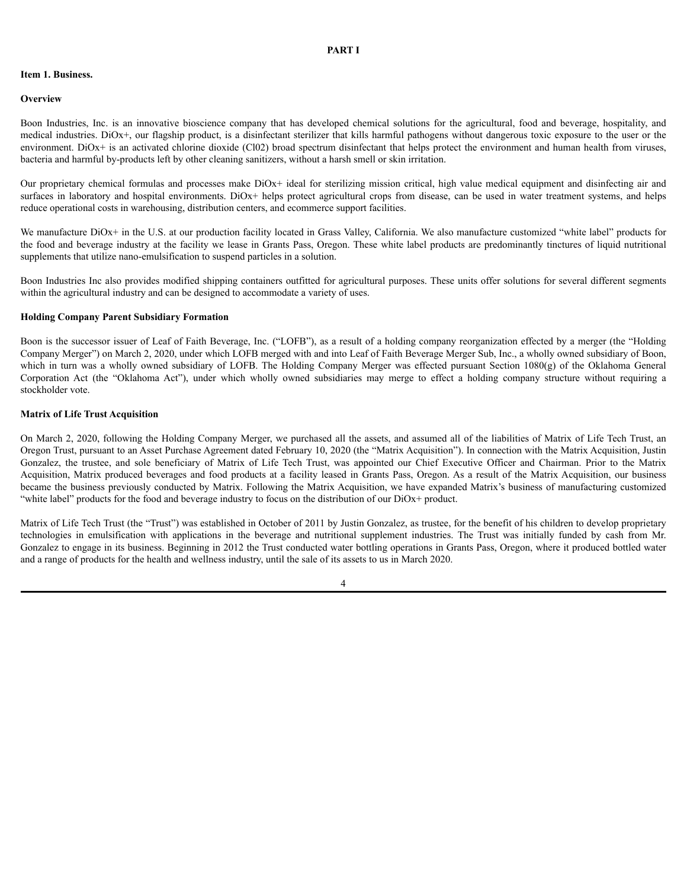# PART I

## Item 1. Business.

### Overview

Boon Industries, Inc. is an innovative bioscience company that has developed chemical solutions for the agricultural, food and beverage, hospitality, and medical industries. DiOx+, our flagship product, is a disinfectant sterilizer that kills harmful pathogens without dangerous toxic exposure to the user or the environment. DiOx+ is an activated chlorine dioxide (Cl02) broad spectrum disinfectant that helps protect the environment and human health from viruses, bacteria and harmful by-products left by other cleaning sanitizers, without a harsh smell or skin irritation.

Our proprietary chemical formulas and processes make DiOx+ ideal for sterilizing mission critical, high value medical equipment and disinfecting air and surfaces in laboratory and hospital environments. DiOx+ helps protect agricultural crops from disease, can be used in water treatment systems, and helps reduce operational costs in warehousing, distribution centers, and ecommerce support facilities.

We manufacture DiOx+ in the U.S. at our production facility located in Grass Valley, California. We also manufacture customized "white label" products for the food and beverage industry at the facility we lease in Grants Pass, Oregon. These white label products are predominantly tinctures of liquid nutritional supplements that utilize nano-emulsification to suspend particles in a solution.

Boon Industries Inc also provides modified shipping containers outfitted for agricultural purposes. These units offer solutions for several different segments within the agricultural industry and can be designed to accommodate a variety of uses.

### Holding Company Parent Subsidiary Formation

Boon is the successor issuer of Leaf of Faith Beverage, Inc. ("LOFB"), as a result of a holding company reorganization effected by a merger (the "Holding Company Merger") on March 2, 2020, under which LOFB merged with and into Leaf of Faith Beverage Merger Sub, Inc., a wholly owned subsidiary of Boon, which in turn was a wholly owned subsidiary of LOFB. The Holding Company Merger was effected pursuant Section 1080(g) of the Oklahoma General Corporation Act (the "Oklahoma Act"), under which wholly owned subsidiaries may merge to effect a holding company structure without requiring a stockholder vote.

### Matrix of Life Trust Acquisition

On March 2, 2020, following the Holding Company Merger, we purchased all the assets, and assumed all of the liabilities of Matrix of Life Tech Trust, an Oregon Trust, pursuant to an Asset Purchase Agreement dated February 10, 2020 (the "Matrix Acquisition"). In connection with the Matrix Acquisition, Justin Gonzalez, the trustee, and sole beneficiary of Matrix of Life Tech Trust, was appointed our Chief Executive Officer and Chairman. Prior to the Matrix Acquisition, Matrix produced beverages and food products at a facility leased in Grants Pass, Oregon. As a result of the Matrix Acquisition, our business became the business previously conducted by Matrix. Following the Matrix Acquisition, we have expanded Matrix's business of manufacturing customized "white label" products for the food and beverage industry to focus on the distribution of our DiOx+ product.

Matrix of Life Tech Trust (the "Trust") was established in October of 2011 by Justin Gonzalez, as trustee, for the benefit of his children to develop proprietary technologies in emulsification with applications in the beverage and nutritional supplement industries. The Trust was initially funded by cash from Mr. Gonzalez to engage in its business. Beginning in 2012 the Trust conducted water bottling operations in Grants Pass, Oregon, where it produced bottled water and a range of products for the health and wellness industry, until the sale of its assets to us in March 2020.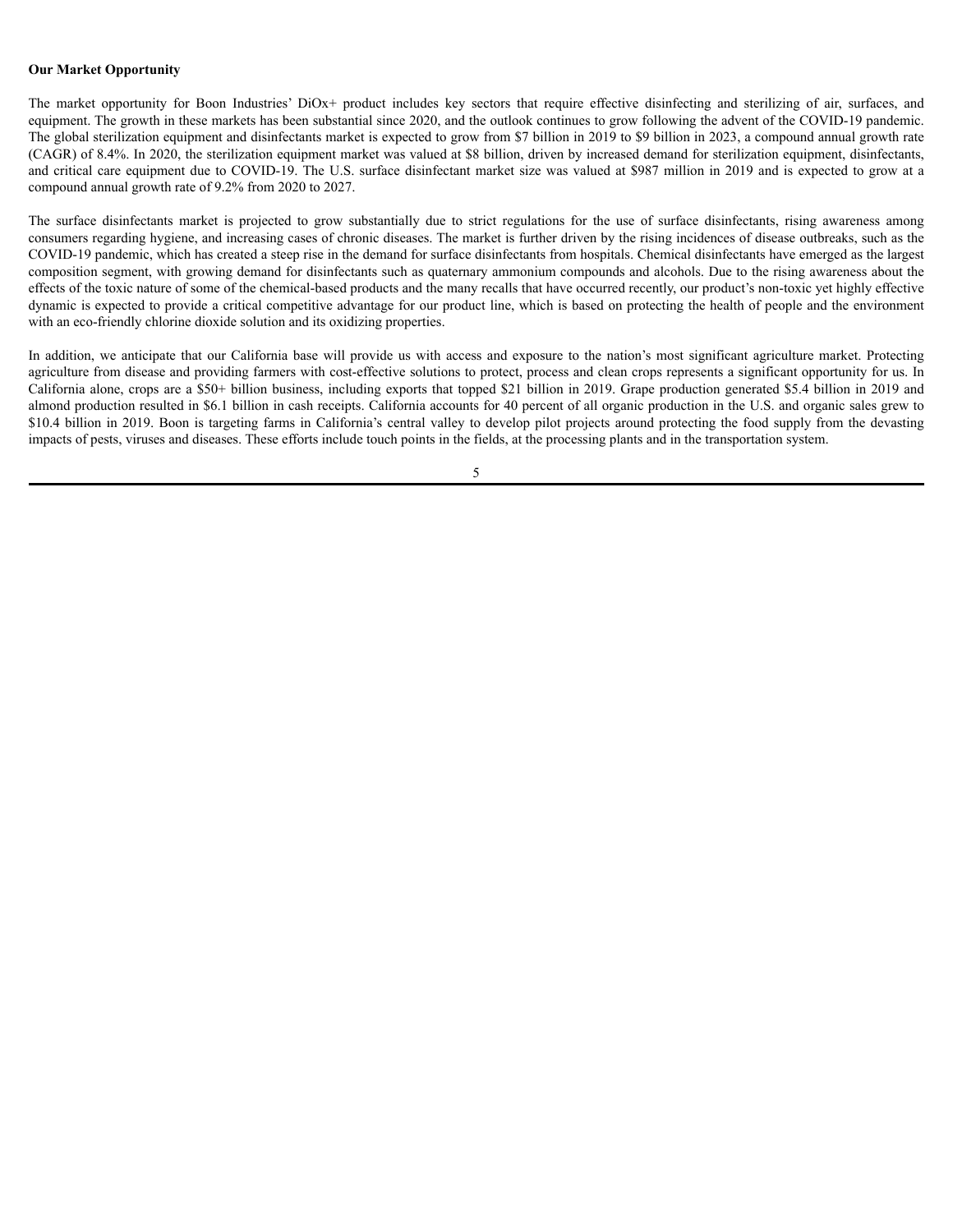**Our Market Opportunity**

The market opportunity for Boon Industries' DiOx+ product includes key sectors that require effective disinfecting and sterilizing of air, surfaces, and equipment. The growth in these markets has been substantial since 2020, and the outlook continues to grow following the advent of the COVID-19 pandemic. The global sterilization equipment and disinfectants market is expected to grow from $7 billion in 2019 to $9 billion in 2023, a compound annual growth rate (CAGR) of 8.4%. In 2020, the sterilization equipment market was valued at $8 billion, driven by increased demand for sterilization equipment, disinfectants, and critical care equipment due to COVID-19. The U.S. surface disinfectant market size was valued at $987 million in 2019 and is expected to grow at a compound annual growth rate of 9.2% from 2020 to 2027.

The surface disinfectants market is projected to grow substantially due to strict regulations for the use of surface disinfectants, rising awareness among consumers regarding hygiene, and increasing cases of chronic diseases. The market is further driven by the rising incidences of disease outbreaks, such as the COVID-19 pandemic, which has created a steep rise in the demand for surface disinfectants from hospitals. Chemical disinfectants have emerged as the largest composition segment, with growing demand for disinfectants such as quaternary ammonium compounds and alcohols. Due to the rising awareness about the effects of the toxic nature of some of the chemical-based products and the many recalls that have occurred recently, our product's non-toxic yet highly effective dynamic is expected to provide a critical competitive advantage for our product line, which is based on protecting the health of people and the environment with an eco-friendly chlorine dioxide solution and its oxidizing properties.

In addition, we anticipate that our California base will provide us with access and exposure to the nation's most significant agriculture market. Protecting agriculture from disease and providing farmers with cost-effective solutions to protect, process and clean crops represents a significant opportunity for us. In California alone, crops are a $50+ billion business, including exports that topped $21 billion in 2019. Grape production generated $5.4 billion in 2019 and almond production resulted in $6.1 billion in cash receipts. California accounts for 40 percent of all organic production in the U.S. and organic sales grew to $10.4 billion in 2019. Boon is targeting farms in California's central valley to develop pilot projects around protecting the food supply from the devasting impacts of pests, viruses and diseases. These efforts include touch points in the fields, at the processing plants and in the transportation system.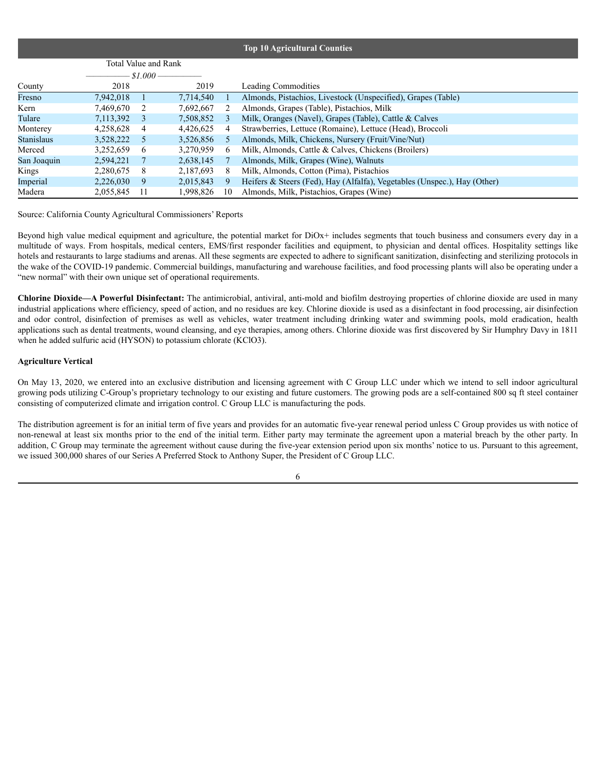**Top 10 Agricultural Counties**

| County | Total Value and Rank $1.000 2018 | | 2019 | | Leading Commodities |
|---|---|---|---|---|---|
| Fresno | 7,942,018 | 1 | 7,714,540 | 1 | Almonds, Pistachios, Livestock (Unspecified), Grapes (Table) |
| Kern | 7,469,670 | 2 | 7,692,667 | 2 | Almonds, Grapes (Table), Pistachios, Milk |
| Tulare | 7,113,392 | 3 | 7,508,852 | 3 | Milk, Oranges (Navel), Grapes (Table), Cattle & Calves |
| Monterey | 4,258,628 | 4 | 4,426,625 | 4 | Strawberries, Lettuce (Romaine), Lettuce (Head), Broccoli |
| Stanislaus | 3,528,222 | 5 | 3,526,856 | 5 | Almonds, Milk, Chickens, Nursery (Fruit/Vine/Nut) |
| Merced | 3,252,659 | 6 | 3,270,959 | 6 | Milk, Almonds, Cattle & Calves, Chickens (Broilers) |
| San Joaquin | 2,594,221 | 7 | 2,638,145 | 7 | Almonds, Milk, Grapes (Wine), Walnuts |
| Kings | 2,280,675 | 8 | 2,187,693 | 8 | Milk, Almonds, Cotton (Pima), Pistachios |
| Imperial | 2,226,030 | 9 | 2,015,843 | 9 | Heifers & Steers (Fed), Hay (Alfalfa), Vegetables (Unspec.), Hay (Other) |
| Madera | 2,055,845 | 11 | 1,998,826 | 10 | Almonds, Milk, Pistachios, Grapes (Wine) |

Source: California County Agricultural Commissioners' Reports

Beyond high value medical equipment and agriculture, the potential market for DiOx+ includes segments that touch business and consumers every day in a multitude of ways. From hospitals, medical centers, EMS/first responder facilities and equipment, to physician and dental offices. Hospitality settings like hotels and restaurants to large stadiums and arenas. All these segments are expected to adhere to significant sanitization, disinfecting and sterilizing protocols in the wake of the COVID-19 pandemic. Commercial buildings, manufacturing and warehouse facilities, and food processing plants will also be operating under a "new normal" with their own unique set of operational requirements.

**Chlorine Dioxide—A Powerful Disinfectant:** The antimicrobial, antiviral, anti-mold and biofilm destroying properties of chlorine dioxide are used in many industrial applications where efficiency, speed of action, and no residues are key. Chlorine dioxide is used as a disinfectant in food processing, air disinfection and odor control, disinfection of premises as well as vehicles, water treatment including drinking water and swimming pools, mold eradication, health applications such as dental treatments, wound cleansing, and eye therapies, among others. Chlorine dioxide was first discovered by Sir Humphry Davy in 1811 when he added sulfuric acid (HYSON) to potassium chlorate ($KClO_3$).

**Agriculture Vertical**

On May 13, 2020, we entered into an exclusive distribution and licensing agreement with C Group LLC under which we intend to sell indoor agricultural growing pods utilizing C-Group's proprietary technology to our existing and future customers. The growing pods are a self-contained 800 sq ft steel container consisting of computerized climate and irrigation control. C Group LLC is manufacturing the pods.

The distribution agreement is for an initial term of five years and provides for an automatic five-year renewal period unless C Group provides us with notice of non-renewal at least six months prior to the end of the initial term. Either party may terminate the agreement upon a material breach by the other party. In addition, C Group may terminate the agreement without cause during the five-year extension period upon six months' notice to us. Pursuant to this agreement, we issued 300,000 shares of our Series A Preferred Stock to Anthony Super, the President of C Group LLC.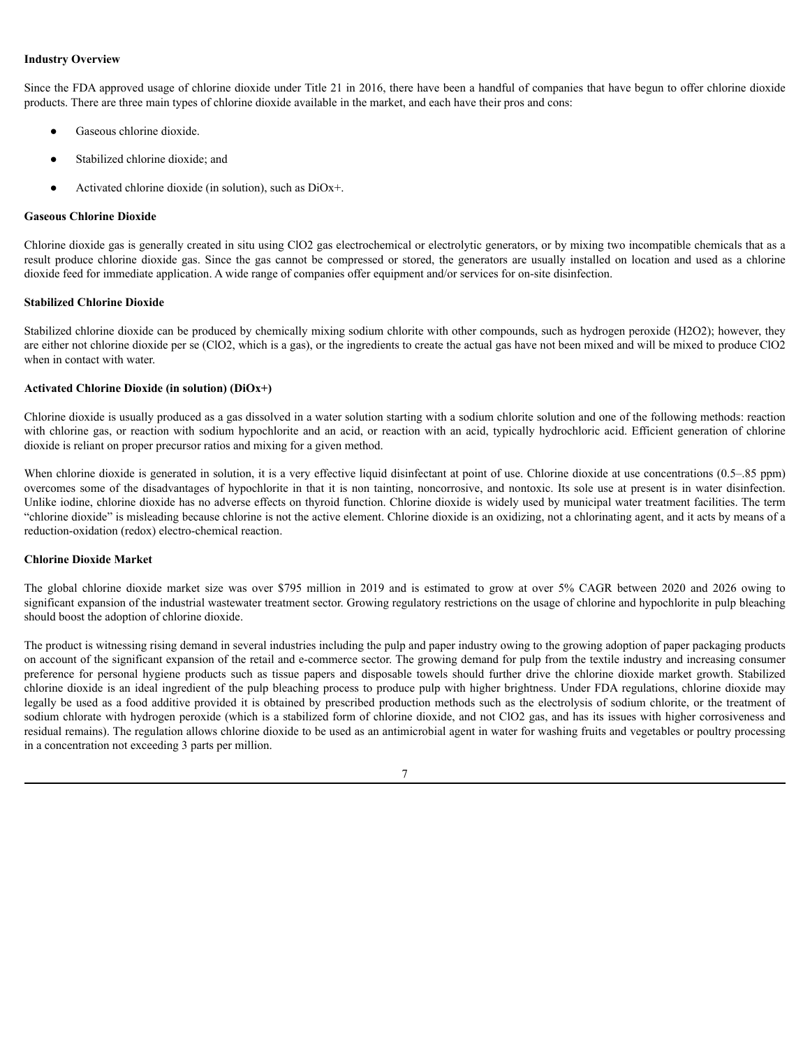**Industry Overview**

Since the FDA approved usage of chlorine dioxide under Title 21 in 2016, there have been a handful of companies that have begun to offer chlorine dioxide products. There are three main types of chlorine dioxide available in the market, and each have their pros and cons:

- Gaseous chlorine dioxide.
- Stabilized chlorine dioxide; and
- Activated chlorine dioxide (in solution), such as DiOx+.

**Gaseous Chlorine Dioxide**

Chlorine dioxide gas is generally created in situ using $ClO_2$ gas electrochemical or electrolytic generators, or by mixing two incompatible chemicals that as a result produce chlorine dioxide gas. Since the gas cannot be compressed or stored, the generators are usually installed on location and used as a chlorine dioxide feed for immediate application. A wide range of companies offer equipment and/or services for on-site disinfection.

**Stabilized Chlorine Dioxide**

Stabilized chlorine dioxide can be produced by chemically mixing sodium chlorite with other compounds, such as hydrogen peroxide ($H_2O_2$); however, they are either not chlorine dioxide per se ($ClO_2$, which is a gas), or the ingredients to create the actual gas have not been mixed and will be mixed to produce $ClO_2$ when in contact with water.

**Activated Chlorine Dioxide (in solution) (DiOx+)**

Chlorine dioxide is usually produced as a gas dissolved in a water solution starting with a sodium chlorite solution and one of the following methods: reaction with chlorine gas, or reaction with sodium hypochlorite and an acid, or reaction with an acid, typically hydrochloric acid. Efficient generation of chlorine dioxide is reliant on proper precursor ratios and mixing for a given method.

When chlorine dioxide is generated in solution, it is a very effective liquid disinfectant at point of use. Chlorine dioxide at use concentrations (0.5–.85 ppm) overcomes some of the disadvantages of hypochlorite in that it is non tainting, noncorrosive, and nontoxic. Its sole use at present is in water disinfection. Unlike iodine, chlorine dioxide has no adverse effects on thyroid function. Chlorine dioxide is widely used by municipal water treatment facilities. The term "chlorine dioxide" is misleading because chlorine is not the active element. Chlorine dioxide is an oxidizing, not a chlorinating agent, and it acts by means of a reduction-oxidation (redox) electro-chemical reaction.

**Chlorine Dioxide Market**

The global chlorine dioxide market size was over $795 million in 2019 and is estimated to grow at over 5% CAGR between 2020 and 2026 owing to significant expansion of the industrial wastewater treatment sector. Growing regulatory restrictions on the usage of chlorine and hypochlorite in pulp bleaching should boost the adoption of chlorine dioxide.

The product is witnessing rising demand in several industries including the pulp and paper industry owing to the growing adoption of paper packaging products on account of the significant expansion of the retail and e-commerce sector. The growing demand for pulp from the textile industry and increasing consumer preference for personal hygiene products such as tissue papers and disposable towels should further drive the chlorine dioxide market growth. Stabilized chlorine dioxide is an ideal ingredient of the pulp bleaching process to produce pulp with higher brightness. Under FDA regulations, chlorine dioxide may legally be used as a food additive provided it is obtained by prescribed production methods such as the electrolysis of sodium chlorite, or the treatment of sodium chlorate with hydrogen peroxide (which is a stabilized form of chlorine dioxide, and not $ClO_2$ gas, and has its issues with higher corrosiveness and residual remains). The regulation allows chlorine dioxide to be used as an antimicrobial agent in water for washing fruits and vegetables or poultry processing in a concentration not exceeding 3 parts per million.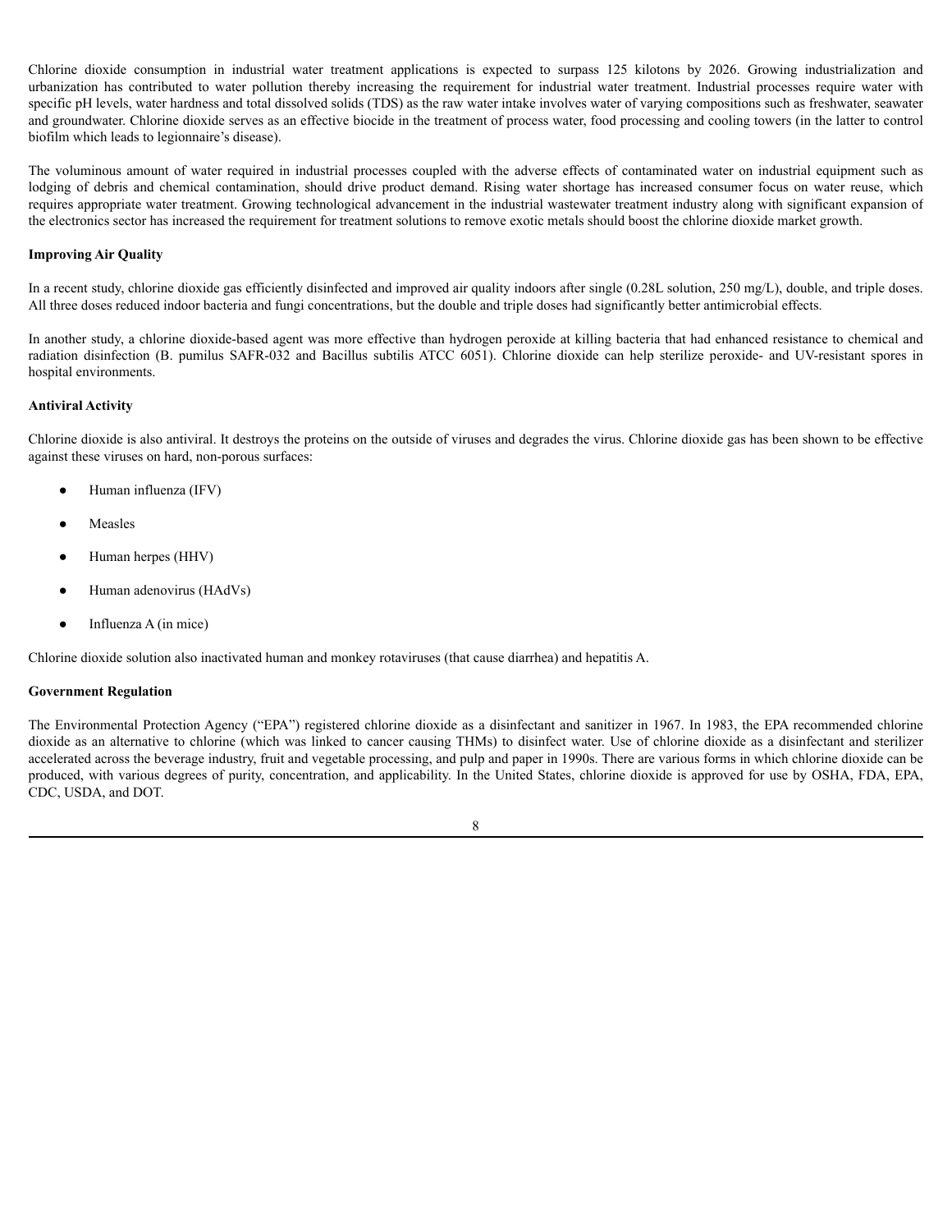Chlorine dioxide consumption in industrial water treatment applications is expected to surpass 125 kilotons by 2026. Growing industrialization and urbanization has contributed to water pollution thereby increasing the requirement for industrial water treatment. Industrial processes require water with specific pH levels, water hardness and total dissolved solids (TDS) as the raw water intake involves water of varying compositions such as freshwater, seawater and groundwater. Chlorine dioxide serves as an effective biocide in the treatment of process water, food processing and cooling towers (in the latter to control biofilm which leads to legionnaire's disease).

The voluminous amount of water required in industrial processes coupled with the adverse effects of contaminated water on industrial equipment such as lodging of debris and chemical contamination, should drive product demand. Rising water shortage has increased consumer focus on water reuse, which requires appropriate water treatment. Growing technological advancement in the industrial wastewater treatment industry along with significant expansion of the electronics sector has increased the requirement for treatment solutions to remove exotic metals should boost the chlorine dioxide market growth.

**Improving Air Quality**

In a recent study, chlorine dioxide gas efficiently disinfected and improved air quality indoors after single (0.28L solution, 250 mg/L), double, and triple doses. All three doses reduced indoor bacteria and fungi concentrations, but the double and triple doses had significantly better antimicrobial effects.

In another study, a chlorine dioxide-based agent was more effective than hydrogen peroxide at killing bacteria that had enhanced resistance to chemical and radiation disinfection (B. pumilus SAFR-032 and Bacillus subtilis ATCC 6051). Chlorine dioxide can help sterilize peroxide- and UV-resistant spores in hospital environments.

**Antiviral Activity**

Chlorine dioxide is also antiviral. It destroys the proteins on the outside of viruses and degrades the virus. Chlorine dioxide gas has been shown to be effective against these viruses on hard, non-porous surfaces:

- Human influenza (IFV)
- Measles
- Human herpes (HHV)
- Human adenovirus (HAdVs)
- Influenza A (in mice)

Chlorine dioxide solution also inactivated human and monkey rotaviruses (that cause diarrhea) and hepatitis A.

**Government Regulation**

The Environmental Protection Agency ("EPA") registered chlorine dioxide as a disinfectant and sanitizer in 1967. In 1983, the EPA recommended chlorine dioxide as an alternative to chlorine (which was linked to cancer causing THMs) to disinfect water. Use of chlorine dioxide as a disinfectant and sterilizer accelerated across the beverage industry, fruit and vegetable processing, and pulp and paper in 1990s. There are various forms in which chlorine dioxide can be produced, with various degrees of purity, concentration, and applicability. In the United States, chlorine dioxide is approved for use by OSHA, FDA, EPA, CDC, USDA, and DOT.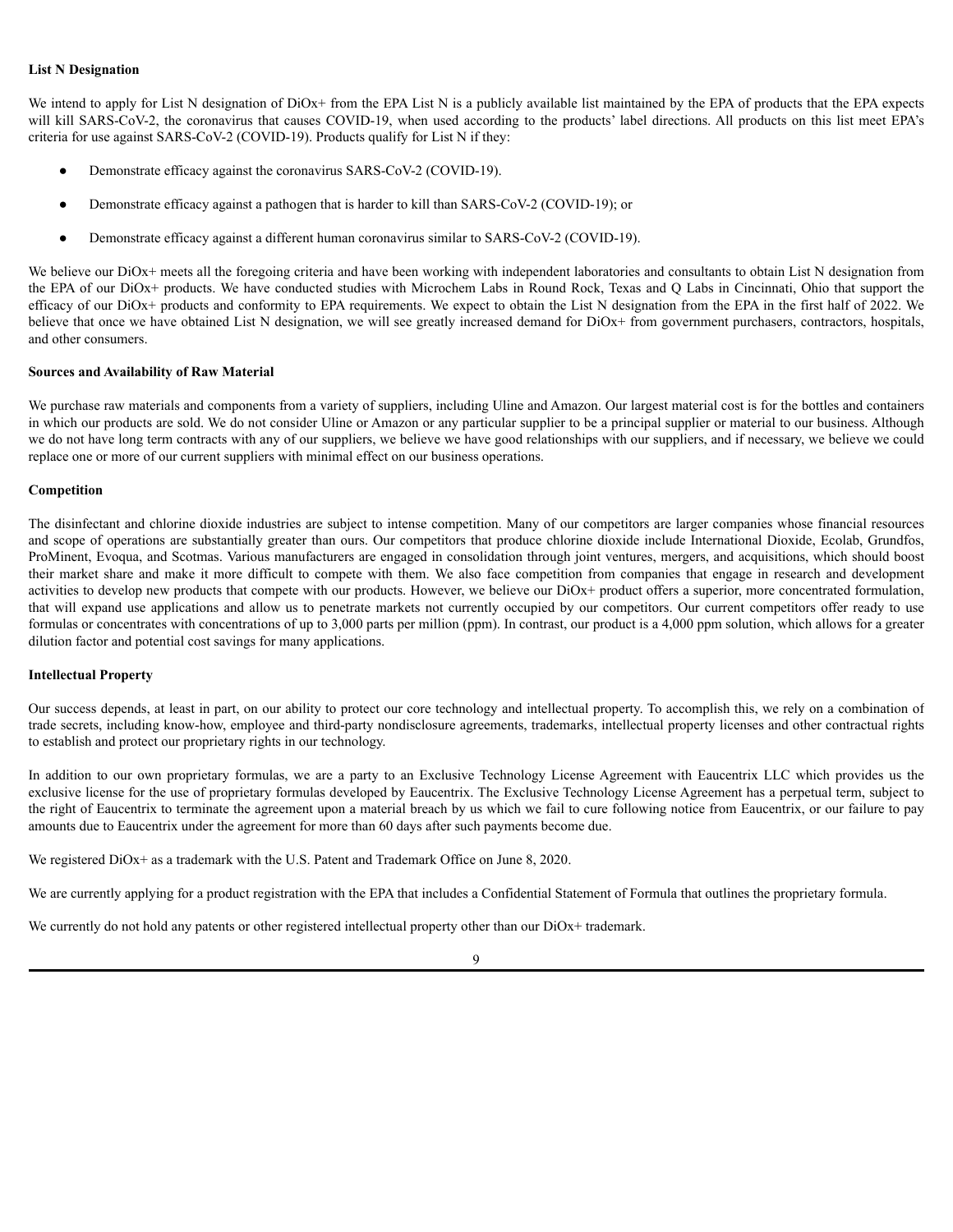**List N Designation**

We intend to apply for List N designation of DiOx+ from the EPA List N is a publicly available list maintained by the EPA of products that the EPA expects will kill SARS-CoV-2, the coronavirus that causes COVID-19, when used according to the products' label directions. All products on this list meet EPA's criteria for use against SARS-CoV-2 (COVID-19). Products qualify for List N if they:

- Demonstrate efficacy against the coronavirus SARS-CoV-2 (COVID-19).
- Demonstrate efficacy against a pathogen that is harder to kill than SARS-CoV-2 (COVID-19); or
- Demonstrate efficacy against a different human coronavirus similar to SARS-CoV-2 (COVID-19).

We believe our DiOx+ meets all the foregoing criteria and have been working with independent laboratories and consultants to obtain List N designation from the EPA of our DiOx+ products. We have conducted studies with Microchem Labs in Round Rock, Texas and Q Labs in Cincinnati, Ohio that support the efficacy of our DiOx+ products and conformity to EPA requirements. We expect to obtain the List N designation from the EPA in the first half of 2022. We believe that once we have obtained List N designation, we will see greatly increased demand for DiOx+ from government purchasers, contractors, hospitals, and other consumers.

**Sources and Availability of Raw Material**

We purchase raw materials and components from a variety of suppliers, including Uline and Amazon. Our largest material cost is for the bottles and containers in which our products are sold. We do not consider Uline or Amazon or any particular supplier to be a principal supplier or material to our business. Although we do not have long term contracts with any of our suppliers, we believe we have good relationships with our suppliers, and if necessary, we believe we could replace one or more of our current suppliers with minimal effect on our business operations.

**Competition**

The disinfectant and chlorine dioxide industries are subject to intense competition. Many of our competitors are larger companies whose financial resources and scope of operations are substantially greater than ours. Our competitors that produce chlorine dioxide include International Dioxide, Ecolab, Grundfos, ProMinent, Evoqua, and Scotmas. Various manufacturers are engaged in consolidation through joint ventures, mergers, and acquisitions, which should boost their market share and make it more difficult to compete with them. We also face competition from companies that engage in research and development activities to develop new products that compete with our products. However, we believe our DiOx+ product offers a superior, more concentrated formulation, that will expand use applications and allow us to penetrate markets not currently occupied by our competitors. Our current competitors offer ready to use formulas or concentrates with concentrations of up to 3,000 parts per million (ppm). In contrast, our product is a 4,000 ppm solution, which allows for a greater dilution factor and potential cost savings for many applications.

**Intellectual Property**

Our success depends, at least in part, on our ability to protect our core technology and intellectual property. To accomplish this, we rely on a combination of trade secrets, including know-how, employee and third-party nondisclosure agreements, trademarks, intellectual property licenses and other contractual rights to establish and protect our proprietary rights in our technology.

In addition to our own proprietary formulas, we are a party to an Exclusive Technology License Agreement with Eaucentrix LLC which provides us the exclusive license for the use of proprietary formulas developed by Eaucentrix. The Exclusive Technology License Agreement has a perpetual term, subject to the right of Eaucentrix to terminate the agreement upon a material breach by us which we fail to cure following notice from Eaucentrix, or our failure to pay amounts due to Eaucentrix under the agreement for more than 60 days after such payments become due.

We registered DiOx+ as a trademark with the U.S. Patent and Trademark Office on June 8, 2020.

We are currently applying for a product registration with the EPA that includes a Confidential Statement of Formula that outlines the proprietary formula.

We currently do not hold any patents or other registered intellectual property other than our DiOx+ trademark.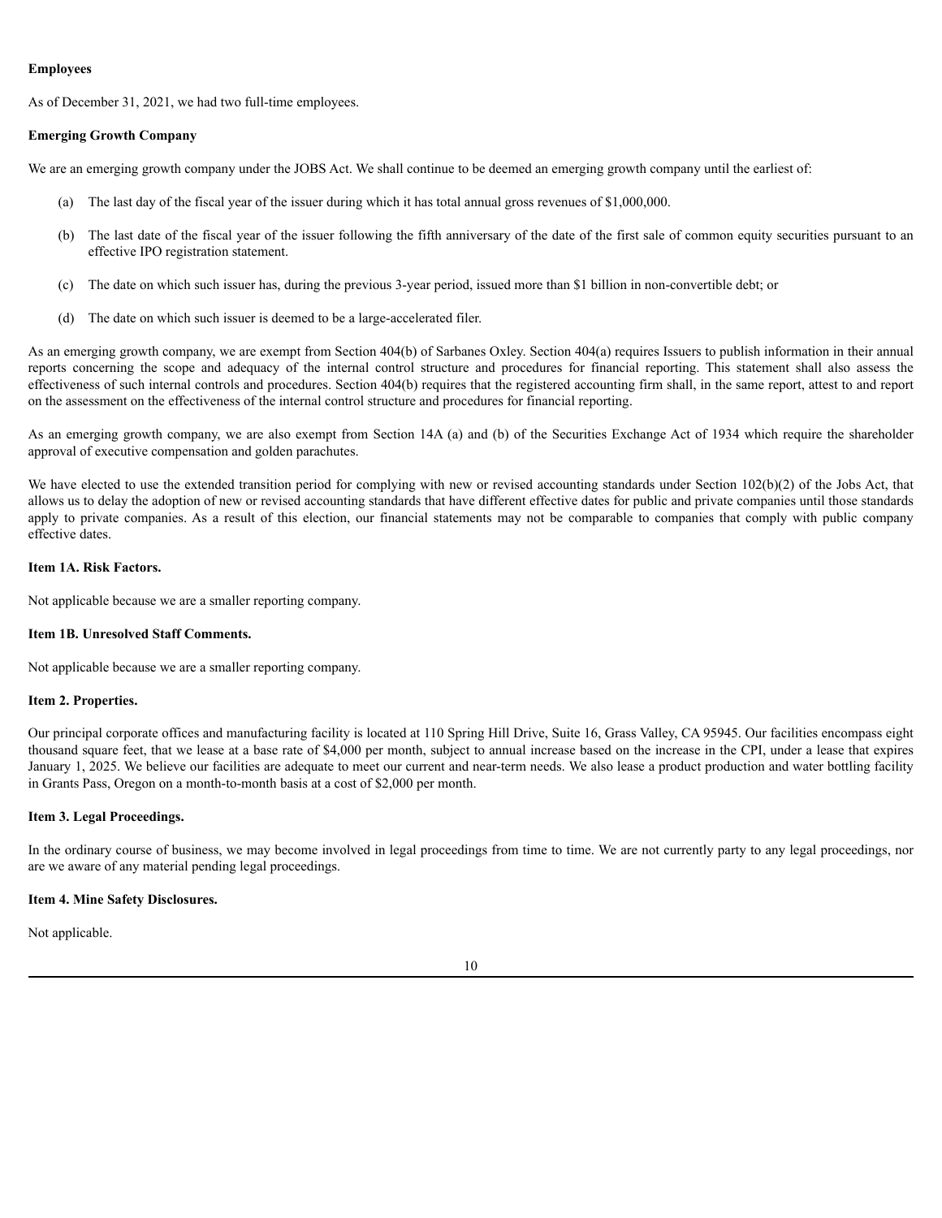**Employees**

As of December 31, 2021, we had two full-time employees.

**Emerging Growth Company**

We are an emerging growth company under the JOBS Act. We shall continue to be deemed an emerging growth company until the earliest of:

(a) The last day of the fiscal year of the issuer during which it has total annual gross revenues of $1,000,000.

(b) The last date of the fiscal year of the issuer following the fifth anniversary of the date of the first sale of common equity securities pursuant to an effective IPO registration statement.

(c) The date on which such issuer has, during the previous 3-year period, issued more than $1 billion in non-convertible debt; or

(d) The date on which such issuer is deemed to be a large-accelerated filer.

As an emerging growth company, we are exempt from Section 404(b) of Sarbanes Oxley. Section 404(a) requires Issuers to publish information in their annual reports concerning the scope and adequacy of the internal control structure and procedures for financial reporting. This statement shall also assess the effectiveness of such internal controls and procedures. Section 404(b) requires that the registered accounting firm shall, in the same report, attest to and report on the assessment on the effectiveness of the internal control structure and procedures for financial reporting.

As an emerging growth company, we are also exempt from Section 14A (a) and (b) of the Securities Exchange Act of 1934 which require the shareholder approval of executive compensation and golden parachutes.

We have elected to use the extended transition period for complying with new or revised accounting standards under Section 102(b)(2) of the Jobs Act, that allows us to delay the adoption of new or revised accounting standards that have different effective dates for public and private companies until those standards apply to private companies. As a result of this election, our financial statements may not be comparable to companies that comply with public company effective dates.

**Item 1A. Risk Factors.**

Not applicable because we are a smaller reporting company.

**Item 1B. Unresolved Staff Comments.**

Not applicable because we are a smaller reporting company.

**Item 2. Properties.**

Our principal corporate offices and manufacturing facility is located at 110 Spring Hill Drive, Suite 16, Grass Valley, CA 95945. Our facilities encompass eight thousand square feet, that we lease at a base rate of $4,000 per month, subject to annual increase based on the increase in the CPI, under a lease that expires January 1, 2025. We believe our facilities are adequate to meet our current and near-term needs. We also lease a product production and water bottling facility in Grants Pass, Oregon on a month-to-month basis at a cost of $2,000 per month.

**Item 3. Legal Proceedings.**

In the ordinary course of business, we may become involved in legal proceedings from time to time. We are not currently party to any legal proceedings, nor are we aware of any material pending legal proceedings.

**Item 4. Mine Safety Disclosures.**

Not applicable.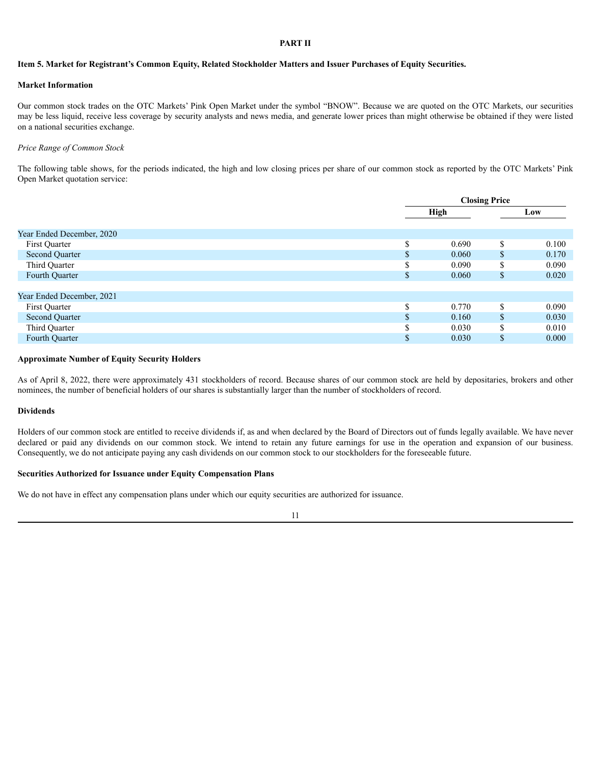## PART II

### Item 5. Market for Registrant's Common Equity, Related Stockholder Matters and Issuer Purchases of Equity Securities.

**Market Information**

Our common stock trades on the OTC Markets' Pink Open Market under the symbol "BNOW". Because we are quoted on the OTC Markets, our securities may be less liquid, receive less coverage by security analysts and news media, and generate lower prices than might otherwise be obtained if they were listed on a national securities exchange.

*Price Range of Common Stock*

The following table shows, for the periods indicated, the high and low closing prices per share of our common stock as reported by the OTC Markets' Pink Open Market quotation service:

| | Closing Price | |
|---|---|---|
| | High | Low |
| Year Ended December, 2020 | | |
| First Quarter | $ 0.690 | $ 0.100 |
| Second Quarter | $ 0.060 | $ 0.170 |
| Third Quarter | $ 0.090 | $ 0.090 |
| Fourth Quarter | $ 0.060 | $ 0.020 |
| Year Ended December, 2021 | | |
| First Quarter | $ 0.770 | $ 0.090 |
| Second Quarter | $ 0.160 | $ 0.030 |
| Third Quarter | $ 0.030 | $ 0.010 |
| Fourth Quarter | $ 0.030 | $ 0.000 |

**Approximate Number of Equity Security Holders**

As of April 8, 2022, there were approximately 431 stockholders of record. Because shares of our common stock are held by depositaries, brokers and other nominees, the number of beneficial holders of our shares is substantially larger than the number of stockholders of record.

**Dividends**

Holders of our common stock are entitled to receive dividends if, as and when declared by the Board of Directors out of funds legally available. We have never declared or paid any dividends on our common stock. We intend to retain any future earnings for use in the operation and expansion of our business. Consequently, we do not anticipate paying any cash dividends on our common stock to our stockholders for the foreseeable future.

**Securities Authorized for Issuance under Equity Compensation Plans**

We do not have in effect any compensation plans under which our equity securities are authorized for issuance.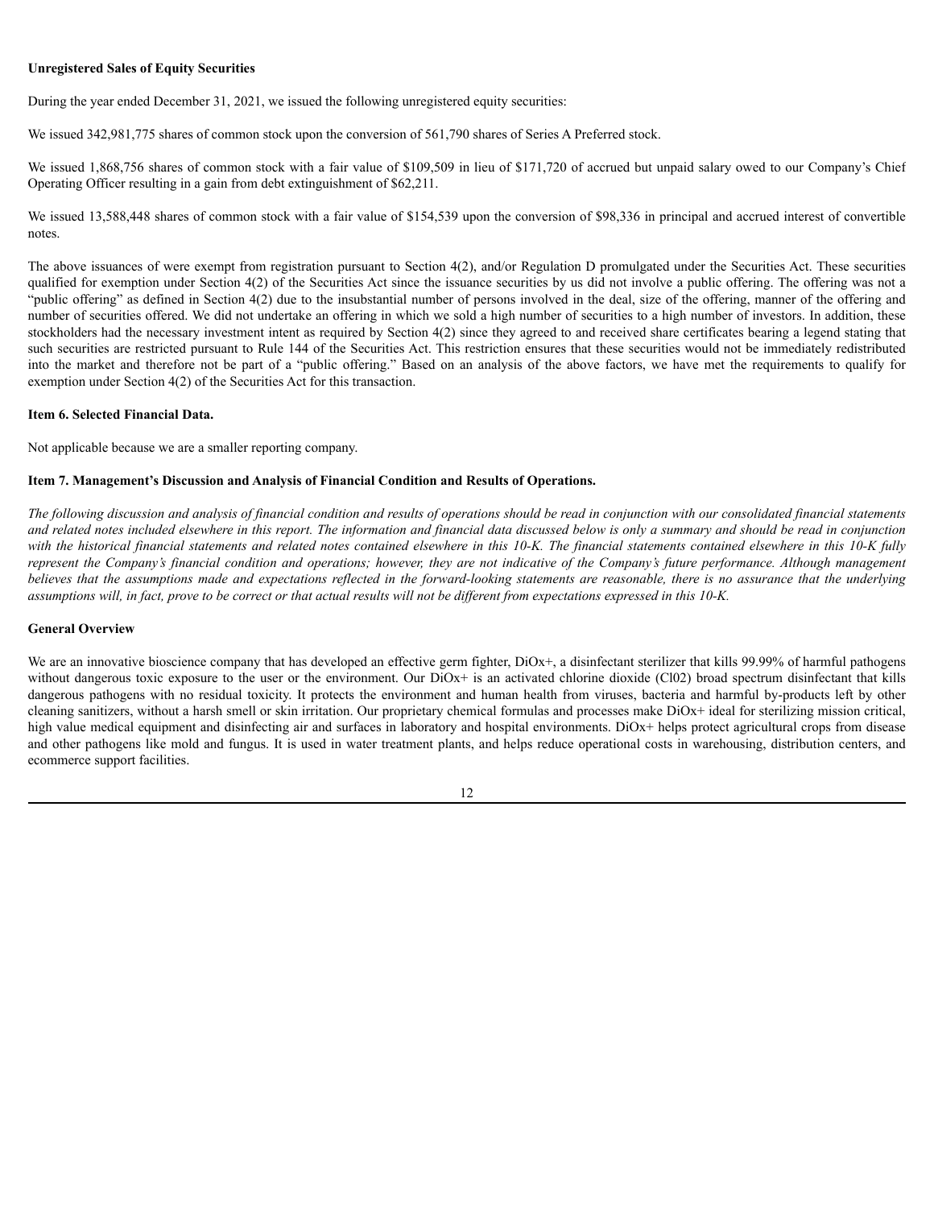**Unregistered Sales of Equity Securities**

During the year ended December 31, 2021, we issued the following unregistered equity securities:

We issued 342,981,775 shares of common stock upon the conversion of 561,790 shares of Series A Preferred stock.

We issued 1,868,756 shares of common stock with a fair value of $109,509 in lieu of $171,720 of accrued but unpaid salary owed to our Company's Chief Operating Officer resulting in a gain from debt extinguishment of $62,211.

We issued 13,588,448 shares of common stock with a fair value of $154,539 upon the conversion of $98,336 in principal and accrued interest of convertible notes.

The above issuances of were exempt from registration pursuant to Section 4(2), and/or Regulation D promulgated under the Securities Act. These securities qualified for exemption under Section 4(2) of the Securities Act since the issuance securities by us did not involve a public offering. The offering was not a "public offering" as defined in Section 4(2) due to the insubstantial number of persons involved in the deal, size of the offering, manner of the offering and number of securities offered. We did not undertake an offering in which we sold a high number of securities to a high number of investors. In addition, these stockholders had the necessary investment intent as required by Section 4(2) since they agreed to and received share certificates bearing a legend stating that such securities are restricted pursuant to Rule 144 of the Securities Act. This restriction ensures that these securities would not be immediately redistributed into the market and therefore not be part of a "public offering." Based on an analysis of the above factors, we have met the requirements to qualify for exemption under Section 4(2) of the Securities Act for this transaction.

**Item 6. Selected Financial Data.**

Not applicable because we are a smaller reporting company.

**Item 7. Management's Discussion and Analysis of Financial Condition and Results of Operations.**

*The following discussion and analysis of financial condition and results of operations should be read in conjunction with our consolidated financial statements and related notes included elsewhere in this report. The information and financial data discussed below is only a summary and should be read in conjunction with the historical financial statements and related notes contained elsewhere in this 10-K. The financial statements contained elsewhere in this 10-K fully represent the Company's financial condition and operations; however, they are not indicative of the Company's future performance. Although management believes that the assumptions made and expectations reflected in the forward-looking statements are reasonable, there is no assurance that the underlying assumptions will, in fact, prove to be correct or that actual results will not be different from expectations expressed in this 10-K.*

**General Overview**

We are an innovative bioscience company that has developed an effective germ fighter, DiOx+, a disinfectant sterilizer that kills 99.99% of harmful pathogens without dangerous toxic exposure to the user or the environment. Our DiOx+ is an activated chlorine dioxide (Cl02) broad spectrum disinfectant that kills dangerous pathogens with no residual toxicity. It protects the environment and human health from viruses, bacteria and harmful by-products left by other cleaning sanitizers, without a harsh smell or skin irritation. Our proprietary chemical formulas and processes make DiOx+ ideal for sterilizing mission critical, high value medical equipment and disinfecting air and surfaces in laboratory and hospital environments. DiOx+ helps protect agricultural crops from disease and other pathogens like mold and fungus. It is used in water treatment plants, and helps reduce operational costs in warehousing, distribution centers, and ecommerce support facilities.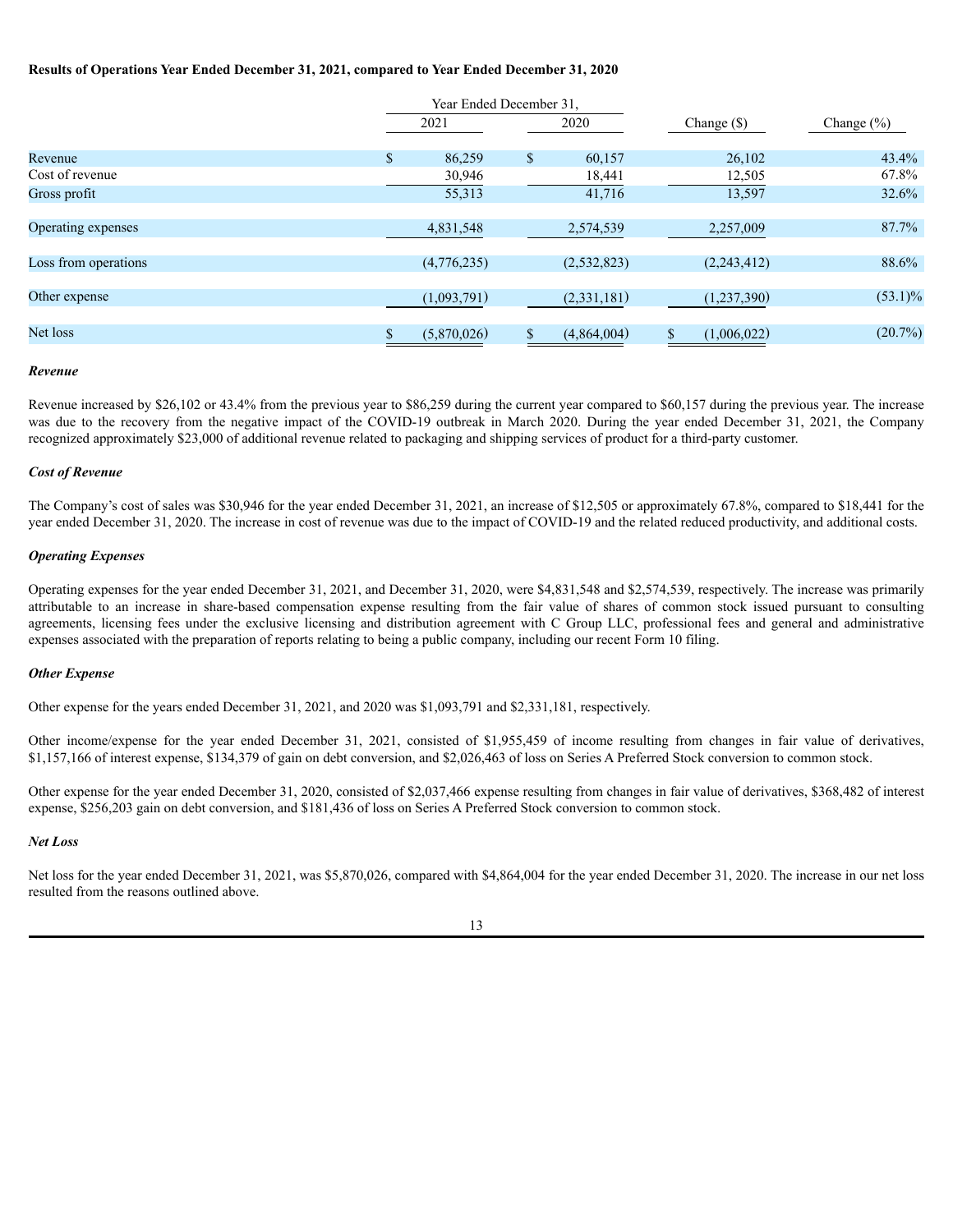**Results of Operations Year Ended December 31, 2021, compared to Year Ended December 31, 2020**

| | Year Ended December 31, | | | |
|---|---|---|---|---|
| | 2021 | 2020 | Change ($) | Change (%) |
| Revenue | $ 86,259 | $ 60,157 | 26,102 | 43.4% |
| Cost of revenue | 30,946 | 18,441 | 12,505 | 67.8% |
| Gross profit | 55,313 | 41,716 | 13,597 | 32.6% |
| Operating expenses | 4,831,548 | 2,574,539 | 2,257,009 | 87.7% |
| Loss from operations | (4,776,235) | (2,532,823) | (2,243,412) | 88.6% |
| Other expense | (1,093,791) | (2,331,181) | (1,237,390) | (53.1)% |
| Net loss | $ (5,870,026) | $ (4,864,004) | $ (1,006,022) | (20.7%) |

***Revenue***

Revenue increased by $26,102 or 43.4% from the previous year to $86,259 during the current year compared to $60,157 during the previous year. The increase was due to the recovery from the negative impact of the COVID-19 outbreak in March 2020. During the year ended December 31, 2021, the Company recognized approximately $23,000 of additional revenue related to packaging and shipping services of product for a third-party customer.

***Cost of Revenue***

The Company's cost of sales was $30,946 for the year ended December 31, 2021, an increase of $12,505 or approximately 67.8%, compared to $18,441 for the year ended December 31, 2020. The increase in cost of revenue was due to the impact of COVID-19 and the related reduced productivity, and additional costs.

***Operating Expenses***

Operating expenses for the year ended December 31, 2021, and December 31, 2020, were $4,831,548 and $2,574,539, respectively. The increase was primarily attributable to an increase in share-based compensation expense resulting from the fair value of shares of common stock issued pursuant to consulting agreements, licensing fees under the exclusive licensing and distribution agreement with C Group LLC, professional fees and general and administrative expenses associated with the preparation of reports relating to being a public company, including our recent Form 10 filing.

***Other Expense***

Other expense for the years ended December 31, 2021, and 2020 was $1,093,791 and $2,331,181, respectively.

Other income/expense for the year ended December 31, 2021, consisted of $1,955,459 of income resulting from changes in fair value of derivatives, $1,157,166 of interest expense, $134,379 of gain on debt conversion, and $2,026,463 of loss on Series A Preferred Stock conversion to common stock.

Other expense for the year ended December 31, 2020, consisted of $2,037,466 expense resulting from changes in fair value of derivatives, $368,482 of interest expense, $256,203 gain on debt conversion, and $181,436 of loss on Series A Preferred Stock conversion to common stock.

***Net Loss***

Net loss for the year ended December 31, 2021, was $5,870,026, compared with $4,864,004 for the year ended December 31, 2020. The increase in our net loss resulted from the reasons outlined above.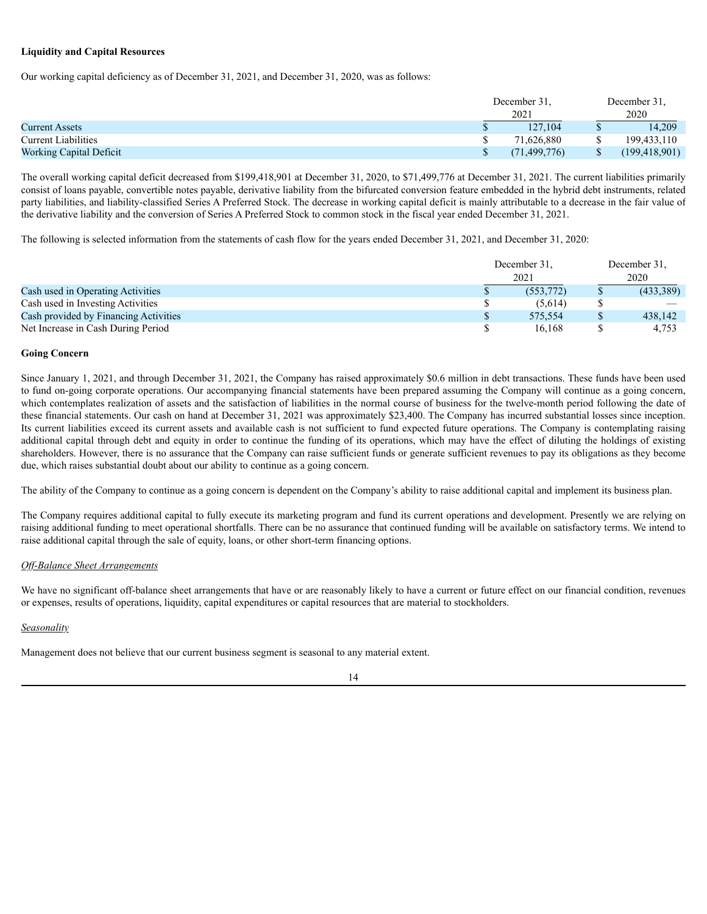**Liquidity and Capital Resources**

Our working capital deficiency as of December 31, 2021, and December 31, 2020, was as follows:

| | December 31, 2021 | December 31, 2020 |
|---|---|---|
| Current Assets | $ 127,104 | $ 14,209 |
| Current Liabilities | $ 71,626,880 | $ 199,433,110 |
| Working Capital Deficit | $ (71,499,776) | $ (199,418,901) |

The overall working capital deficit decreased from $199,418,901 at December 31, 2020, to $71,499,776 at December 31, 2021. The current liabilities primarily consist of loans payable, convertible notes payable, derivative liability from the bifurcated conversion feature embedded in the hybrid debt instruments, related party liabilities, and liability-classified Series A Preferred Stock. The decrease in working capital deficit is mainly attributable to a decrease in the fair value of the derivative liability and the conversion of Series A Preferred Stock to common stock in the fiscal year ended December 31, 2021.

The following is selected information from the statements of cash flow for the years ended December 31, 2021, and December 31, 2020:

| | December 31, 2021 | December 31, 2020 |
|---|---|---|
| Cash used in Operating Activities | $ (553,772) | $ (433,389) |
| Cash used in Investing Activities | $ (5,614) | $ — |
| Cash provided by Financing Activities | $ 575,554 | $ 438,142 |
| Net Increase in Cash During Period | $ 16,168 | $ 4,753 |

**Going Concern**

Since January 1, 2021, and through December 31, 2021, the Company has raised approximately $0.6 million in debt transactions. These funds have been used to fund on-going corporate operations. Our accompanying financial statements have been prepared assuming the Company will continue as a going concern, which contemplates realization of assets and the satisfaction of liabilities in the normal course of business for the twelve-month period following the date of these financial statements. Our cash on hand at December 31, 2021 was approximately $23,400. The Company has incurred substantial losses since inception. Its current liabilities exceed its current assets and available cash is not sufficient to fund expected future operations. The Company is contemplating raising additional capital through debt and equity in order to continue the funding of its operations, which may have the effect of diluting the holdings of existing shareholders. However, there is no assurance that the Company can raise sufficient funds or generate sufficient revenues to pay its obligations as they become due, which raises substantial doubt about our ability to continue as a going concern.

The ability of the Company to continue as a going concern is dependent on the Company's ability to raise additional capital and implement its business plan.

The Company requires additional capital to fully execute its marketing program and fund its current operations and development. Presently we are relying on raising additional funding to meet operational shortfalls. There can be no assurance that continued funding will be available on satisfactory terms. We intend to raise additional capital through the sale of equity, loans, or other short-term financing options.

*Off-Balance Sheet Arrangements*

We have no significant off-balance sheet arrangements that have or are reasonably likely to have a current or future effect on our financial condition, revenues or expenses, results of operations, liquidity, capital expenditures or capital resources that are material to stockholders.

*Seasonality*

Management does not believe that our current business segment is seasonal to any material extent.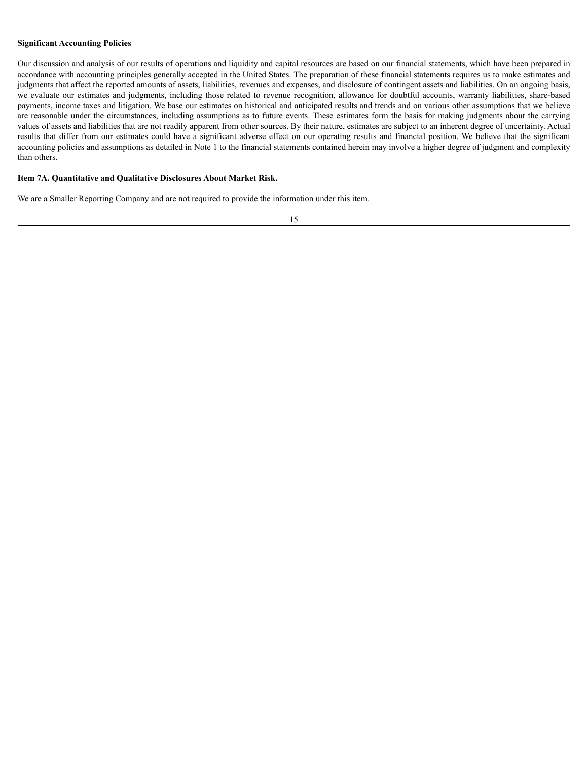**Significant Accounting Policies**

Our discussion and analysis of our results of operations and liquidity and capital resources are based on our financial statements, which have been prepared in accordance with accounting principles generally accepted in the United States. The preparation of these financial statements requires us to make estimates and judgments that affect the reported amounts of assets, liabilities, revenues and expenses, and disclosure of contingent assets and liabilities. On an ongoing basis, we evaluate our estimates and judgments, including those related to revenue recognition, allowance for doubtful accounts, warranty liabilities, share-based payments, income taxes and litigation. We base our estimates on historical and anticipated results and trends and on various other assumptions that we believe are reasonable under the circumstances, including assumptions as to future events. These estimates form the basis for making judgments about the carrying values of assets and liabilities that are not readily apparent from other sources. By their nature, estimates are subject to an inherent degree of uncertainty. Actual results that differ from our estimates could have a significant adverse effect on our operating results and financial position. We believe that the significant accounting policies and assumptions as detailed in Note 1 to the financial statements contained herein may involve a higher degree of judgment and complexity than others.

**Item 7A. Quantitative and Qualitative Disclosures About Market Risk.**

We are a Smaller Reporting Company and are not required to provide the information under this item.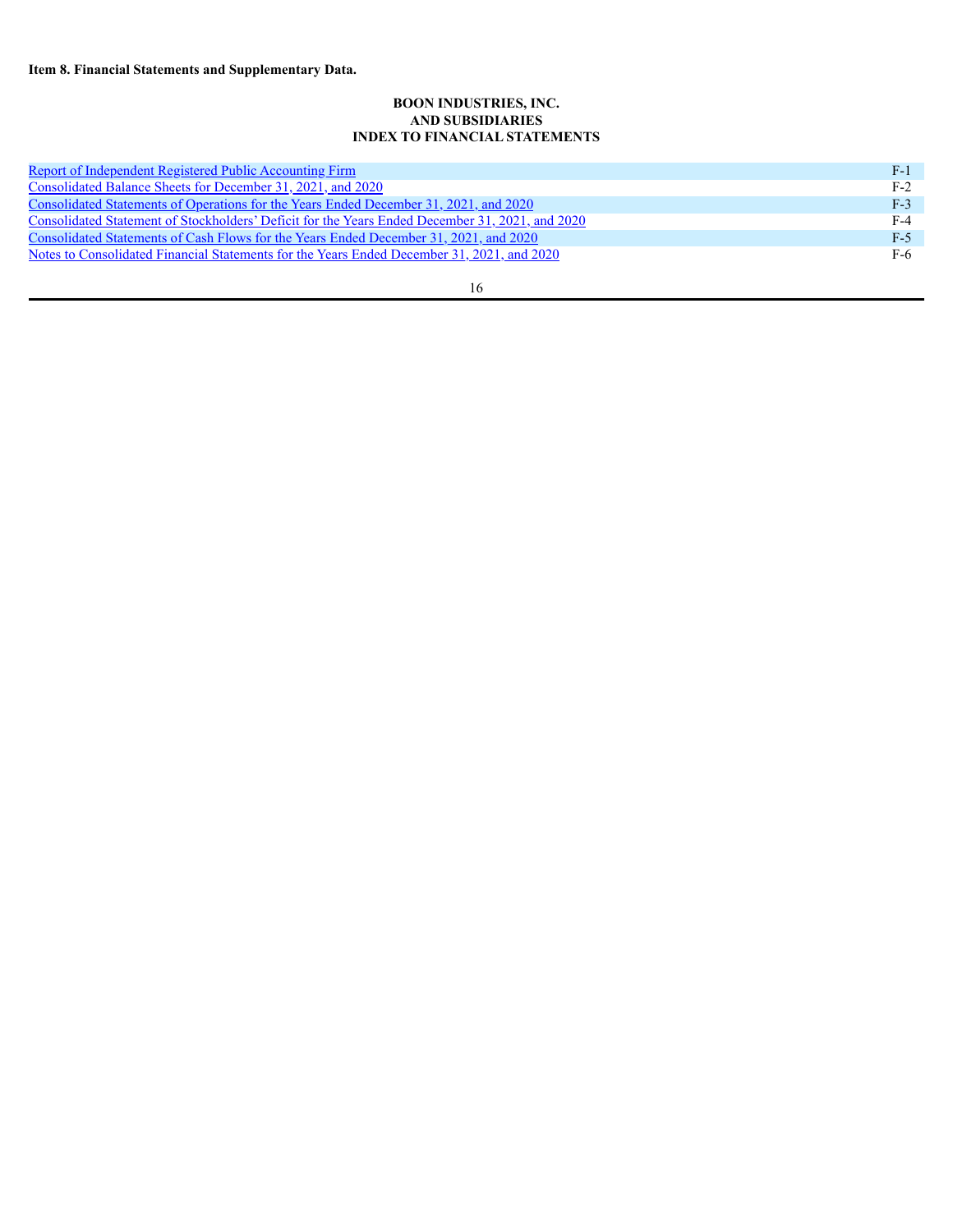**Item 8. Financial Statements and Supplementary Data.**

**BOON INDUSTRIES, INC.**
**AND SUBSIDIARIES**
**INDEX TO FINANCIAL STATEMENTS**

| | |
|---|---|
| Report of Independent Registered Public Accounting Firm | F-1 |
| Consolidated Balance Sheets for December 31, 2021, and 2020 | F-2 |
| Consolidated Statements of Operations for the Years Ended December 31, 2021, and 2020 | F-3 |
| Consolidated Statement of Stockholders' Deficit for the Years Ended December 31, 2021, and 2020 | F-4 |
| Consolidated Statements of Cash Flows for the Years Ended December 31, 2021, and 2020 | F-5 |
| Notes to Consolidated Financial Statements for the Years Ended December 31, 2021, and 2020 | F-6 |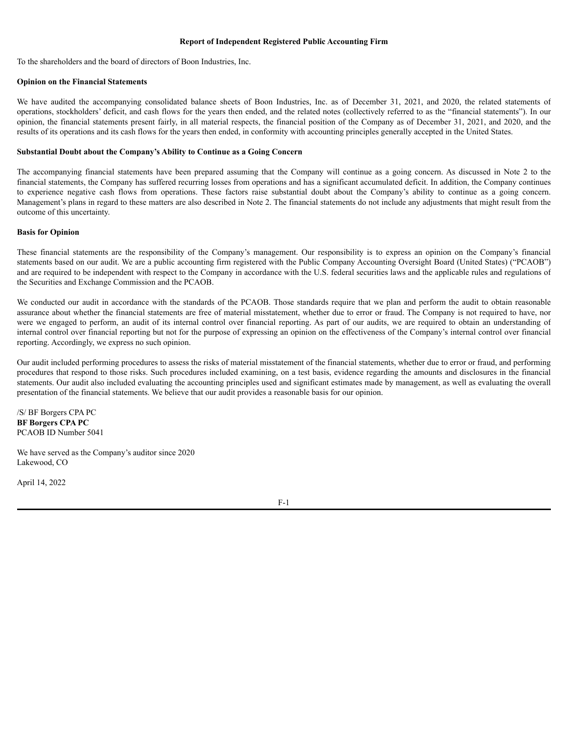# Report of Independent Registered Public Accounting Firm

To the shareholders and the board of directors of Boon Industries, Inc.

**Opinion on the Financial Statements**

We have audited the accompanying consolidated balance sheets of Boon Industries, Inc. as of December 31, 2021, and 2020, the related statements of operations, stockholders' deficit, and cash flows for the years then ended, and the related notes (collectively referred to as the "financial statements"). In our opinion, the financial statements present fairly, in all material respects, the financial position of the Company as of December 31, 2021, and 2020, and the results of its operations and its cash flows for the years then ended, in conformity with accounting principles generally accepted in the United States.

**Substantial Doubt about the Company's Ability to Continue as a Going Concern**

The accompanying financial statements have been prepared assuming that the Company will continue as a going concern. As discussed in Note 2 to the financial statements, the Company has suffered recurring losses from operations and has a significant accumulated deficit. In addition, the Company continues to experience negative cash flows from operations. These factors raise substantial doubt about the Company's ability to continue as a going concern. Management's plans in regard to these matters are also described in Note 2. The financial statements do not include any adjustments that might result from the outcome of this uncertainty.

**Basis for Opinion**

These financial statements are the responsibility of the Company's management. Our responsibility is to express an opinion on the Company's financial statements based on our audit. We are a public accounting firm registered with the Public Company Accounting Oversight Board (United States) ("PCAOB") and are required to be independent with respect to the Company in accordance with the U.S. federal securities laws and the applicable rules and regulations of the Securities and Exchange Commission and the PCAOB.

We conducted our audit in accordance with the standards of the PCAOB. Those standards require that we plan and perform the audit to obtain reasonable assurance about whether the financial statements are free of material misstatement, whether due to error or fraud. The Company is not required to have, nor were we engaged to perform, an audit of its internal control over financial reporting. As part of our audits, we are required to obtain an understanding of internal control over financial reporting but not for the purpose of expressing an opinion on the effectiveness of the Company's internal control over financial reporting. Accordingly, we express no such opinion.

Our audit included performing procedures to assess the risks of material misstatement of the financial statements, whether due to error or fraud, and performing procedures that respond to those risks. Such procedures included examining, on a test basis, evidence regarding the amounts and disclosures in the financial statements. Our audit also included evaluating the accounting principles used and significant estimates made by management, as well as evaluating the overall presentation of the financial statements. We believe that our audit provides a reasonable basis for our opinion.

/S/ BF Borgers CPA PC
**BF Borgers CPA PC**
PCAOB ID Number 5041

We have served as the Company's auditor since 2020
Lakewood, CO

April 14, 2022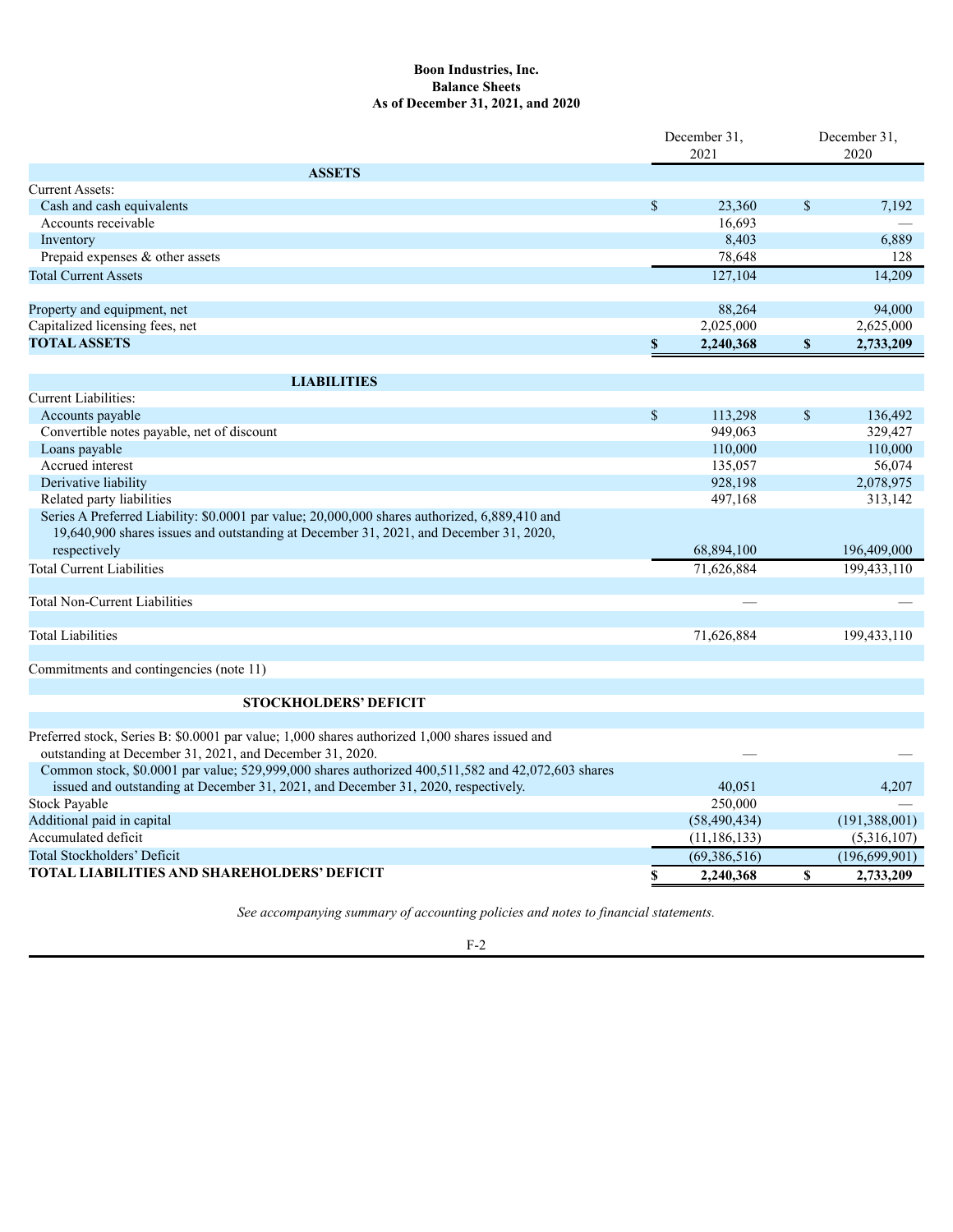**Boon Industries, Inc.**
**Balance Sheets**
**As of December 31, 2021, and 2020**

| | December 31, 2021 | December 31, 2020 |
|---|---|---|
| **ASSETS** | | |
| Current Assets: | | |
| Cash and cash equivalents | $ 23,360 | $ 7,192 |
| Accounts receivable | 16,693 | — |
| Inventory | 8,403 | 6,889 |
| Prepaid expenses & other assets | 78,648 | 128 |
| Total Current Assets | 127,104 | 14,209 |
| | | |
| Property and equipment, net | 88,264 | 94,000 |
| Capitalized licensing fees, net | 2,025,000 | 2,625,000 |
| **TOTAL ASSETS** | **$ 2,240,368** | **$ 2,733,209** |
| | | |
| **LIABILITIES** | | |
| Current Liabilities: | | |
| Accounts payable | $ 113,298 | $ 136,492 |
| Convertible notes payable, net of discount | 949,063 | 329,427 |
| Loans payable | 110,000 | 110,000 |
| Accrued interest | 135,057 | 56,074 |
| Derivative liability | 928,198 | 2,078,975 |
| Related party liabilities | 497,168 | 313,142 |
| Series A Preferred Liability: $0.0001 par value; 20,000,000 shares authorized, 6,889,410 and 19,640,900 shares issues and outstanding at December 31, 2021, and December 31, 2020, respectively | 68,894,100 | 196,409,000 |
| Total Current Liabilities | 71,626,884 | 199,433,110 |
| | | |
| Total Non-Current Liabilities | — | — |
| | | |
| Total Liabilities | 71,626,884 | 199,433,110 |
| | | |
| Commitments and contingencies (note 11) | | |
| | | |
| **STOCKHOLDERS' DEFICIT** | | |
| | | |
| Preferred stock, Series B: $0.0001 par value; 1,000 shares authorized 1,000 shares issued and outstanding at December 31, 2021, and December 31, 2020. | — | — |
| Common stock, $0.0001 par value; 529,999,000 shares authorized 400,511,582 and 42,072,603 shares issued and outstanding at December 31, 2021, and December 31, 2020, respectively. | 40,051 | 4,207 |
| Stock Payable | 250,000 | — |
| Additional paid in capital | (58,490,434) | (191,388,001) |
| Accumulated deficit | (11,186,133) | (5,316,107) |
| Total Stockholders' Deficit | (69,386,516) | (196,699,901) |
| **TOTAL LIABILITIES AND SHAREHOLDERS' DEFICIT** | **$ 2,240,368** | **$ 2,733,209** |

*See accompanying summary of accounting policies and notes to financial statements.*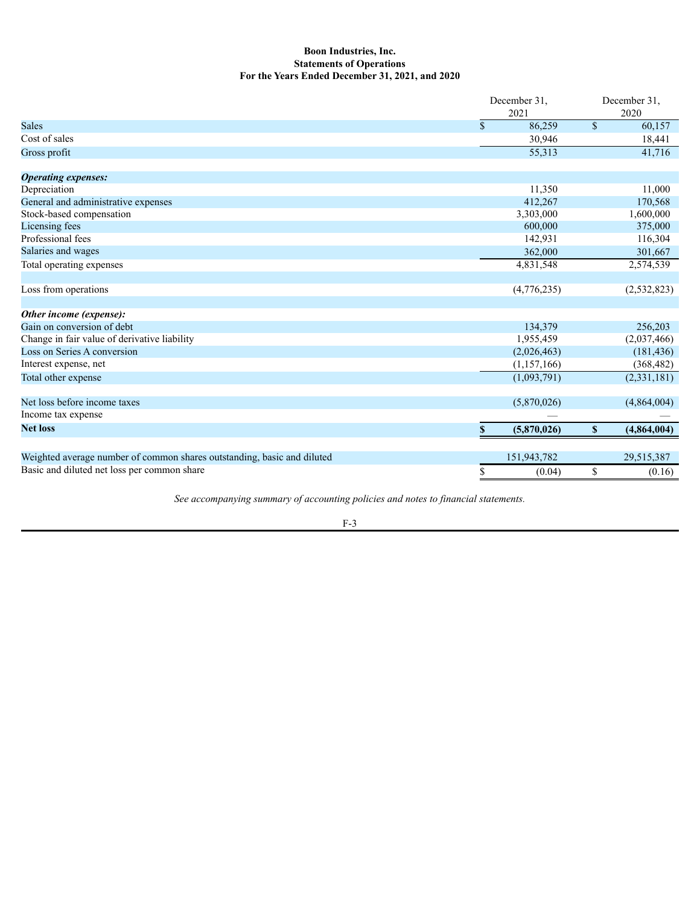**Boon Industries, Inc.**
**Statements of Operations**
**For the Years Ended December 31, 2021, and 2020**

| | December 31, 2021 | December 31, 2020 |
|---|---|---|
| Sales | $ 86,259 | $ 60,157 |
| Cost of sales | 30,946 | 18,441 |
| Gross profit | 55,313 | 41,716 |
| | | |
| ***Operating expenses:*** | | |
| Depreciation | 11,350 | 11,000 |
| General and administrative expenses | 412,267 | 170,568 |
| Stock-based compensation | 3,303,000 | 1,600,000 |
| Licensing fees | 600,000 | 375,000 |
| Professional fees | 142,931 | 116,304 |
| Salaries and wages | 362,000 | 301,667 |
| Total operating expenses | 4,831,548 | 2,574,539 |
| | | |
| Loss from operations | (4,776,235) | (2,532,823) |
| | | |
| ***Other income (expense):*** | | |
| Gain on conversion of debt | 134,379 | 256,203 |
| Change in fair value of derivative liability | 1,955,459 | (2,037,466) |
| Loss on Series A conversion | (2,026,463) | (181,436) |
| Interest expense, net | (1,157,166) | (368,482) |
| Total other expense | (1,093,791) | (2,331,181) |
| | | |
| Net loss before income taxes | (5,870,026) | (4,864,004) |
| Income tax expense | — | — |
| **Net loss** | **$ (5,870,026)** | **$ (4,864,004)** |
| | | |
| Weighted average number of common shares outstanding, basic and diluted | 151,943,782 | 29,515,387 |
| Basic and diluted net loss per common share | $ (0.04) | $ (0.16) |

*See accompanying summary of accounting policies and notes to financial statements.*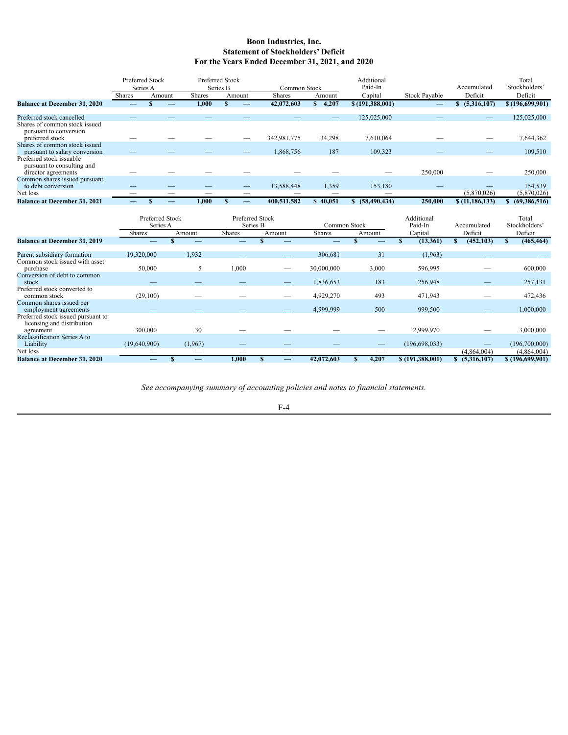# Boon Industries, Inc.
## Statement of Stockholders' Deficit
## For the Years Ended December 31, 2021, and 2020

| | Preferred Stock Series A | | Preferred Stock Series B | | Common Stock | | Additional Paid-In | | Accumulated | Total Stockholders' |
|---|---|---|---|---|---|---|---|---|---|---|
| | Shares | Amount | Shares | Amount | Shares | Amount | Capital | Stock Payable | Deficit | Deficit |
| **Balance at December 31, 2020** | **—** | **$ —** | **1,000** | **$ —** | **42,072,603** | **$ 4,207** | **$ (191,388,001)** | **—** | **$ (5,316,107)** | **$ (196,699,901)** |
| Preferred stock cancelled | — | — | — | — | — | — | 125,025,000 | — | — | 125,025,000 |
| Shares of common stock issued pursuant to conversion preferred stock | — | — | — | — | 342,981,775 | 34,298 | 7,610,064 | — | — | 7,644,362 |
| Shares of common stock issued pursuant to salary conversion | — | — | — | — | 1,868,756 | 187 | 109,323 | — | — | 109,510 |
| Preferred stock issuable pursuant to consulting and director agreements | — | — | — | — | — | — | — | 250,000 | — | 250,000 |
| Common shares issued pursuant to debt conversion | — | — | — | — | 13,588,448 | 1,359 | 153,180 | — | — | 154,539 |
| Net loss | — | — | — | — | — | — | — | | (5,870,026) | (5,870,026) |
| **Balance at December 31, 2021** | **—** | **$ —** | **1,000** | **$ —** | **400,511,582** | **$ 40,051** | **$ (58,490,434)** | **250,000** | **$ (11,186,133)** | **$ (69,386,516)** |

| | Preferred Stock Series A | | Preferred Stock Series B | | Common Stock | | Additional Paid-In | Accumulated | Total Stockholders' |
|---|---|---|---|---|---|---|---|---|---|
| | Shares | Amount | Shares | Amount | Shares | Amount | Capital | Deficit | Deficit |
| **Balance at December 31, 2019** | **—** | **$ —** | **—** | **$ —** | **—** | **$ —** | **$ (13,361)** | **$ (452,103)** | **$ (465,464)** |
| Parent subsidiary formation | 19,320,000 | 1,932 | — | — | 306,681 | 31 | (1,963) | — | — |
| Common stock issued with asset purchase | 50,000 | 5 | 1,000 | — | 30,000,000 | 3,000 | 596,995 | — | 600,000 |
| Conversion of debt to common stock | — | — | — | — | 1,836,653 | 183 | 256,948 | — | 257,131 |
| Preferred stock converted to common stock | (29,100) | — | — | — | 4,929,270 | 493 | 471,943 | — | 472,436 |
| Common shares issued per employment agreements | — | — | — | — | 4,999,999 | 500 | 999,500 | — | 1,000,000 |
| Preferred stock issued pursuant to licensing and distribution agreement | 300,000 | 30 | — | — | — | — | 2,999,970 | — | 3,000,000 |
| Reclassification Series A to Liability | (19,640,900) | (1,967) | — | — | — | — | (196,698,033) | — | (196,700,000) |
| Net loss | — | — | — | — | — | — | — | (4,864,004) | (4,864,004) |
| **Balance at December 31, 2020** | **—** | **$ —** | **1,000** | **$ —** | **42,072,603** | **$ 4,207** | **$ (191,388,001)** | **$ (5,316,107)** | **$ (196,699,901)** |

*See accompanying summary of accounting policies and notes to financial statements.*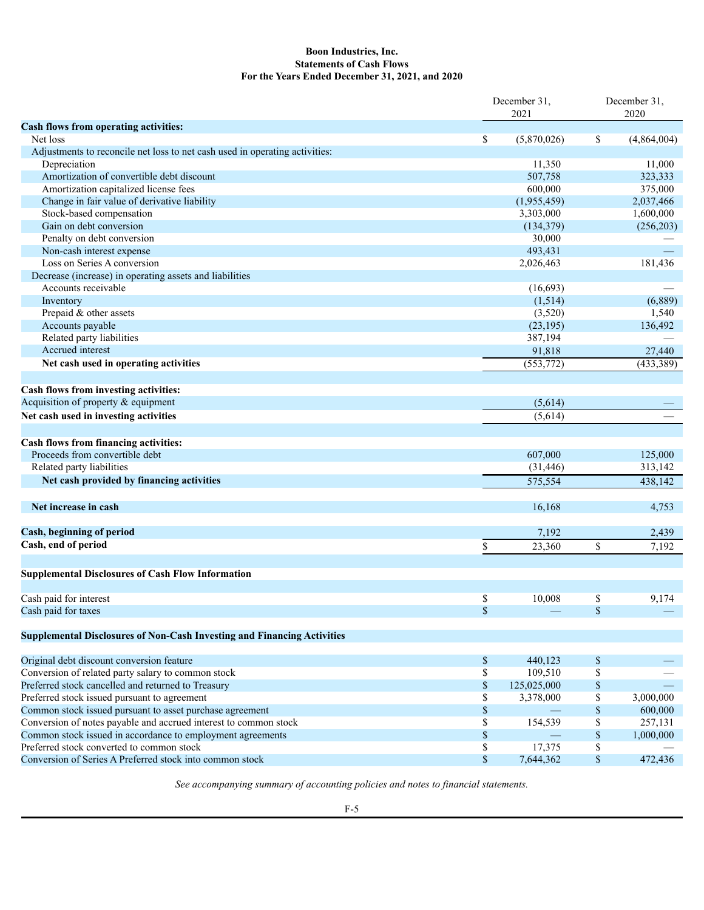# Boon Industries, Inc.
## Statements of Cash Flows
### For the Years Ended December 31, 2021, and 2020

| | December 31, 2021 | December 31, 2020 |
|---|---|---|
| **Cash flows from operating activities:** | | |
| Net loss | $ (5,870,026) | $ (4,864,004) |
| Adjustments to reconcile net loss to net cash used in operating activities: | | |
| Depreciation | 11,350 | 11,000 |
| Amortization of convertible debt discount | 507,758 | 323,333 |
| Amortization capitalized license fees | 600,000 | 375,000 |
| Change in fair value of derivative liability | (1,955,459) | 2,037,466 |
| Stock-based compensation | 3,303,000 | 1,600,000 |
| Gain on debt conversion | (134,379) | (256,203) |
| Penalty on debt conversion | 30,000 | — |
| Non-cash interest expense | 493,431 | — |
| Loss on Series A conversion | 2,026,463 | 181,436 |
| Decrease (increase) in operating assets and liabilities | | |
| Accounts receivable | (16,693) | — |
| Inventory | (1,514) | (6,889) |
| Prepaid & other assets | (3,520) | 1,540 |
| Accounts payable | (23,195) | 136,492 |
| Related party liabilities | 387,194 | — |
| Accrued interest | 91,818 | 27,440 |
| **Net cash used in operating activities** | (553,772) | (433,389) |
| | | |
| **Cash flows from investing activities:** | | |
| Acquisition of property & equipment | (5,614) | — |
| **Net cash used in investing activities** | (5,614) | — |
| | | |
| **Cash flows from financing activities:** | | |
| Proceeds from convertible debt | 607,000 | 125,000 |
| Related party liabilities | (31,446) | 313,142 |
| **Net cash provided by financing activities** | 575,554 | 438,142 |
| | | |
| **Net increase in cash** | 16,168 | 4,753 |
| | | |
| **Cash, beginning of period** | 7,192 | 2,439 |
| **Cash, end of period** | $ 23,360 | $ 7,192 |
| | | |
| **Supplemental Disclosures of Cash Flow Information** | | |
| Cash paid for interest | $ 10,008 | $ 9,174 |
| Cash paid for taxes | $ — | $ — |
| | | |
| **Supplemental Disclosures of Non-Cash Investing and Financing Activities** | | |
| Original debt discount conversion feature | $ 440,123 | $ — |
| Conversion of related party salary to common stock | $ 109,510 | $ — |
| Preferred stock cancelled and returned to Treasury | $ 125,025,000 | $ — |
| Preferred stock issued pursuant to agreement | $ 3,378,000 | $ 3,000,000 |
| Common stock issued pursuant to asset purchase agreement | $ — | $ 600,000 |
| Conversion of notes payable and accrued interest to common stock | $ 154,539 | $ 257,131 |
| Common stock issued in accordance to employment agreements | $ — | $ 1,000,000 |
| Preferred stock converted to common stock | $ 17,375 | $ — |
| Conversion of Series A Preferred stock into common stock | $ 7,644,362 | $ 472,436 |

*See accompanying summary of accounting policies and notes to financial statements.*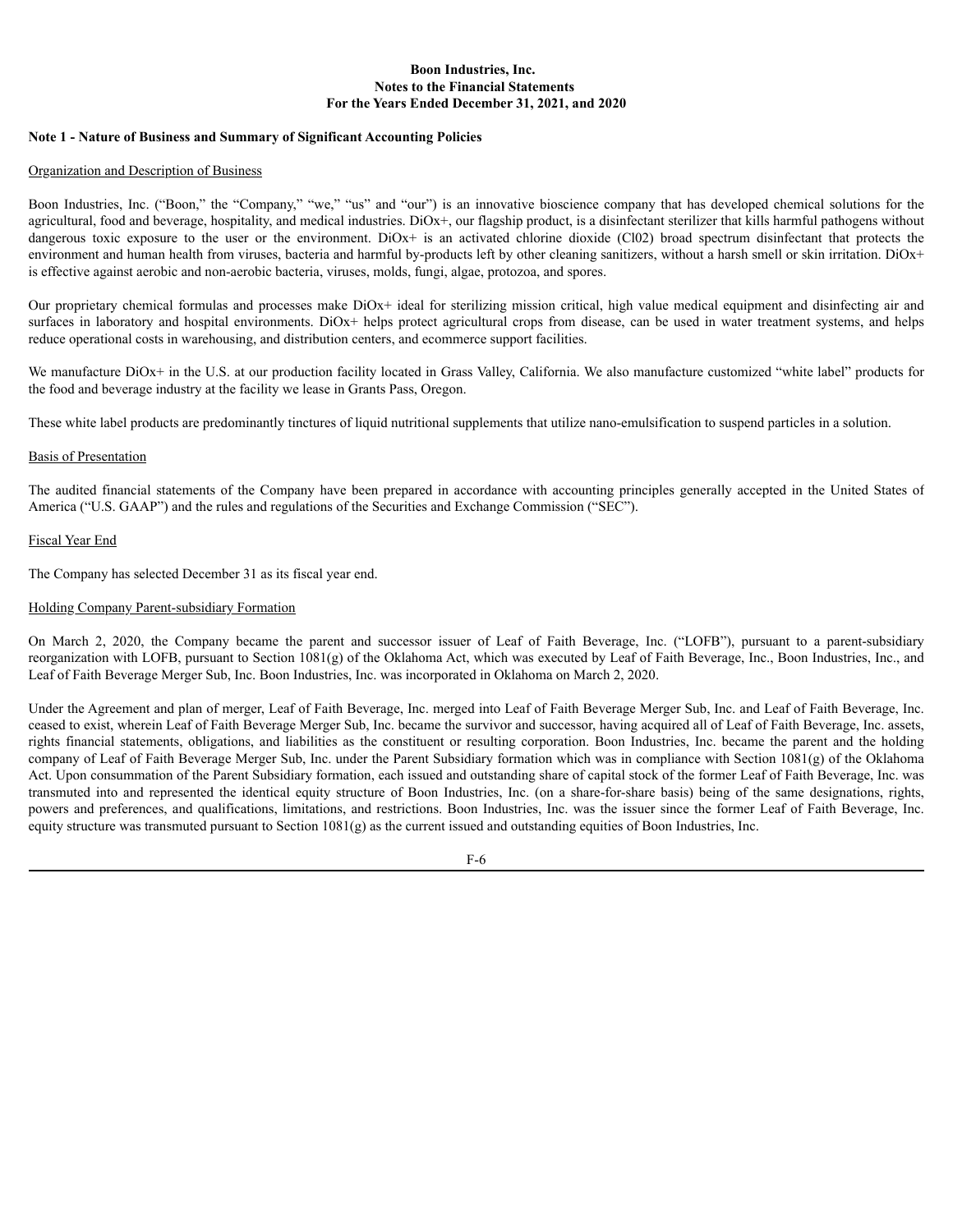**Boon Industries, Inc.**
**Notes to the Financial Statements**
**For the Years Ended December 31, 2021, and 2020**

**Note 1 - Nature of Business and Summary of Significant Accounting Policies**

Organization and Description of Business

Boon Industries, Inc. ("Boon," the "Company," "we," "us" and "our") is an innovative bioscience company that has developed chemical solutions for the agricultural, food and beverage, hospitality, and medical industries. DiOx+, our flagship product, is a disinfectant sterilizer that kills harmful pathogens without dangerous toxic exposure to the user or the environment. DiOx+ is an activated chlorine dioxide (Cl02) broad spectrum disinfectant that protects the environment and human health from viruses, bacteria and harmful by-products left by other cleaning sanitizers, without a harsh smell or skin irritation. DiOx+ is effective against aerobic and non-aerobic bacteria, viruses, molds, fungi, algae, protozoa, and spores.

Our proprietary chemical formulas and processes make DiOx+ ideal for sterilizing mission critical, high value medical equipment and disinfecting air and surfaces in laboratory and hospital environments. DiOx+ helps protect agricultural crops from disease, can be used in water treatment systems, and helps reduce operational costs in warehousing, and distribution centers, and ecommerce support facilities.

We manufacture DiOx+ in the U.S. at our production facility located in Grass Valley, California. We also manufacture customized "white label" products for the food and beverage industry at the facility we lease in Grants Pass, Oregon.

These white label products are predominantly tinctures of liquid nutritional supplements that utilize nano-emulsification to suspend particles in a solution.

Basis of Presentation

The audited financial statements of the Company have been prepared in accordance with accounting principles generally accepted in the United States of America ("U.S. GAAP") and the rules and regulations of the Securities and Exchange Commission ("SEC").

Fiscal Year End

The Company has selected December 31 as its fiscal year end.

Holding Company Parent-subsidiary Formation

On March 2, 2020, the Company became the parent and successor issuer of Leaf of Faith Beverage, Inc. ("LOFB"), pursuant to a parent-subsidiary reorganization with LOFB, pursuant to Section 1081(g) of the Oklahoma Act, which was executed by Leaf of Faith Beverage, Inc., Boon Industries, Inc., and Leaf of Faith Beverage Merger Sub, Inc. Boon Industries, Inc. was incorporated in Oklahoma on March 2, 2020.

Under the Agreement and plan of merger, Leaf of Faith Beverage, Inc. merged into Leaf of Faith Beverage Merger Sub, Inc. and Leaf of Faith Beverage, Inc. ceased to exist, wherein Leaf of Faith Beverage Merger Sub, Inc. became the survivor and successor, having acquired all of Leaf of Faith Beverage, Inc. assets, rights financial statements, obligations, and liabilities as the constituent or resulting corporation. Boon Industries, Inc. became the parent and the holding company of Leaf of Faith Beverage Merger Sub, Inc. under the Parent Subsidiary formation which was in compliance with Section 1081(g) of the Oklahoma Act. Upon consummation of the Parent Subsidiary formation, each issued and outstanding share of capital stock of the former Leaf of Faith Beverage, Inc. was transmuted into and represented the identical equity structure of Boon Industries, Inc. (on a share-for-share basis) being of the same designations, rights, powers and preferences, and qualifications, limitations, and restrictions. Boon Industries, Inc. was the issuer since the former Leaf of Faith Beverage, Inc. equity structure was transmuted pursuant to Section 1081(g) as the current issued and outstanding equities of Boon Industries, Inc.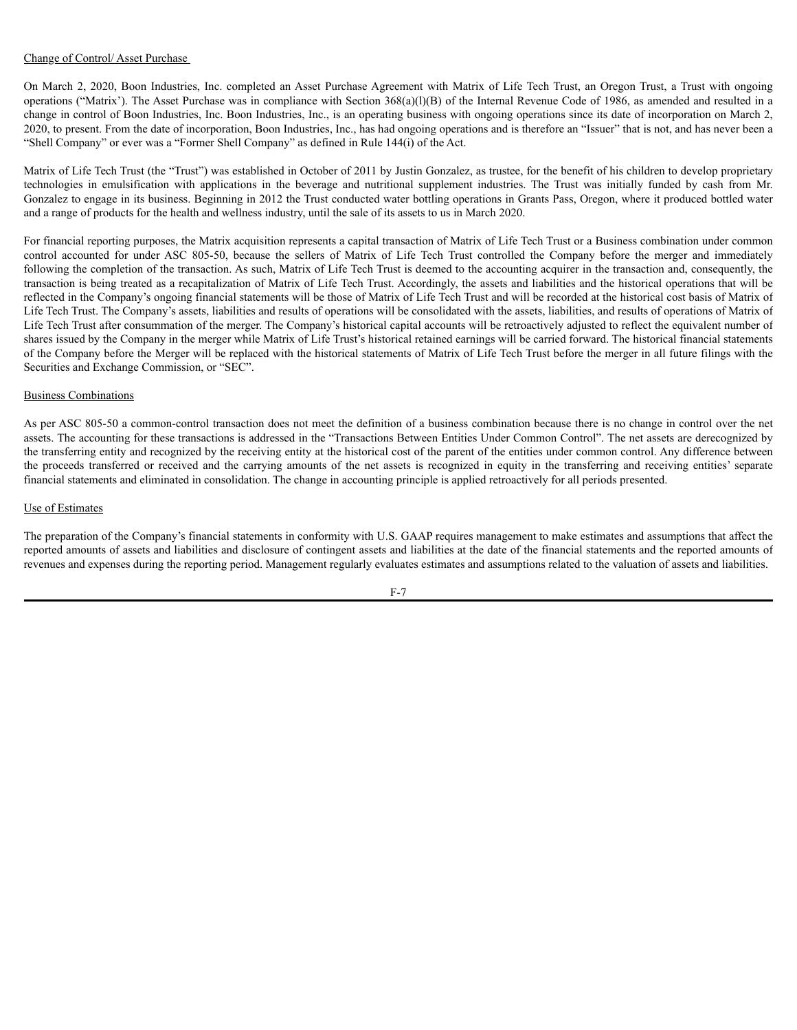Change of Control/ Asset Purchase

On March 2, 2020, Boon Industries, Inc. completed an Asset Purchase Agreement with Matrix of Life Tech Trust, an Oregon Trust, a Trust with ongoing operations ("Matrix'). The Asset Purchase was in compliance with Section 368(a)(l)(B) of the Internal Revenue Code of 1986, as amended and resulted in a change in control of Boon Industries, Inc. Boon Industries, Inc., is an operating business with ongoing operations since its date of incorporation on March 2, 2020, to present. From the date of incorporation, Boon Industries, Inc., has had ongoing operations and is therefore an "Issuer" that is not, and has never been a "Shell Company" or ever was a "Former Shell Company" as defined in Rule 144(i) of the Act.

Matrix of Life Tech Trust (the "Trust") was established in October of 2011 by Justin Gonzalez, as trustee, for the benefit of his children to develop proprietary technologies in emulsification with applications in the beverage and nutritional supplement industries. The Trust was initially funded by cash from Mr. Gonzalez to engage in its business. Beginning in 2012 the Trust conducted water bottling operations in Grants Pass, Oregon, where it produced bottled water and a range of products for the health and wellness industry, until the sale of its assets to us in March 2020.

For financial reporting purposes, the Matrix acquisition represents a capital transaction of Matrix of Life Tech Trust or a Business combination under common control accounted for under ASC 805-50, because the sellers of Matrix of Life Tech Trust controlled the Company before the merger and immediately following the completion of the transaction. As such, Matrix of Life Tech Trust is deemed to the accounting acquirer in the transaction and, consequently, the transaction is being treated as a recapitalization of Matrix of Life Tech Trust. Accordingly, the assets and liabilities and the historical operations that will be reflected in the Company's ongoing financial statements will be those of Matrix of Life Tech Trust and will be recorded at the historical cost basis of Matrix of Life Tech Trust. The Company's assets, liabilities and results of operations will be consolidated with the assets, liabilities, and results of operations of Matrix of Life Tech Trust after consummation of the merger. The Company's historical capital accounts will be retroactively adjusted to reflect the equivalent number of shares issued by the Company in the merger while Matrix of Life Trust's historical retained earnings will be carried forward. The historical financial statements of the Company before the Merger will be replaced with the historical statements of Matrix of Life Tech Trust before the merger in all future filings with the Securities and Exchange Commission, or "SEC".

Business Combinations

As per ASC 805-50 a common-control transaction does not meet the definition of a business combination because there is no change in control over the net assets. The accounting for these transactions is addressed in the "Transactions Between Entities Under Common Control". The net assets are derecognized by the transferring entity and recognized by the receiving entity at the historical cost of the parent of the entities under common control. Any difference between the proceeds transferred or received and the carrying amounts of the net assets is recognized in equity in the transferring and receiving entities' separate financial statements and eliminated in consolidation. The change in accounting principle is applied retroactively for all periods presented.

Use of Estimates

The preparation of the Company's financial statements in conformity with U.S. GAAP requires management to make estimates and assumptions that affect the reported amounts of assets and liabilities and disclosure of contingent assets and liabilities at the date of the financial statements and the reported amounts of revenues and expenses during the reporting period. Management regularly evaluates estimates and assumptions related to the valuation of assets and liabilities.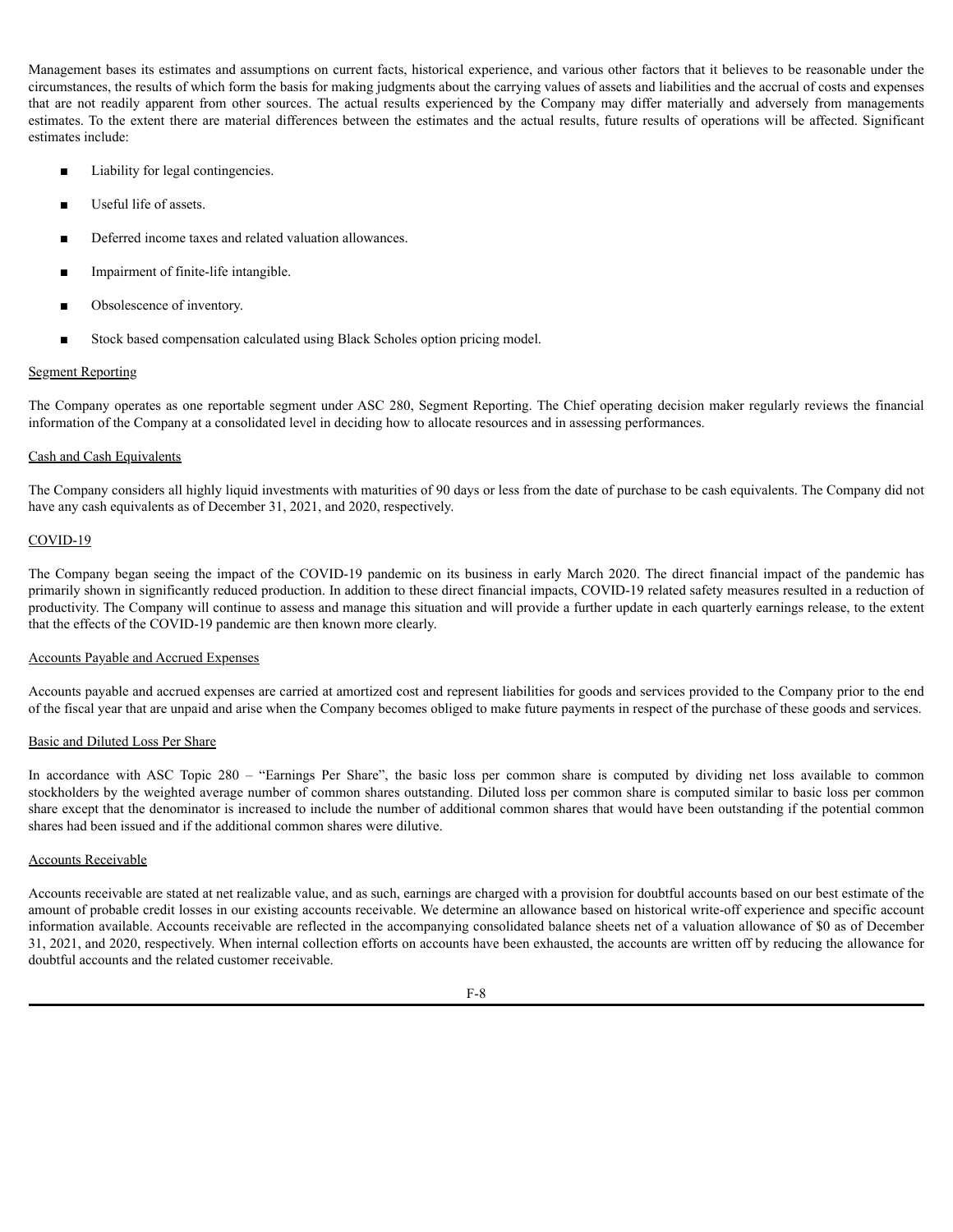Management bases its estimates and assumptions on current facts, historical experience, and various other factors that it believes to be reasonable under the circumstances, the results of which form the basis for making judgments about the carrying values of assets and liabilities and the accrual of costs and expenses that are not readily apparent from other sources. The actual results experienced by the Company may differ materially and adversely from managements estimates. To the extent there are material differences between the estimates and the actual results, future results of operations will be affected. Significant estimates include:

- Liability for legal contingencies.
- Useful life of assets.
- Deferred income taxes and related valuation allowances.
- Impairment of finite-life intangible.
- Obsolescence of inventory.
- Stock based compensation calculated using Black Scholes option pricing model.

Segment Reporting

The Company operates as one reportable segment under ASC 280, Segment Reporting. The Chief operating decision maker regularly reviews the financial information of the Company at a consolidated level in deciding how to allocate resources and in assessing performances.

Cash and Cash Equivalents

The Company considers all highly liquid investments with maturities of 90 days or less from the date of purchase to be cash equivalents. The Company did not have any cash equivalents as of December 31, 2021, and 2020, respectively.

COVID-19

The Company began seeing the impact of the COVID-19 pandemic on its business in early March 2020. The direct financial impact of the pandemic has primarily shown in significantly reduced production. In addition to these direct financial impacts, COVID-19 related safety measures resulted in a reduction of productivity. The Company will continue to assess and manage this situation and will provide a further update in each quarterly earnings release, to the extent that the effects of the COVID-19 pandemic are then known more clearly.

Accounts Payable and Accrued Expenses

Accounts payable and accrued expenses are carried at amortized cost and represent liabilities for goods and services provided to the Company prior to the end of the fiscal year that are unpaid and arise when the Company becomes obliged to make future payments in respect of the purchase of these goods and services.

Basic and Diluted Loss Per Share

In accordance with ASC Topic 280 – "Earnings Per Share", the basic loss per common share is computed by dividing net loss available to common stockholders by the weighted average number of common shares outstanding. Diluted loss per common share is computed similar to basic loss per common share except that the denominator is increased to include the number of additional common shares that would have been outstanding if the potential common shares had been issued and if the additional common shares were dilutive.

Accounts Receivable

Accounts receivable are stated at net realizable value, and as such, earnings are charged with a provision for doubtful accounts based on our best estimate of the amount of probable credit losses in our existing accounts receivable. We determine an allowance based on historical write-off experience and specific account information available. Accounts receivable are reflected in the accompanying consolidated balance sheets net of a valuation allowance of $0 as of December 31, 2021, and 2020, respectively. When internal collection efforts on accounts have been exhausted, the accounts are written off by reducing the allowance for doubtful accounts and the related customer receivable.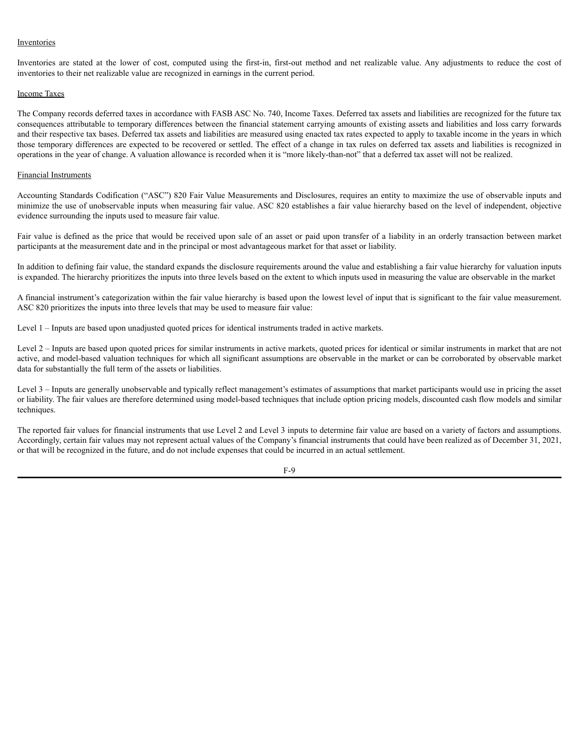Inventories

Inventories are stated at the lower of cost, computed using the first-in, first-out method and net realizable value. Any adjustments to reduce the cost of inventories to their net realizable value are recognized in earnings in the current period.

Income Taxes

The Company records deferred taxes in accordance with FASB ASC No. 740, Income Taxes. Deferred tax assets and liabilities are recognized for the future tax consequences attributable to temporary differences between the financial statement carrying amounts of existing assets and liabilities and loss carry forwards and their respective tax bases. Deferred tax assets and liabilities are measured using enacted tax rates expected to apply to taxable income in the years in which those temporary differences are expected to be recovered or settled. The effect of a change in tax rules on deferred tax assets and liabilities is recognized in operations in the year of change. A valuation allowance is recorded when it is "more likely-than-not" that a deferred tax asset will not be realized.

Financial Instruments

Accounting Standards Codification ("ASC") 820 Fair Value Measurements and Disclosures, requires an entity to maximize the use of observable inputs and minimize the use of unobservable inputs when measuring fair value. ASC 820 establishes a fair value hierarchy based on the level of independent, objective evidence surrounding the inputs used to measure fair value.

Fair value is defined as the price that would be received upon sale of an asset or paid upon transfer of a liability in an orderly transaction between market participants at the measurement date and in the principal or most advantageous market for that asset or liability.

In addition to defining fair value, the standard expands the disclosure requirements around the value and establishing a fair value hierarchy for valuation inputs is expanded. The hierarchy prioritizes the inputs into three levels based on the extent to which inputs used in measuring the value are observable in the market

A financial instrument's categorization within the fair value hierarchy is based upon the lowest level of input that is significant to the fair value measurement. ASC 820 prioritizes the inputs into three levels that may be used to measure fair value:

Level 1 – Inputs are based upon unadjusted quoted prices for identical instruments traded in active markets.

Level 2 – Inputs are based upon quoted prices for similar instruments in active markets, quoted prices for identical or similar instruments in market that are not active, and model-based valuation techniques for which all significant assumptions are observable in the market or can be corroborated by observable market data for substantially the full term of the assets or liabilities.

Level 3 – Inputs are generally unobservable and typically reflect management's estimates of assumptions that market participants would use in pricing the asset or liability. The fair values are therefore determined using model-based techniques that include option pricing models, discounted cash flow models and similar techniques.

The reported fair values for financial instruments that use Level 2 and Level 3 inputs to determine fair value are based on a variety of factors and assumptions. Accordingly, certain fair values may not represent actual values of the Company's financial instruments that could have been realized as of December 31, 2021, or that will be recognized in the future, and do not include expenses that could be incurred in an actual settlement.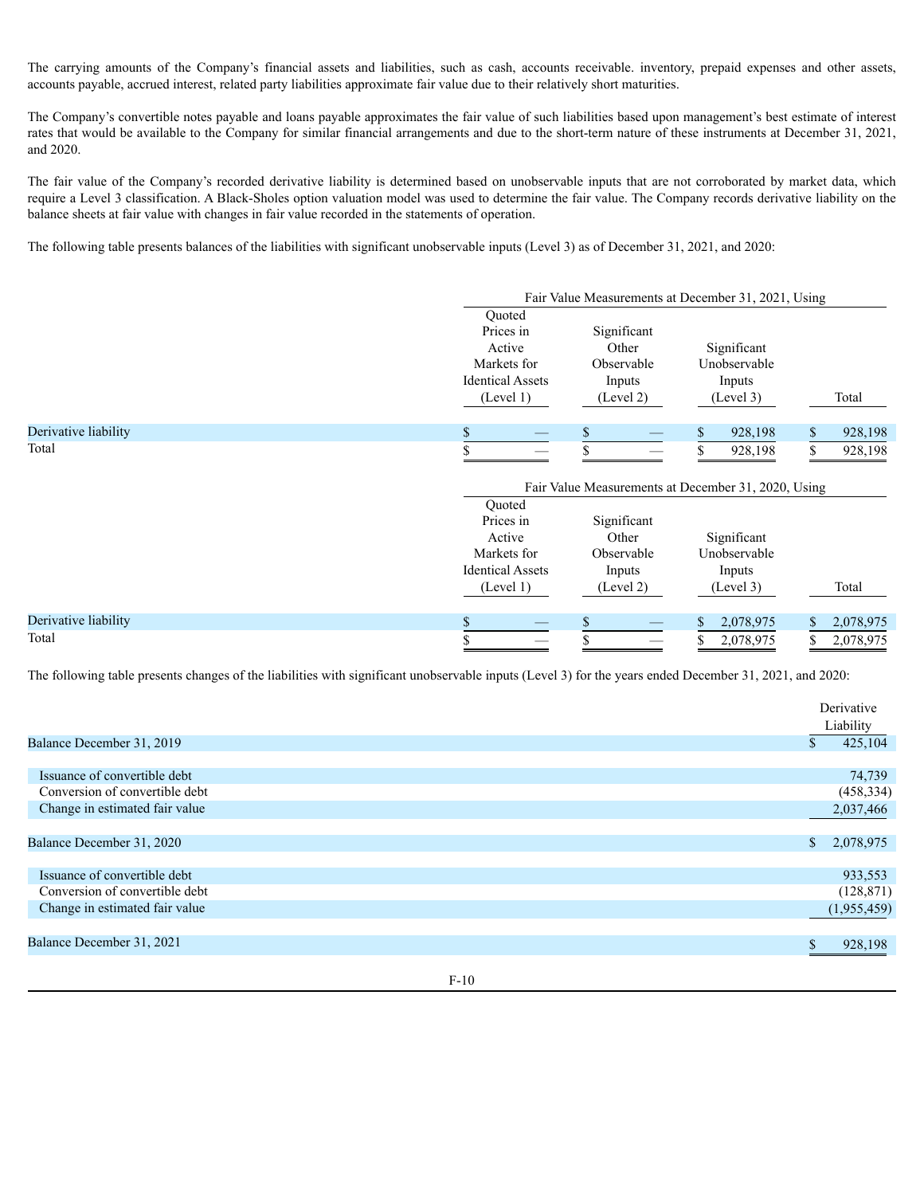The carrying amounts of the Company's financial assets and liabilities, such as cash, accounts receivable. inventory, prepaid expenses and other assets, accounts payable, accrued interest, related party liabilities approximate fair value due to their relatively short maturities.

The Company's convertible notes payable and loans payable approximates the fair value of such liabilities based upon management's best estimate of interest rates that would be available to the Company for similar financial arrangements and due to the short-term nature of these instruments at December 31, 2021, and 2020.

The fair value of the Company's recorded derivative liability is determined based on unobservable inputs that are not corroborated by market data, which require a Level 3 classification. A Black-Sholes option valuation model was used to determine the fair value. The Company records derivative liability on the balance sheets at fair value with changes in fair value recorded in the statements of operation.

The following table presents balances of the liabilities with significant unobservable inputs (Level 3) as of December 31, 2021, and 2020:

| | Fair Value Measurements at December 31, 2021, Using | | | |
|---|---|---|---|---|
| | Quoted Prices in Active Markets for Identical Assets (Level 1) | Significant Other Observable Inputs (Level 2) | Significant Unobservable Inputs (Level 3) | Total |
| Derivative liability | $ — | $ — | $ 928,198 | $ 928,198 |
| Total | $ — | $ — | $ 928,198 | $ 928,198 |

| | Fair Value Measurements at December 31, 2020, Using | | | |
|---|---|---|---|---|
| | Quoted Prices in Active Markets for Identical Assets (Level 1) | Significant Other Observable Inputs (Level 2) | Significant Unobservable Inputs (Level 3) | Total |
| Derivative liability | $ — | $ — | $ 2,078,975 | $ 2,078,975 |
| Total | $ — | $ — | $ 2,078,975 | $ 2,078,975 |

The following table presents changes of the liabilities with significant unobservable inputs (Level 3) for the years ended December 31, 2021, and 2020:

| | Derivative Liability |
|---|---|
| Balance December 31, 2019 | $ 425,104 |
| Issuance of convertible debt | 74,739 |
| Conversion of convertible debt | (458,334) |
| Change in estimated fair value | 2,037,466 |
| Balance December 31, 2020 | $ 2,078,975 |
| Issuance of convertible debt | 933,553 |
| Conversion of convertible debt | (128,871) |
| Change in estimated fair value | (1,955,459) |
| Balance December 31, 2021 | $ 928,198 |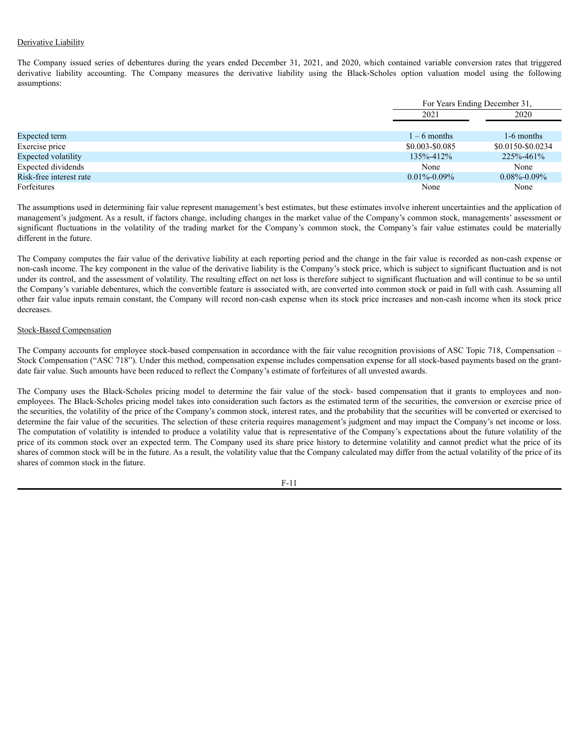Derivative Liability

The Company issued series of debentures during the years ended December 31, 2021, and 2020, which contained variable conversion rates that triggered derivative liability accounting. The Company measures the derivative liability using the Black-Scholes option valuation model using the following assumptions:

| | For Years Ending December 31, | |
|---|---|---|
| | 2021 | 2020 |
| Expected term | 1 – 6 months | 1-6 months |
| Exercise price | $0.003-$0.085 | $0.0150-$0.0234 |
| Expected volatility | 135%-412% | 225%-461% |
| Expected dividends | None | None |
| Risk-free interest rate | 0.01%-0.09% | 0.08%-0.09% |
| Forfeitures | None | None |

The assumptions used in determining fair value represent management's best estimates, but these estimates involve inherent uncertainties and the application of management's judgment. As a result, if factors change, including changes in the market value of the Company's common stock, managements' assessment or significant fluctuations in the volatility of the trading market for the Company's common stock, the Company's fair value estimates could be materially different in the future.

The Company computes the fair value of the derivative liability at each reporting period and the change in the fair value is recorded as non-cash expense or non-cash income. The key component in the value of the derivative liability is the Company's stock price, which is subject to significant fluctuation and is not under its control, and the assessment of volatility. The resulting effect on net loss is therefore subject to significant fluctuation and will continue to be so until the Company's variable debentures, which the convertible feature is associated with, are converted into common stock or paid in full with cash. Assuming all other fair value inputs remain constant, the Company will record non-cash expense when its stock price increases and non-cash income when its stock price decreases.

Stock-Based Compensation

The Company accounts for employee stock-based compensation in accordance with the fair value recognition provisions of ASC Topic 718, Compensation – Stock Compensation ("ASC 718"). Under this method, compensation expense includes compensation expense for all stock-based payments based on the grant-date fair value. Such amounts have been reduced to reflect the Company's estimate of forfeitures of all unvested awards.

The Company uses the Black-Scholes pricing model to determine the fair value of the stock- based compensation that it grants to employees and non-employees. The Black-Scholes pricing model takes into consideration such factors as the estimated term of the securities, the conversion or exercise price of the securities, the volatility of the price of the Company's common stock, interest rates, and the probability that the securities will be converted or exercised to determine the fair value of the securities. The selection of these criteria requires management's judgment and may impact the Company's net income or loss. The computation of volatility is intended to produce a volatility value that is representative of the Company's expectations about the future volatility of the price of its common stock over an expected term. The Company used its share price history to determine volatility and cannot predict what the price of its shares of common stock will be in the future. As a result, the volatility value that the Company calculated may differ from the actual volatility of the price of its shares of common stock in the future.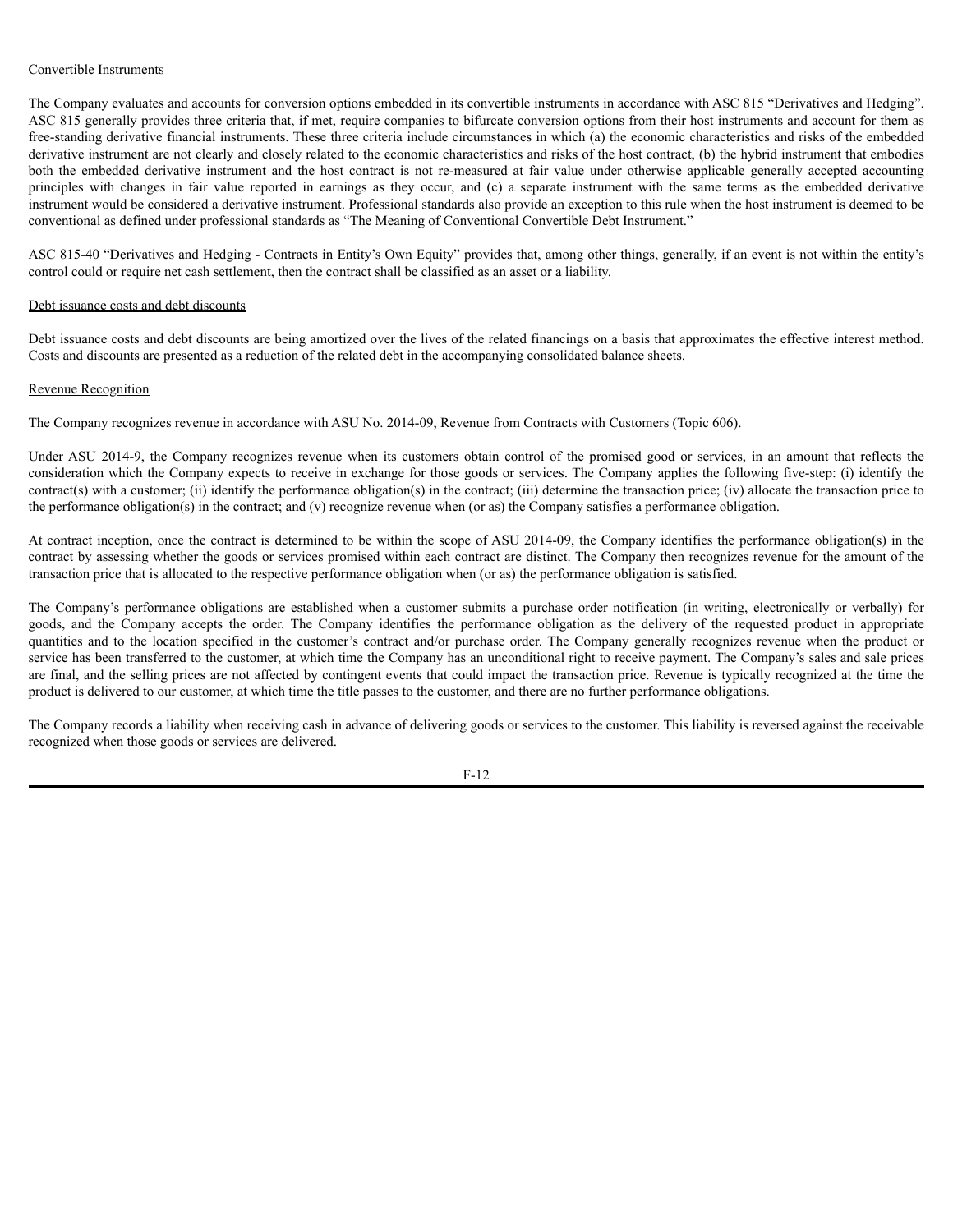Convertible Instruments

The Company evaluates and accounts for conversion options embedded in its convertible instruments in accordance with ASC 815 "Derivatives and Hedging". ASC 815 generally provides three criteria that, if met, require companies to bifurcate conversion options from their host instruments and account for them as free-standing derivative financial instruments. These three criteria include circumstances in which (a) the economic characteristics and risks of the embedded derivative instrument are not clearly and closely related to the economic characteristics and risks of the host contract, (b) the hybrid instrument that embodies both the embedded derivative instrument and the host contract is not re-measured at fair value under otherwise applicable generally accepted accounting principles with changes in fair value reported in earnings as they occur, and (c) a separate instrument with the same terms as the embedded derivative instrument would be considered a derivative instrument. Professional standards also provide an exception to this rule when the host instrument is deemed to be conventional as defined under professional standards as "The Meaning of Conventional Convertible Debt Instrument."

ASC 815-40 "Derivatives and Hedging - Contracts in Entity's Own Equity" provides that, among other things, generally, if an event is not within the entity's control could or require net cash settlement, then the contract shall be classified as an asset or a liability.

Debt issuance costs and debt discounts

Debt issuance costs and debt discounts are being amortized over the lives of the related financings on a basis that approximates the effective interest method. Costs and discounts are presented as a reduction of the related debt in the accompanying consolidated balance sheets.

Revenue Recognition

The Company recognizes revenue in accordance with ASU No. 2014-09, Revenue from Contracts with Customers (Topic 606).

Under ASU 2014-9, the Company recognizes revenue when its customers obtain control of the promised good or services, in an amount that reflects the consideration which the Company expects to receive in exchange for those goods or services. The Company applies the following five-step: (i) identify the contract(s) with a customer; (ii) identify the performance obligation(s) in the contract; (iii) determine the transaction price; (iv) allocate the transaction price to the performance obligation(s) in the contract; and (v) recognize revenue when (or as) the Company satisfies a performance obligation.

At contract inception, once the contract is determined to be within the scope of ASU 2014-09, the Company identifies the performance obligation(s) in the contract by assessing whether the goods or services promised within each contract are distinct. The Company then recognizes revenue for the amount of the transaction price that is allocated to the respective performance obligation when (or as) the performance obligation is satisfied.

The Company's performance obligations are established when a customer submits a purchase order notification (in writing, electronically or verbally) for goods, and the Company accepts the order. The Company identifies the performance obligation as the delivery of the requested product in appropriate quantities and to the location specified in the customer's contract and/or purchase order. The Company generally recognizes revenue when the product or service has been transferred to the customer, at which time the Company has an unconditional right to receive payment. The Company's sales and sale prices are final, and the selling prices are not affected by contingent events that could impact the transaction price. Revenue is typically recognized at the time the product is delivered to our customer, at which time the title passes to the customer, and there are no further performance obligations.

The Company records a liability when receiving cash in advance of delivering goods or services to the customer. This liability is reversed against the receivable recognized when those goods or services are delivered.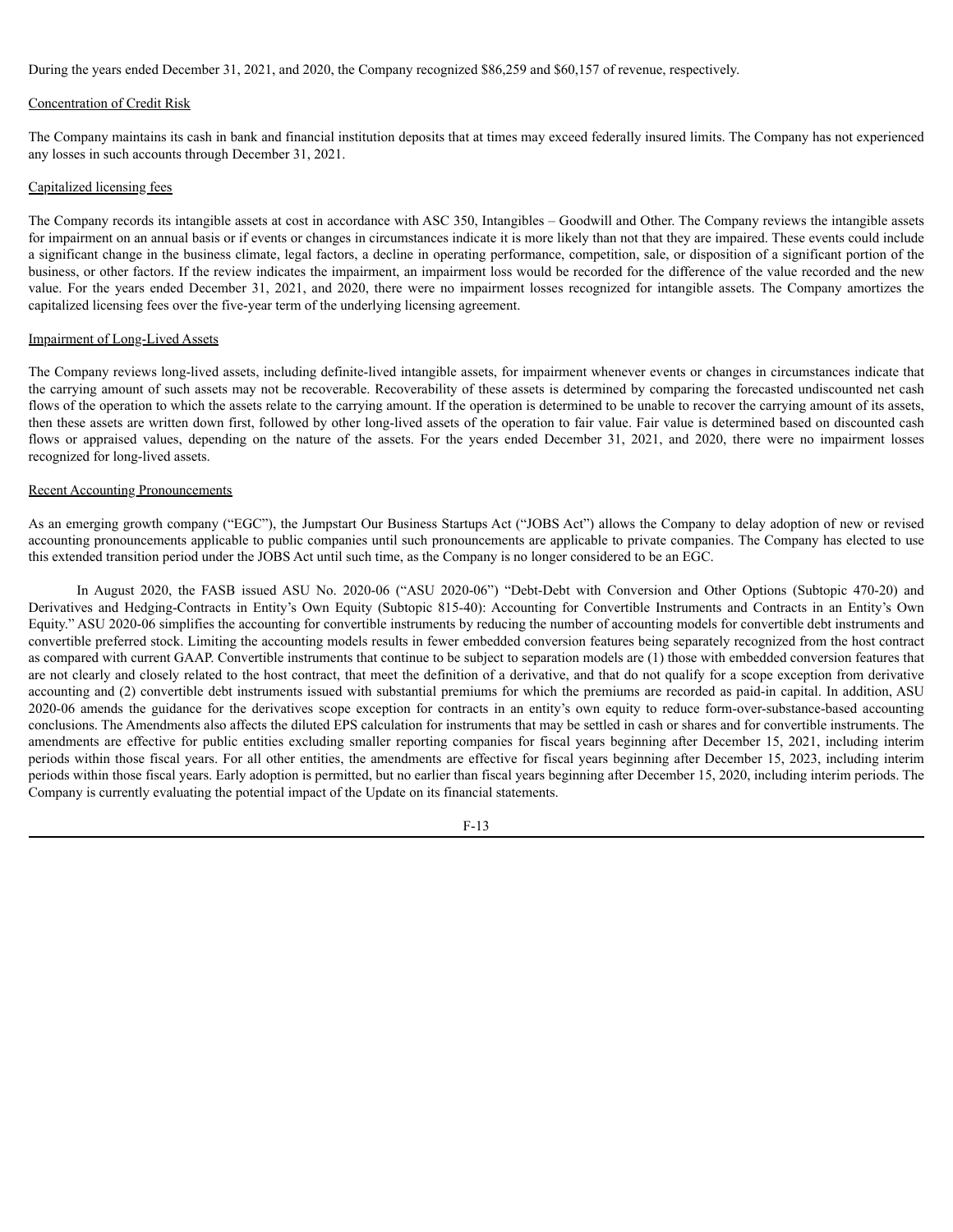During the years ended December 31, 2021, and 2020, the Company recognized $86,259 and $60,157 of revenue, respectively.

Concentration of Credit Risk

The Company maintains its cash in bank and financial institution deposits that at times may exceed federally insured limits. The Company has not experienced any losses in such accounts through December 31, 2021.

Capitalized licensing fees

The Company records its intangible assets at cost in accordance with ASC 350, Intangibles – Goodwill and Other. The Company reviews the intangible assets for impairment on an annual basis or if events or changes in circumstances indicate it is more likely than not that they are impaired. These events could include a significant change in the business climate, legal factors, a decline in operating performance, competition, sale, or disposition of a significant portion of the business, or other factors. If the review indicates the impairment, an impairment loss would be recorded for the difference of the value recorded and the new value. For the years ended December 31, 2021, and 2020, there were no impairment losses recognized for intangible assets. The Company amortizes the capitalized licensing fees over the five-year term of the underlying licensing agreement.

Impairment of Long-Lived Assets

The Company reviews long-lived assets, including definite-lived intangible assets, for impairment whenever events or changes in circumstances indicate that the carrying amount of such assets may not be recoverable. Recoverability of these assets is determined by comparing the forecasted undiscounted net cash flows of the operation to which the assets relate to the carrying amount. If the operation is determined to be unable to recover the carrying amount of its assets, then these assets are written down first, followed by other long-lived assets of the operation to fair value. Fair value is determined based on discounted cash flows or appraised values, depending on the nature of the assets. For the years ended December 31, 2021, and 2020, there were no impairment losses recognized for long-lived assets.

Recent Accounting Pronouncements

As an emerging growth company ("EGC"), the Jumpstart Our Business Startups Act ("JOBS Act") allows the Company to delay adoption of new or revised accounting pronouncements applicable to public companies until such pronouncements are applicable to private companies. The Company has elected to use this extended transition period under the JOBS Act until such time, as the Company is no longer considered to be an EGC.

In August 2020, the FASB issued ASU No. 2020-06 ("ASU 2020-06") "Debt-Debt with Conversion and Other Options (Subtopic 470-20) and Derivatives and Hedging-Contracts in Entity's Own Equity (Subtopic 815-40): Accounting for Convertible Instruments and Contracts in an Entity's Own Equity." ASU 2020-06 simplifies the accounting for convertible instruments by reducing the number of accounting models for convertible debt instruments and convertible preferred stock. Limiting the accounting models results in fewer embedded conversion features being separately recognized from the host contract as compared with current GAAP. Convertible instruments that continue to be subject to separation models are (1) those with embedded conversion features that are not clearly and closely related to the host contract, that meet the definition of a derivative, and that do not qualify for a scope exception from derivative accounting and (2) convertible debt instruments issued with substantial premiums for which the premiums are recorded as paid-in capital. In addition, ASU 2020-06 amends the guidance for the derivatives scope exception for contracts in an entity's own equity to reduce form-over-substance-based accounting conclusions. The Amendments also affects the diluted EPS calculation for instruments that may be settled in cash or shares and for convertible instruments. The amendments are effective for public entities excluding smaller reporting companies for fiscal years beginning after December 15, 2021, including interim periods within those fiscal years. For all other entities, the amendments are effective for fiscal years beginning after December 15, 2023, including interim periods within those fiscal years. Early adoption is permitted, but no earlier than fiscal years beginning after December 15, 2020, including interim periods. The Company is currently evaluating the potential impact of the Update on its financial statements.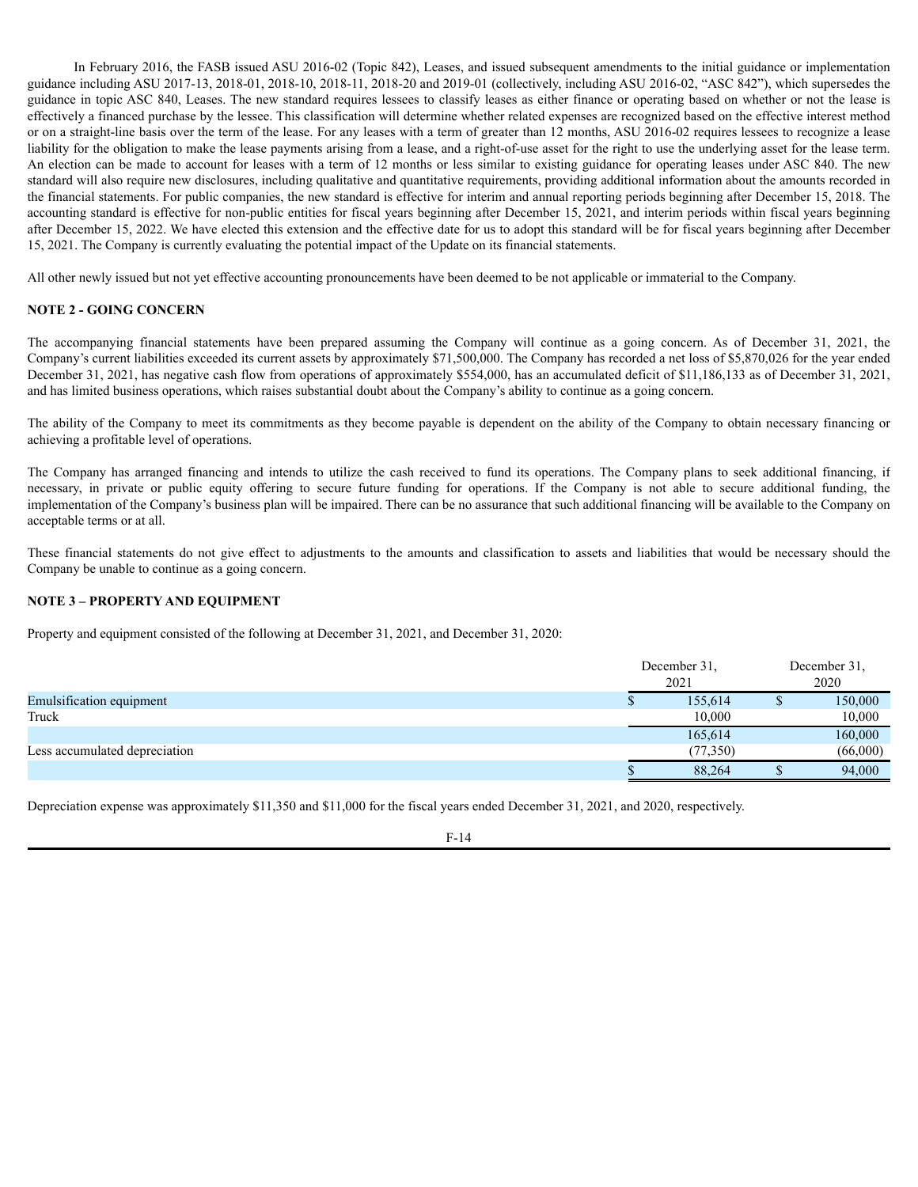In February 2016, the FASB issued ASU 2016-02 (Topic 842), Leases, and issued subsequent amendments to the initial guidance or implementation guidance including ASU 2017-13, 2018-01, 2018-10, 2018-11, 2018-20 and 2019-01 (collectively, including ASU 2016-02, "ASC 842"), which supersedes the guidance in topic ASC 840, Leases. The new standard requires lessees to classify leases as either finance or operating based on whether or not the lease is effectively a financed purchase by the lessee. This classification will determine whether related expenses are recognized based on the effective interest method or on a straight-line basis over the term of the lease. For any leases with a term of greater than 12 months, ASU 2016-02 requires lessees to recognize a lease liability for the obligation to make the lease payments arising from a lease, and a right-of-use asset for the right to use the underlying asset for the lease term. An election can be made to account for leases with a term of 12 months or less similar to existing guidance for operating leases under ASC 840. The new standard will also require new disclosures, including qualitative and quantitative requirements, providing additional information about the amounts recorded in the financial statements. For public companies, the new standard is effective for interim and annual reporting periods beginning after December 15, 2018. The accounting standard is effective for non-public entities for fiscal years beginning after December 15, 2021, and interim periods within fiscal years beginning after December 15, 2022. We have elected this extension and the effective date for us to adopt this standard will be for fiscal years beginning after December 15, 2021. The Company is currently evaluating the potential impact of the Update on its financial statements.

All other newly issued but not yet effective accounting pronouncements have been deemed to be not applicable or immaterial to the Company.

**NOTE 2 - GOING CONCERN**

The accompanying financial statements have been prepared assuming the Company will continue as a going concern. As of December 31, 2021, the Company's current liabilities exceeded its current assets by approximately $71,500,000. The Company has recorded a net loss of $5,870,026 for the year ended December 31, 2021, has negative cash flow from operations of approximately $554,000, has an accumulated deficit of $11,186,133 as of December 31, 2021, and has limited business operations, which raises substantial doubt about the Company's ability to continue as a going concern.

The ability of the Company to meet its commitments as they become payable is dependent on the ability of the Company to obtain necessary financing or achieving a profitable level of operations.

The Company has arranged financing and intends to utilize the cash received to fund its operations. The Company plans to seek additional financing, if necessary, in private or public equity offering to secure future funding for operations. If the Company is not able to secure additional funding, the implementation of the Company's business plan will be impaired. There can be no assurance that such additional financing will be available to the Company on acceptable terms or at all.

These financial statements do not give effect to adjustments to the amounts and classification to assets and liabilities that would be necessary should the Company be unable to continue as a going concern.

**NOTE 3 – PROPERTY AND EQUIPMENT**

Property and equipment consisted of the following at December 31, 2021, and December 31, 2020:

| | December 31, 2021 | December 31, 2020 |
|---|---|---|
| Emulsification equipment | $ 155,614 | $ 150,000 |
| Truck | 10,000 | 10,000 |
| | 165,614 | 160,000 |
| Less accumulated depreciation | (77,350) | (66,000) |
| | $ 88,264 | $ 94,000 |

Depreciation expense was approximately $11,350 and $11,000 for the fiscal years ended December 31, 2021, and 2020, respectively.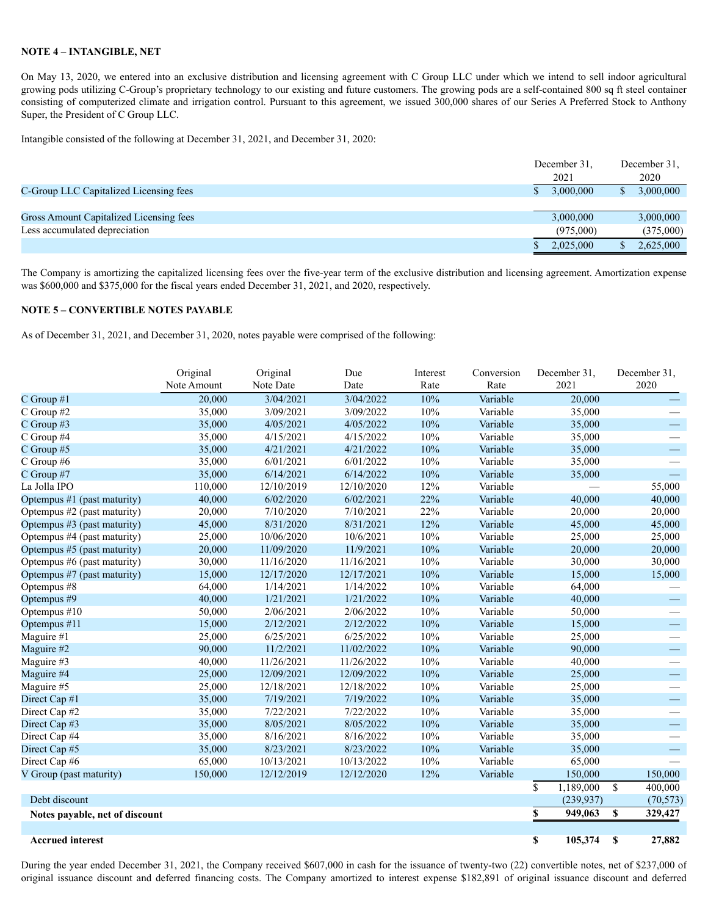**NOTE 4 – INTANGIBLE, NET**

On May 13, 2020, we entered into an exclusive distribution and licensing agreement with C Group LLC under which we intend to sell indoor agricultural growing pods utilizing C-Group's proprietary technology to our existing and future customers. The growing pods are a self-contained 800 sq ft steel container consisting of computerized climate and irrigation control. Pursuant to this agreement, we issued 300,000 shares of our Series A Preferred Stock to Anthony Super, the President of C Group LLC.

Intangible consisted of the following at December 31, 2021, and December 31, 2020:

| | December 31, 2021 | December 31, 2020 |
|---|---|---|
| C-Group LLC Capitalized Licensing fees | $ 3,000,000 | $ 3,000,000 |
| | | |
| Gross Amount Capitalized Licensing fees | 3,000,000 | 3,000,000 |
| Less accumulated depreciation | (975,000) | (375,000) |
| | $ 2,025,000 | $ 2,625,000 |

The Company is amortizing the capitalized licensing fees over the five-year term of the exclusive distribution and licensing agreement. Amortization expense was $600,000 and $375,000 for the fiscal years ended December 31, 2021, and 2020, respectively.

**NOTE 5 – CONVERTIBLE NOTES PAYABLE**

As of December 31, 2021, and December 31, 2020, notes payable were comprised of the following:

| | Original Note Amount | Original Note Date | Due Date | Interest Rate | Conversion Rate | December 31, 2021 | December 31, 2020 |
|---|---|---|---|---|---|---|---|
| C Group #1 | 20,000 | 3/04/2021 | 3/04/2022 | 10% | Variable | 20,000 | — |
| C Group #2 | 35,000 | 3/09/2021 | 3/09/2022 | 10% | Variable | 35,000 | — |
| C Group #3 | 35,000 | 4/05/2021 | 4/05/2022 | 10% | Variable | 35,000 | — |
| C Group #4 | 35,000 | 4/15/2021 | 4/15/2022 | 10% | Variable | 35,000 | — |
| C Group #5 | 35,000 | 4/21/2021 | 4/21/2022 | 10% | Variable | 35,000 | — |
| C Group #6 | 35,000 | 6/01/2021 | 6/01/2022 | 10% | Variable | 35,000 | — |
| C Group #7 | 35,000 | 6/14/2021 | 6/14/2022 | 10% | Variable | 35,000 | — |
| La Jolla IPO | 110,000 | 12/10/2019 | 12/10/2020 | 12% | Variable | — | 55,000 |
| Optempus #1 (past maturity) | 40,000 | 6/02/2020 | 6/02/2021 | 22% | Variable | 40,000 | 40,000 |
| Optempus #2 (past maturity) | 20,000 | 7/10/2020 | 7/10/2021 | 22% | Variable | 20,000 | 20,000 |
| Optempus #3 (past maturity) | 45,000 | 8/31/2020 | 8/31/2021 | 12% | Variable | 45,000 | 45,000 |
| Optempus #4 (past maturity) | 25,000 | 10/06/2020 | 10/6/2021 | 10% | Variable | 25,000 | 25,000 |
| Optempus #5 (past maturity) | 20,000 | 11/09/2020 | 11/9/2021 | 10% | Variable | 20,000 | 20,000 |
| Optempus #6 (past maturity) | 30,000 | 11/16/2020 | 11/16/2021 | 10% | Variable | 30,000 | 30,000 |
| Optempus #7 (past maturity) | 15,000 | 12/17/2020 | 12/17/2021 | 10% | Variable | 15,000 | 15,000 |
| Optempus #8 | 64,000 | 1/14/2021 | 1/14/2022 | 10% | Variable | 64,000 | — |
| Optempus #9 | 40,000 | 1/21/2021 | 1/21/2022 | 10% | Variable | 40,000 | — |
| Optempus #10 | 50,000 | 2/06/2021 | 2/06/2022 | 10% | Variable | 50,000 | — |
| Optempus #11 | 15,000 | 2/12/2021 | 2/12/2022 | 10% | Variable | 15,000 | — |
| Maguire #1 | 25,000 | 6/25/2021 | 6/25/2022 | 10% | Variable | 25,000 | — |
| Maguire #2 | 90,000 | 11/2/2021 | 11/02/2022 | 10% | Variable | 90,000 | — |
| Maguire #3 | 40,000 | 11/26/2021 | 11/26/2022 | 10% | Variable | 40,000 | — |
| Maguire #4 | 25,000 | 12/09/2021 | 12/09/2022 | 10% | Variable | 25,000 | — |
| Maguire #5 | 25,000 | 12/18/2021 | 12/18/2022 | 10% | Variable | 25,000 | — |
| Direct Cap #1 | 35,000 | 7/19/2021 | 7/19/2022 | 10% | Variable | 35,000 | — |
| Direct Cap #2 | 35,000 | 7/22/2021 | 7/22/2022 | 10% | Variable | 35,000 | — |
| Direct Cap #3 | 35,000 | 8/05/2021 | 8/05/2022 | 10% | Variable | 35,000 | — |
| Direct Cap #4 | 35,000 | 8/16/2021 | 8/16/2022 | 10% | Variable | 35,000 | — |
| Direct Cap #5 | 35,000 | 8/23/2021 | 8/23/2022 | 10% | Variable | 35,000 | — |
| Direct Cap #6 | 65,000 | 10/13/2021 | 10/13/2022 | 10% | Variable | 65,000 | — |
| V Group (past maturity) | 150,000 | 12/12/2019 | 12/12/2020 | 12% | Variable | 150,000 | 150,000 |
| | | | | | | $ 1,189,000 | $ 400,000 |
| Debt discount | | | | | | (239,937) | (70,573) |
| **Notes payable, net of discount** | | | | | | **$ 949,063** | **$ 329,427** |
| | | | | | | | |
| **Accrued interest** | | | | | | **$ 105,374** | **$ 27,882** |

During the year ended December 31, 2021, the Company received $607,000 in cash for the issuance of twenty-two (22) convertible notes, net of $237,000 of original issuance discount and deferred financing costs. The Company amortized to interest expense $182,891 of original issuance discount and deferred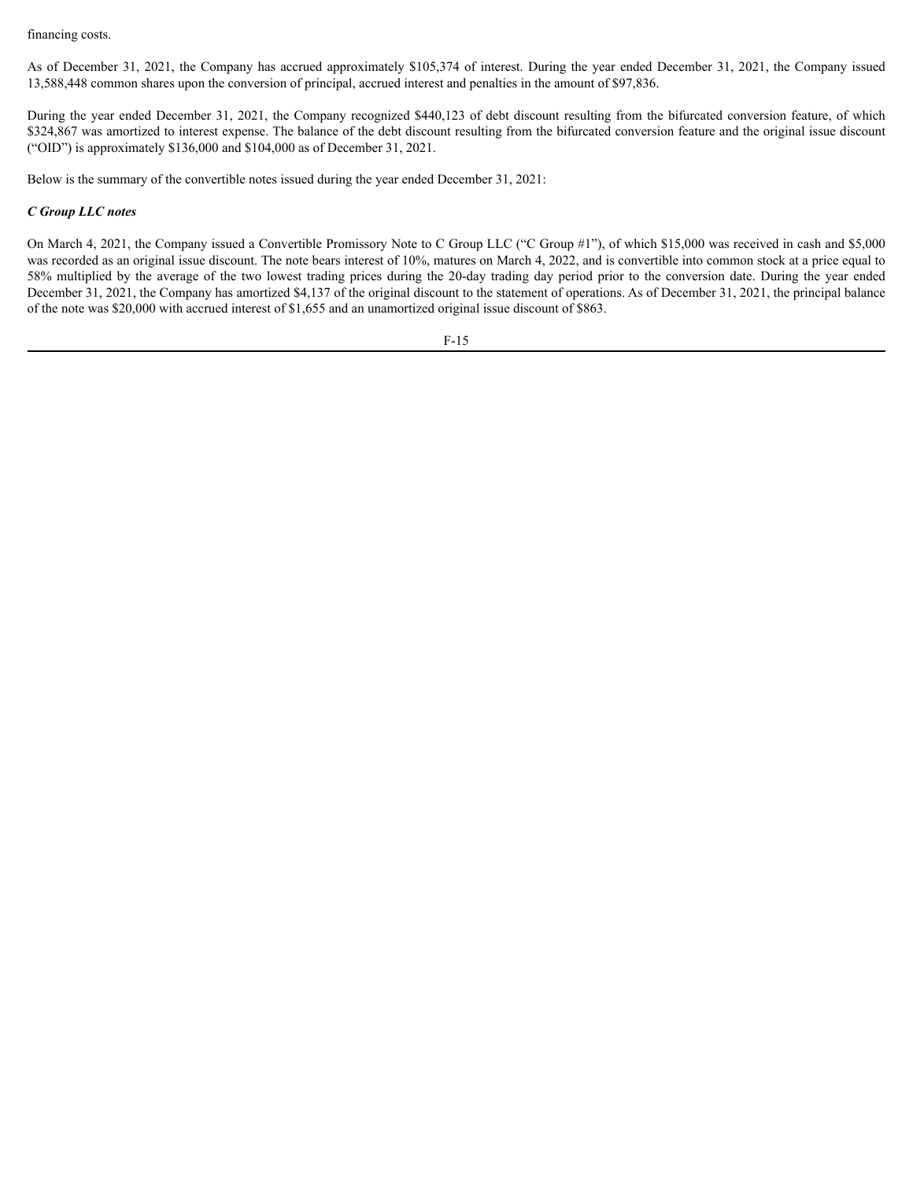financing costs.

As of December 31, 2021, the Company has accrued approximately $105,374 of interest. During the year ended December 31, 2021, the Company issued 13,588,448 common shares upon the conversion of principal, accrued interest and penalties in the amount of $97,836.

During the year ended December 31, 2021, the Company recognized $440,123 of debt discount resulting from the bifurcated conversion feature, of which $324,867 was amortized to interest expense. The balance of the debt discount resulting from the bifurcated conversion feature and the original issue discount ("OID") is approximately $136,000 and $104,000 as of December 31, 2021.

Below is the summary of the convertible notes issued during the year ended December 31, 2021:

***C Group LLC notes***

On March 4, 2021, the Company issued a Convertible Promissory Note to C Group LLC ("C Group #1"), of which $15,000 was received in cash and $5,000 was recorded as an original issue discount. The note bears interest of 10%, matures on March 4, 2022, and is convertible into common stock at a price equal to 58% multiplied by the average of the two lowest trading prices during the 20-day trading day period prior to the conversion date. During the year ended December 31, 2021, the Company has amortized $4,137 of the original discount to the statement of operations. As of December 31, 2021, the principal balance of the note was $20,000 with accrued interest of $1,655 and an unamortized original issue discount of $863.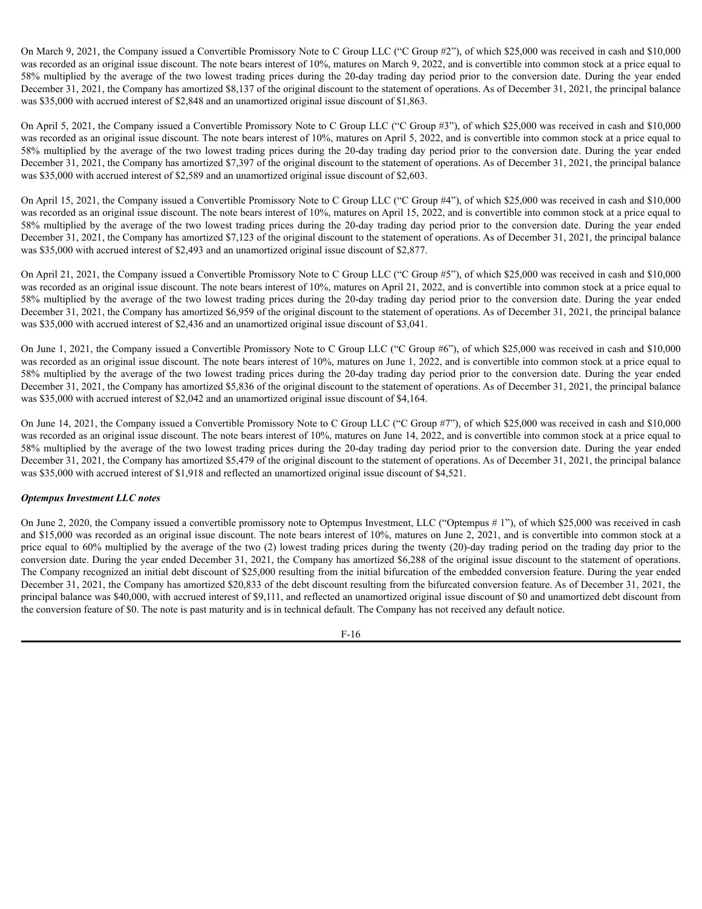On March 9, 2021, the Company issued a Convertible Promissory Note to C Group LLC ("C Group #2"), of which $25,000 was received in cash and $10,000 was recorded as an original issue discount. The note bears interest of 10%, matures on March 9, 2022, and is convertible into common stock at a price equal to 58% multiplied by the average of the two lowest trading prices during the 20-day trading day period prior to the conversion date. During the year ended December 31, 2021, the Company has amortized $8,137 of the original discount to the statement of operations. As of December 31, 2021, the principal balance was $35,000 with accrued interest of $2,848 and an unamortized original issue discount of $1,863.

On April 5, 2021, the Company issued a Convertible Promissory Note to C Group LLC ("C Group #3"), of which $25,000 was received in cash and $10,000 was recorded as an original issue discount. The note bears interest of 10%, matures on April 5, 2022, and is convertible into common stock at a price equal to 58% multiplied by the average of the two lowest trading prices during the 20-day trading day period prior to the conversion date. During the year ended December 31, 2021, the Company has amortized $7,397 of the original discount to the statement of operations. As of December 31, 2021, the principal balance was $35,000 with accrued interest of $2,589 and an unamortized original issue discount of $2,603.

On April 15, 2021, the Company issued a Convertible Promissory Note to C Group LLC ("C Group #4"), of which $25,000 was received in cash and $10,000 was recorded as an original issue discount. The note bears interest of 10%, matures on April 15, 2022, and is convertible into common stock at a price equal to 58% multiplied by the average of the two lowest trading prices during the 20-day trading day period prior to the conversion date. During the year ended December 31, 2021, the Company has amortized $7,123 of the original discount to the statement of operations. As of December 31, 2021, the principal balance was $35,000 with accrued interest of $2,493 and an unamortized original issue discount of $2,877.

On April 21, 2021, the Company issued a Convertible Promissory Note to C Group LLC ("C Group #5"), of which $25,000 was received in cash and $10,000 was recorded as an original issue discount. The note bears interest of 10%, matures on April 21, 2022, and is convertible into common stock at a price equal to 58% multiplied by the average of the two lowest trading prices during the 20-day trading day period prior to the conversion date. During the year ended December 31, 2021, the Company has amortized $6,959 of the original discount to the statement of operations. As of December 31, 2021, the principal balance was $35,000 with accrued interest of $2,436 and an unamortized original issue discount of $3,041.

On June 1, 2021, the Company issued a Convertible Promissory Note to C Group LLC ("C Group #6"), of which $25,000 was received in cash and $10,000 was recorded as an original issue discount. The note bears interest of 10%, matures on June 1, 2022, and is convertible into common stock at a price equal to 58% multiplied by the average of the two lowest trading prices during the 20-day trading day period prior to the conversion date. During the year ended December 31, 2021, the Company has amortized $5,836 of the original discount to the statement of operations. As of December 31, 2021, the principal balance was $35,000 with accrued interest of $2,042 and an unamortized original issue discount of $4,164.

On June 14, 2021, the Company issued a Convertible Promissory Note to C Group LLC ("C Group #7"), of which $25,000 was received in cash and $10,000 was recorded as an original issue discount. The note bears interest of 10%, matures on June 14, 2022, and is convertible into common stock at a price equal to 58% multiplied by the average of the two lowest trading prices during the 20-day trading day period prior to the conversion date. During the year ended December 31, 2021, the Company has amortized $5,479 of the original discount to the statement of operations. As of December 31, 2021, the principal balance was $35,000 with accrued interest of $1,918 and reflected an unamortized original issue discount of $4,521.

***Optempus Investment LLC notes***

On June 2, 2020, the Company issued a convertible promissory note to Optempus Investment, LLC ("Optempus # 1"), of which $25,000 was received in cash and $15,000 was recorded as an original issue discount. The note bears interest of 10%, matures on June 2, 2021, and is convertible into common stock at a price equal to 60% multiplied by the average of the two (2) lowest trading prices during the twenty (20)-day trading period on the trading day prior to the conversion date. During the year ended December 31, 2021, the Company has amortized $6,288 of the original issue discount to the statement of operations. The Company recognized an initial debt discount of $25,000 resulting from the initial bifurcation of the embedded conversion feature. During the year ended December 31, 2021, the Company has amortized $20,833 of the debt discount resulting from the bifurcated conversion feature. As of December 31, 2021, the principal balance was $40,000, with accrued interest of $9,111, and reflected an unamortized original issue discount of $0 and unamortized debt discount from the conversion feature of $0. The note is past maturity and is in technical default. The Company has not received any default notice.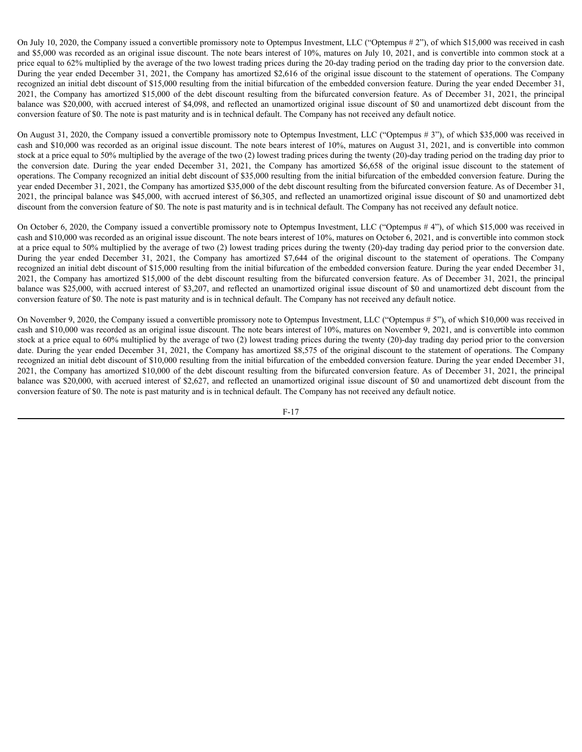On July 10, 2020, the Company issued a convertible promissory note to Optempus Investment, LLC ("Optempus # 2"), of which $15,000 was received in cash and $5,000 was recorded as an original issue discount. The note bears interest of 10%, matures on July 10, 2021, and is convertible into common stock at a price equal to 62% multiplied by the average of the two lowest trading prices during the 20-day trading period on the trading day prior to the conversion date. During the year ended December 31, 2021, the Company has amortized $2,616 of the original issue discount to the statement of operations. The Company recognized an initial debt discount of $15,000 resulting from the initial bifurcation of the embedded conversion feature. During the year ended December 31, 2021, the Company has amortized $15,000 of the debt discount resulting from the bifurcated conversion feature. As of December 31, 2021, the principal balance was $20,000, with accrued interest of $4,098, and reflected an unamortized original issue discount of $0 and unamortized debt discount from the conversion feature of $0. The note is past maturity and is in technical default. The Company has not received any default notice.

On August 31, 2020, the Company issued a convertible promissory note to Optempus Investment, LLC ("Optempus # 3"), of which $35,000 was received in cash and $10,000 was recorded as an original issue discount. The note bears interest of 10%, matures on August 31, 2021, and is convertible into common stock at a price equal to 50% multiplied by the average of the two (2) lowest trading prices during the twenty (20)-day trading period on the trading day prior to the conversion date. During the year ended December 31, 2021, the Company has amortized $6,658 of the original issue discount to the statement of operations. The Company recognized an initial debt discount of $35,000 resulting from the initial bifurcation of the embedded conversion feature. During the year ended December 31, 2021, the Company has amortized $35,000 of the debt discount resulting from the bifurcated conversion feature. As of December 31, 2021, the principal balance was $45,000, with accrued interest of $6,305, and reflected an unamortized original issue discount of $0 and unamortized debt discount from the conversion feature of $0. The note is past maturity and is in technical default. The Company has not received any default notice.

On October 6, 2020, the Company issued a convertible promissory note to Optempus Investment, LLC ("Optempus # 4"), of which $15,000 was received in cash and $10,000 was recorded as an original issue discount. The note bears interest of 10%, matures on October 6, 2021, and is convertible into common stock at a price equal to 50% multiplied by the average of two (2) lowest trading prices during the twenty (20)-day trading day period prior to the conversion date. During the year ended December 31, 2021, the Company has amortized $7,644 of the original discount to the statement of operations. The Company recognized an initial debt discount of $15,000 resulting from the initial bifurcation of the embedded conversion feature. During the year ended December 31, 2021, the Company has amortized $15,000 of the debt discount resulting from the bifurcated conversion feature. As of December 31, 2021, the principal balance was $25,000, with accrued interest of $3,207, and reflected an unamortized original issue discount of $0 and unamortized debt discount from the conversion feature of $0. The note is past maturity and is in technical default. The Company has not received any default notice.

On November 9, 2020, the Company issued a convertible promissory note to Optempus Investment, LLC ("Optempus # 5"), of which $10,000 was received in cash and $10,000 was recorded as an original issue discount. The note bears interest of 10%, matures on November 9, 2021, and is convertible into common stock at a price equal to 60% multiplied by the average of two (2) lowest trading prices during the twenty (20)-day trading day period prior to the conversion date. During the year ended December 31, 2021, the Company has amortized $8,575 of the original discount to the statement of operations. The Company recognized an initial debt discount of $10,000 resulting from the initial bifurcation of the embedded conversion feature. During the year ended December 31, 2021, the Company has amortized $10,000 of the debt discount resulting from the bifurcated conversion feature. As of December 31, 2021, the principal balance was $20,000, with accrued interest of $2,627, and reflected an unamortized original issue discount of $0 and unamortized debt discount from the conversion feature of $0. The note is past maturity and is in technical default. The Company has not received any default notice.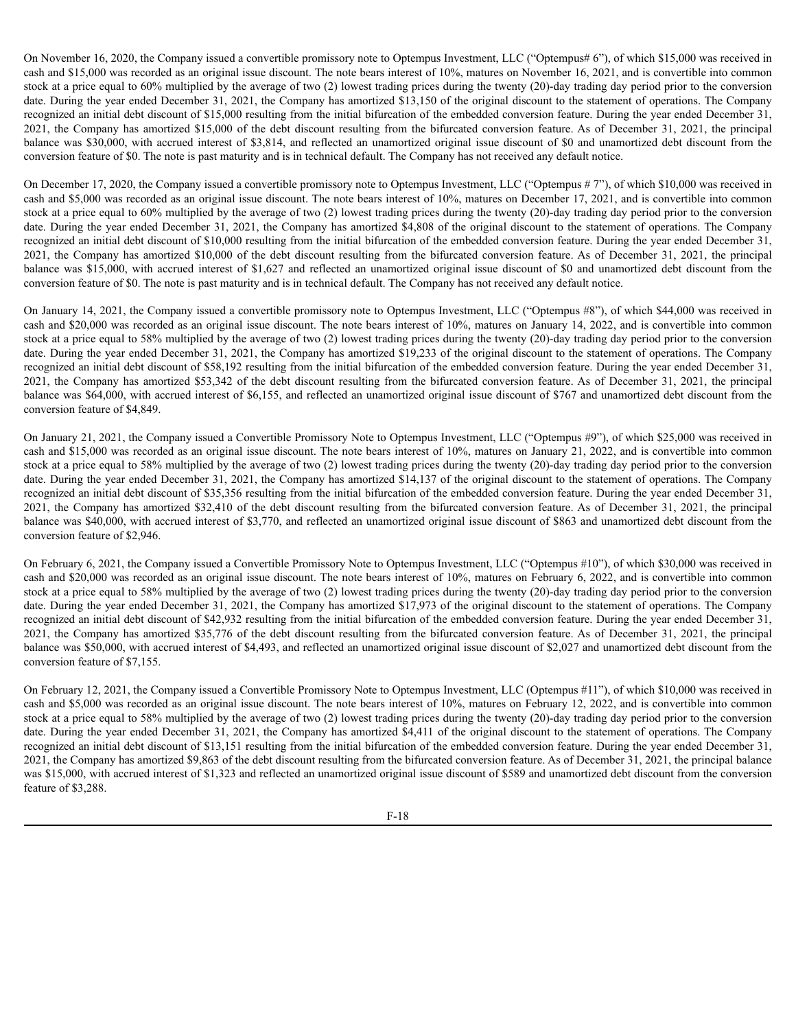On November 16, 2020, the Company issued a convertible promissory note to Optempus Investment, LLC ("Optempus# 6"), of which $15,000 was received in cash and $15,000 was recorded as an original issue discount. The note bears interest of 10%, matures on November 16, 2021, and is convertible into common stock at a price equal to 60% multiplied by the average of two (2) lowest trading prices during the twenty (20)-day trading day period prior to the conversion date. During the year ended December 31, 2021, the Company has amortized $13,150 of the original discount to the statement of operations. The Company recognized an initial debt discount of $15,000 resulting from the initial bifurcation of the embedded conversion feature. During the year ended December 31, 2021, the Company has amortized $15,000 of the debt discount resulting from the bifurcated conversion feature. As of December 31, 2021, the principal balance was $30,000, with accrued interest of $3,814, and reflected an unamortized original issue discount of $0 and unamortized debt discount from the conversion feature of $0. The note is past maturity and is in technical default. The Company has not received any default notice.

On December 17, 2020, the Company issued a convertible promissory note to Optempus Investment, LLC ("Optempus # 7"), of which $10,000 was received in cash and $5,000 was recorded as an original issue discount. The note bears interest of 10%, matures on December 17, 2021, and is convertible into common stock at a price equal to 60% multiplied by the average of two (2) lowest trading prices during the twenty (20)-day trading day period prior to the conversion date. During the year ended December 31, 2021, the Company has amortized $4,808 of the original discount to the statement of operations. The Company recognized an initial debt discount of $10,000 resulting from the initial bifurcation of the embedded conversion feature. During the year ended December 31, 2021, the Company has amortized $10,000 of the debt discount resulting from the bifurcated conversion feature. As of December 31, 2021, the principal balance was $15,000, with accrued interest of $1,627 and reflected an unamortized original issue discount of $0 and unamortized debt discount from the conversion feature of $0. The note is past maturity and is in technical default. The Company has not received any default notice.

On January 14, 2021, the Company issued a convertible promissory note to Optempus Investment, LLC ("Optempus #8"), of which $44,000 was received in cash and $20,000 was recorded as an original issue discount. The note bears interest of 10%, matures on January 14, 2022, and is convertible into common stock at a price equal to 58% multiplied by the average of two (2) lowest trading prices during the twenty (20)-day trading day period prior to the conversion date. During the year ended December 31, 2021, the Company has amortized $19,233 of the original discount to the statement of operations. The Company recognized an initial debt discount of $58,192 resulting from the initial bifurcation of the embedded conversion feature. During the year ended December 31, 2021, the Company has amortized $53,342 of the debt discount resulting from the bifurcated conversion feature. As of December 31, 2021, the principal balance was $64,000, with accrued interest of $6,155, and reflected an unamortized original issue discount of $767 and unamortized debt discount from the conversion feature of $4,849.

On January 21, 2021, the Company issued a Convertible Promissory Note to Optempus Investment, LLC ("Optempus #9"), of which $25,000 was received in cash and $15,000 was recorded as an original issue discount. The note bears interest of 10%, matures on January 21, 2022, and is convertible into common stock at a price equal to 58% multiplied by the average of two (2) lowest trading prices during the twenty (20)-day trading day period prior to the conversion date. During the year ended December 31, 2021, the Company has amortized $14,137 of the original discount to the statement of operations. The Company recognized an initial debt discount of $35,356 resulting from the initial bifurcation of the embedded conversion feature. During the year ended December 31, 2021, the Company has amortized $32,410 of the debt discount resulting from the bifurcated conversion feature. As of December 31, 2021, the principal balance was $40,000, with accrued interest of $3,770, and reflected an unamortized original issue discount of $863 and unamortized debt discount from the conversion feature of $2,946.

On February 6, 2021, the Company issued a Convertible Promissory Note to Optempus Investment, LLC ("Optempus #10"), of which $30,000 was received in cash and $20,000 was recorded as an original issue discount. The note bears interest of 10%, matures on February 6, 2022, and is convertible into common stock at a price equal to 58% multiplied by the average of two (2) lowest trading prices during the twenty (20)-day trading day period prior to the conversion date. During the year ended December 31, 2021, the Company has amortized $17,973 of the original discount to the statement of operations. The Company recognized an initial debt discount of $42,932 resulting from the initial bifurcation of the embedded conversion feature. During the year ended December 31, 2021, the Company has amortized $35,776 of the debt discount resulting from the bifurcated conversion feature. As of December 31, 2021, the principal balance was $50,000, with accrued interest of $4,493, and reflected an unamortized original issue discount of $2,027 and unamortized debt discount from the conversion feature of $7,155.

On February 12, 2021, the Company issued a Convertible Promissory Note to Optempus Investment, LLC (Optempus #11"), of which $10,000 was received in cash and $5,000 was recorded as an original issue discount. The note bears interest of 10%, matures on February 12, 2022, and is convertible into common stock at a price equal to 58% multiplied by the average of two (2) lowest trading prices during the twenty (20)-day trading day period prior to the conversion date. During the year ended December 31, 2021, the Company has amortized $4,411 of the original discount to the statement of operations. The Company recognized an initial debt discount of $13,151 resulting from the initial bifurcation of the embedded conversion feature. During the year ended December 31, 2021, the Company has amortized $9,863 of the debt discount resulting from the bifurcated conversion feature. As of December 31, 2021, the principal balance was $15,000, with accrued interest of $1,323 and reflected an unamortized original issue discount of $589 and unamortized debt discount from the conversion feature of $3,288.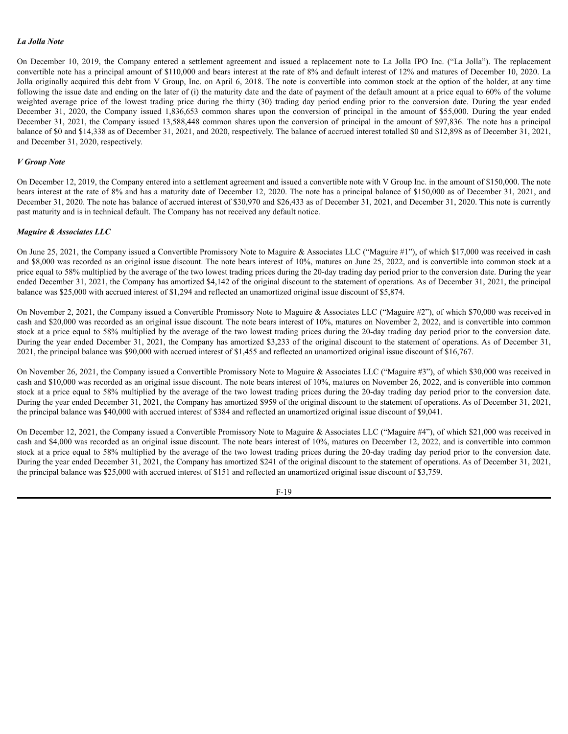***La Jolla Note***

On December 10, 2019, the Company entered a settlement agreement and issued a replacement note to La Jolla IPO Inc. ("La Jolla"). The replacement convertible note has a principal amount of $110,000 and bears interest at the rate of 8% and default interest of 12% and matures of December 10, 2020. La Jolla originally acquired this debt from V Group, Inc. on April 6, 2018. The note is convertible into common stock at the option of the holder, at any time following the issue date and ending on the later of (i) the maturity date and the date of payment of the default amount at a price equal to 60% of the volume weighted average price of the lowest trading price during the thirty (30) trading day period ending prior to the conversion date. During the year ended December 31, 2020, the Company issued 1,836,653 common shares upon the conversion of principal in the amount of $55,000. During the year ended December 31, 2021, the Company issued 13,588,448 common shares upon the conversion of principal in the amount of $97,836. The note has a principal balance of $0 and $14,338 as of December 31, 2021, and 2020, respectively. The balance of accrued interest totalled $0 and $12,898 as of December 31, 2021, and December 31, 2020, respectively.

***V Group Note***

On December 12, 2019, the Company entered into a settlement agreement and issued a convertible note with V Group Inc. in the amount of $150,000. The note bears interest at the rate of 8% and has a maturity date of December 12, 2020. The note has a principal balance of $150,000 as of December 31, 2021, and December 31, 2020. The note has balance of accrued interest of $30,970 and $26,433 as of December 31, 2021, and December 31, 2020. This note is currently past maturity and is in technical default. The Company has not received any default notice.

***Maguire & Associates LLC***

On June 25, 2021, the Company issued a Convertible Promissory Note to Maguire & Associates LLC ("Maguire #1"), of which $17,000 was received in cash and $8,000 was recorded as an original issue discount. The note bears interest of 10%, matures on June 25, 2022, and is convertible into common stock at a price equal to 58% multiplied by the average of the two lowest trading prices during the 20-day trading day period prior to the conversion date. During the year ended December 31, 2021, the Company has amortized $4,142 of the original discount to the statement of operations. As of December 31, 2021, the principal balance was $25,000 with accrued interest of $1,294 and reflected an unamortized original issue discount of $5,874.

On November 2, 2021, the Company issued a Convertible Promissory Note to Maguire & Associates LLC ("Maguire #2"), of which $70,000 was received in cash and $20,000 was recorded as an original issue discount. The note bears interest of 10%, matures on November 2, 2022, and is convertible into common stock at a price equal to 58% multiplied by the average of the two lowest trading prices during the 20-day trading day period prior to the conversion date. During the year ended December 31, 2021, the Company has amortized $3,233 of the original discount to the statement of operations. As of December 31, 2021, the principal balance was $90,000 with accrued interest of $1,455 and reflected an unamortized original issue discount of $16,767.

On November 26, 2021, the Company issued a Convertible Promissory Note to Maguire & Associates LLC ("Maguire #3"), of which $30,000 was received in cash and $10,000 was recorded as an original issue discount. The note bears interest of 10%, matures on November 26, 2022, and is convertible into common stock at a price equal to 58% multiplied by the average of the two lowest trading prices during the 20-day trading day period prior to the conversion date. During the year ended December 31, 2021, the Company has amortized $959 of the original discount to the statement of operations. As of December 31, 2021, the principal balance was $40,000 with accrued interest of $384 and reflected an unamortized original issue discount of $9,041.

On December 12, 2021, the Company issued a Convertible Promissory Note to Maguire & Associates LLC ("Maguire #4"), of which $21,000 was received in cash and $4,000 was recorded as an original issue discount. The note bears interest of 10%, matures on December 12, 2022, and is convertible into common stock at a price equal to 58% multiplied by the average of the two lowest trading prices during the 20-day trading day period prior to the conversion date. During the year ended December 31, 2021, the Company has amortized $241 of the original discount to the statement of operations. As of December 31, 2021, the principal balance was $25,000 with accrued interest of $151 and reflected an unamortized original issue discount of $3,759.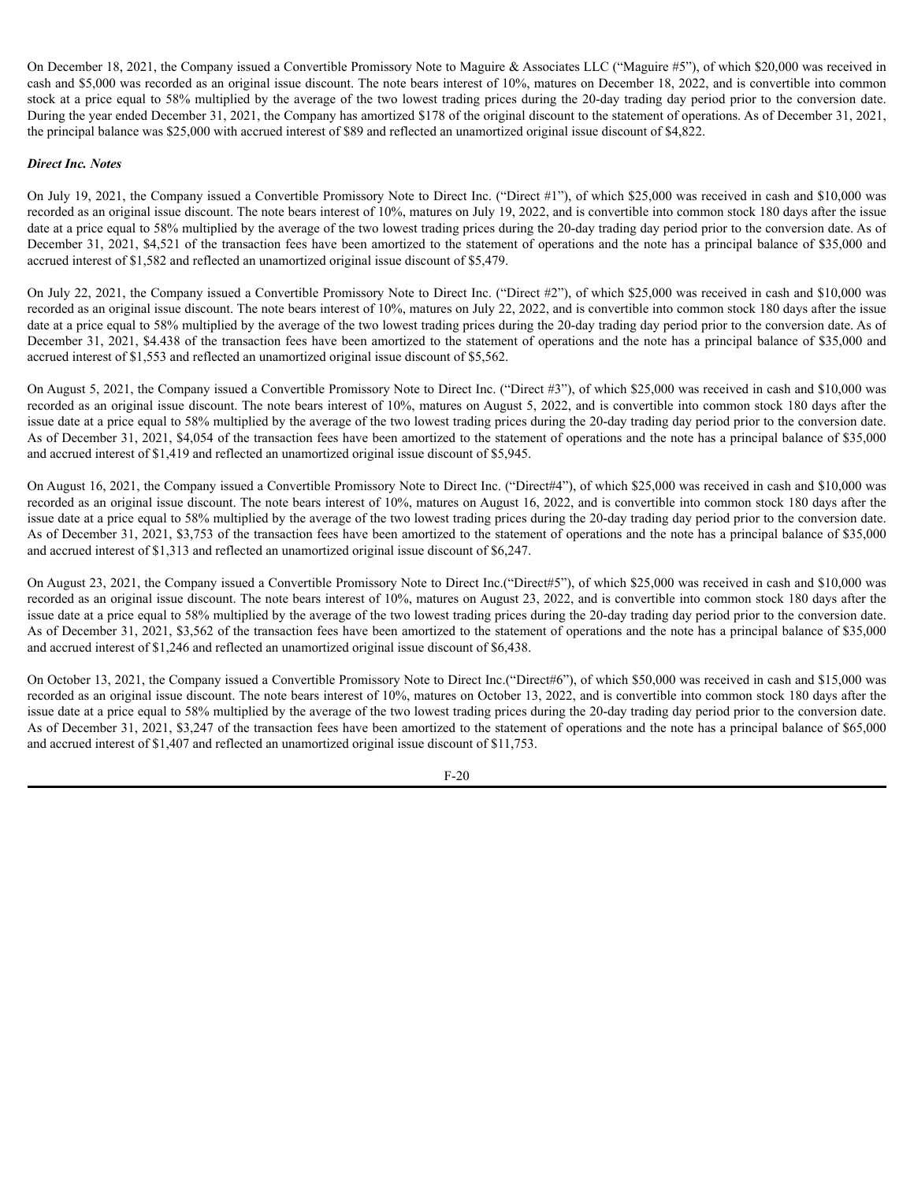On December 18, 2021, the Company issued a Convertible Promissory Note to Maguire & Associates LLC ("Maguire #5"), of which $20,000 was received in cash and $5,000 was recorded as an original issue discount. The note bears interest of 10%, matures on December 18, 2022, and is convertible into common stock at a price equal to 58% multiplied by the average of the two lowest trading prices during the 20-day trading day period prior to the conversion date. During the year ended December 31, 2021, the Company has amortized $178 of the original discount to the statement of operations. As of December 31, 2021, the principal balance was $25,000 with accrued interest of $89 and reflected an unamortized original issue discount of $4,822.

***Direct Inc. Notes***

On July 19, 2021, the Company issued a Convertible Promissory Note to Direct Inc. ("Direct #1"), of which $25,000 was received in cash and $10,000 was recorded as an original issue discount. The note bears interest of 10%, matures on July 19, 2022, and is convertible into common stock 180 days after the issue date at a price equal to 58% multiplied by the average of the two lowest trading prices during the 20-day trading day period prior to the conversion date. As of December 31, 2021, $4,521 of the transaction fees have been amortized to the statement of operations and the note has a principal balance of $35,000 and accrued interest of $1,582 and reflected an unamortized original issue discount of $5,479.

On July 22, 2021, the Company issued a Convertible Promissory Note to Direct Inc. ("Direct #2"), of which $25,000 was received in cash and $10,000 was recorded as an original issue discount. The note bears interest of 10%, matures on July 22, 2022, and is convertible into common stock 180 days after the issue date at a price equal to 58% multiplied by the average of the two lowest trading prices during the 20-day trading day period prior to the conversion date. As of December 31, 2021, $4.438 of the transaction fees have been amortized to the statement of operations and the note has a principal balance of $35,000 and accrued interest of $1,553 and reflected an unamortized original issue discount of $5,562.

On August 5, 2021, the Company issued a Convertible Promissory Note to Direct Inc. ("Direct #3"), of which $25,000 was received in cash and $10,000 was recorded as an original issue discount. The note bears interest of 10%, matures on August 5, 2022, and is convertible into common stock 180 days after the issue date at a price equal to 58% multiplied by the average of the two lowest trading prices during the 20-day trading day period prior to the conversion date. As of December 31, 2021, $4,054 of the transaction fees have been amortized to the statement of operations and the note has a principal balance of $35,000 and accrued interest of $1,419 and reflected an unamortized original issue discount of $5,945.

On August 16, 2021, the Company issued a Convertible Promissory Note to Direct Inc. ("Direct#4"), of which $25,000 was received in cash and $10,000 was recorded as an original issue discount. The note bears interest of 10%, matures on August 16, 2022, and is convertible into common stock 180 days after the issue date at a price equal to 58% multiplied by the average of the two lowest trading prices during the 20-day trading day period prior to the conversion date. As of December 31, 2021, $3,753 of the transaction fees have been amortized to the statement of operations and the note has a principal balance of $35,000 and accrued interest of $1,313 and reflected an unamortized original issue discount of $6,247.

On August 23, 2021, the Company issued a Convertible Promissory Note to Direct Inc.("Direct#5"), of which $25,000 was received in cash and $10,000 was recorded as an original issue discount. The note bears interest of 10%, matures on August 23, 2022, and is convertible into common stock 180 days after the issue date at a price equal to 58% multiplied by the average of the two lowest trading prices during the 20-day trading day period prior to the conversion date. As of December 31, 2021, $3,562 of the transaction fees have been amortized to the statement of operations and the note has a principal balance of $35,000 and accrued interest of $1,246 and reflected an unamortized original issue discount of $6,438.

On October 13, 2021, the Company issued a Convertible Promissory Note to Direct Inc.("Direct#6"), of which $50,000 was received in cash and $15,000 was recorded as an original issue discount. The note bears interest of 10%, matures on October 13, 2022, and is convertible into common stock 180 days after the issue date at a price equal to 58% multiplied by the average of the two lowest trading prices during the 20-day trading day period prior to the conversion date. As of December 31, 2021, $3,247 of the transaction fees have been amortized to the statement of operations and the note has a principal balance of $65,000 and accrued interest of $1,407 and reflected an unamortized original issue discount of $11,753.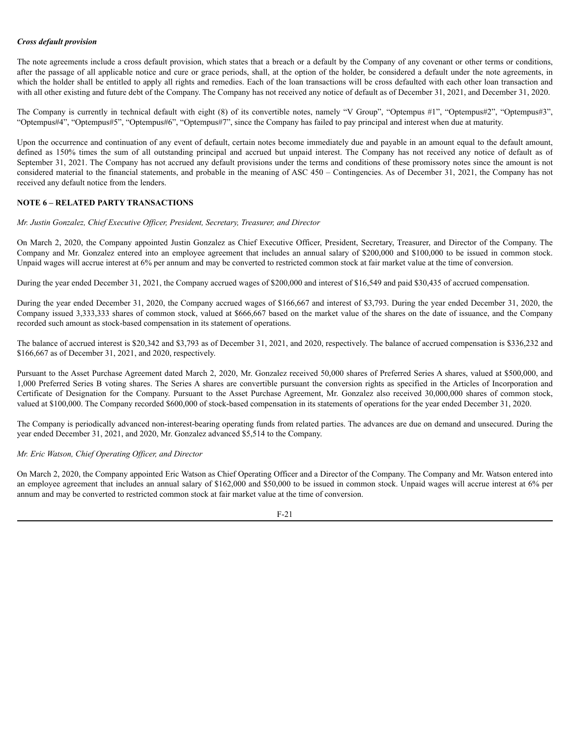***Cross default provision***

The note agreements include a cross default provision, which states that a breach or a default by the Company of any covenant or other terms or conditions, after the passage of all applicable notice and cure or grace periods, shall, at the option of the holder, be considered a default under the note agreements, in which the holder shall be entitled to apply all rights and remedies. Each of the loan transactions will be cross defaulted with each other loan transaction and with all other existing and future debt of the Company. The Company has not received any notice of default as of December 31, 2021, and December 31, 2020.

The Company is currently in technical default with eight (8) of its convertible notes, namely "V Group", "Optempus #1", "Optempus#2", "Optempus#3", "Optempus#4", "Optempus#5", "Optempus#6", "Optempus#7", since the Company has failed to pay principal and interest when due at maturity.

Upon the occurrence and continuation of any event of default, certain notes become immediately due and payable in an amount equal to the default amount, defined as 150% times the sum of all outstanding principal and accrued but unpaid interest. The Company has not received any notice of default as of September 31, 2021. The Company has not accrued any default provisions under the terms and conditions of these promissory notes since the amount is not considered material to the financial statements, and probable in the meaning of ASC 450 – Contingencies. As of December 31, 2021, the Company has not received any default notice from the lenders.

## NOTE 6 – RELATED PARTY TRANSACTIONS

*Mr. Justin Gonzalez, Chief Executive Officer, President, Secretary, Treasurer, and Director*

On March 2, 2020, the Company appointed Justin Gonzalez as Chief Executive Officer, President, Secretary, Treasurer, and Director of the Company. The Company and Mr. Gonzalez entered into an employee agreement that includes an annual salary of $200,000 and $100,000 to be issued in common stock. Unpaid wages will accrue interest at 6% per annum and may be converted to restricted common stock at fair market value at the time of conversion.

During the year ended December 31, 2021, the Company accrued wages of $200,000 and interest of $16,549 and paid $30,435 of accrued compensation.

During the year ended December 31, 2020, the Company accrued wages of $166,667 and interest of $3,793. During the year ended December 31, 2020, the Company issued 3,333,333 shares of common stock, valued at $666,667 based on the market value of the shares on the date of issuance, and the Company recorded such amount as stock-based compensation in its statement of operations.

The balance of accrued interest is $20,342 and $3,793 as of December 31, 2021, and 2020, respectively. The balance of accrued compensation is $336,232 and $166,667 as of December 31, 2021, and 2020, respectively.

Pursuant to the Asset Purchase Agreement dated March 2, 2020, Mr. Gonzalez received 50,000 shares of Preferred Series A shares, valued at $500,000, and 1,000 Preferred Series B voting shares. The Series A shares are convertible pursuant the conversion rights as specified in the Articles of Incorporation and Certificate of Designation for the Company. Pursuant to the Asset Purchase Agreement, Mr. Gonzalez also received 30,000,000 shares of common stock, valued at $100,000. The Company recorded $600,000 of stock-based compensation in its statements of operations for the year ended December 31, 2020.

The Company is periodically advanced non-interest-bearing operating funds from related parties. The advances are due on demand and unsecured. During the year ended December 31, 2021, and 2020, Mr. Gonzalez advanced $5,514 to the Company.

*Mr. Eric Watson, Chief Operating Officer, and Director*

On March 2, 2020, the Company appointed Eric Watson as Chief Operating Officer and a Director of the Company. The Company and Mr. Watson entered into an employee agreement that includes an annual salary of $162,000 and $50,000 to be issued in common stock. Unpaid wages will accrue interest at 6% per annum and may be converted to restricted common stock at fair market value at the time of conversion.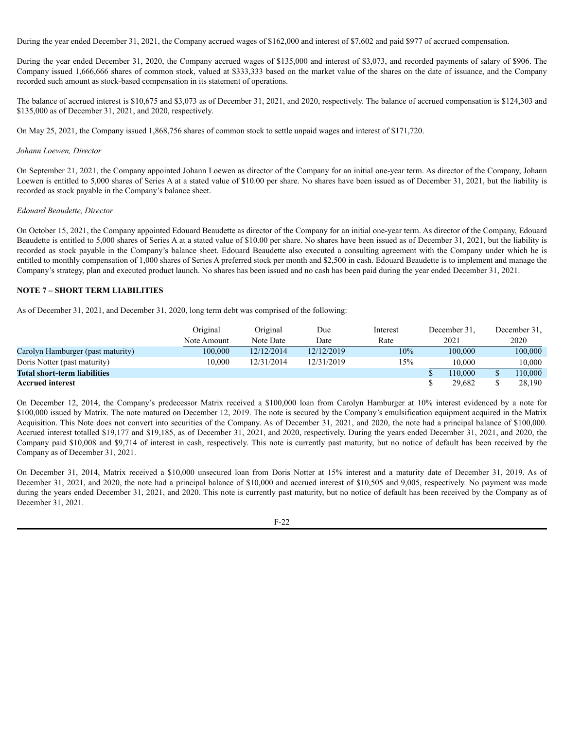During the year ended December 31, 2021, the Company accrued wages of $162,000 and interest of $7,602 and paid $977 of accrued compensation.

During the year ended December 31, 2020, the Company accrued wages of $135,000 and interest of $3,073, and recorded payments of salary of $906. The Company issued 1,666,666 shares of common stock, valued at $333,333 based on the market value of the shares on the date of issuance, and the Company recorded such amount as stock-based compensation in its statement of operations.

The balance of accrued interest is $10,675 and $3,073 as of December 31, 2021, and 2020, respectively. The balance of accrued compensation is $124,303 and $135,000 as of December 31, 2021, and 2020, respectively.

On May 25, 2021, the Company issued 1,868,756 shares of common stock to settle unpaid wages and interest of $171,720.

*Johann Loewen, Director*

On September 21, 2021, the Company appointed Johann Loewen as director of the Company for an initial one-year term. As director of the Company, Johann Loewen is entitled to 5,000 shares of Series A at a stated value of $10.00 per share. No shares have been issued as of December 31, 2021, but the liability is recorded as stock payable in the Company's balance sheet.

*Edouard Beaudette, Director*

On October 15, 2021, the Company appointed Edouard Beaudette as director of the Company for an initial one-year term. As director of the Company, Edouard Beaudette is entitled to 5,000 shares of Series A at a stated value of $10.00 per share. No shares have been issued as of December 31, 2021, but the liability is recorded as stock payable in the Company's balance sheet. Edouard Beaudette also executed a consulting agreement with the Company under which he is entitled to monthly compensation of 1,000 shares of Series A preferred stock per month and $2,500 in cash. Edouard Beaudette is to implement and manage the Company's strategy, plan and executed product launch. No shares has been issued and no cash has been paid during the year ended December 31, 2021.

## NOTE 7 – SHORT TERM LIABILITIES

As of December 31, 2021, and December 31, 2020, long term debt was comprised of the following:

| | Original Note Amount | Original Note Date | Due Date | Interest Rate | December 31, 2021 | December 31, 2020 |
|---|---|---|---|---|---|---|
| Carolyn Hamburger (past maturity) | 100,000 | 12/12/2014 | 12/12/2019 | 10% | 100,000 | 100,000 |
| Doris Notter (past maturity) | 10,000 | 12/31/2014 | 12/31/2019 | 15% | 10,000 | 10,000 |
| **Total short-term liabilities** | | | | | $ 110,000 | $ 110,000 |
| **Accrued interest** | | | | | $ 29,682 | $ 28,190 |

On December 12, 2014, the Company's predecessor Matrix received a $100,000 loan from Carolyn Hamburger at 10% interest evidenced by a note for $100,000 issued by Matrix. The note matured on December 12, 2019. The note is secured by the Company's emulsification equipment acquired in the Matrix Acquisition. This Note does not convert into securities of the Company. As of December 31, 2021, and 2020, the note had a principal balance of $100,000. Accrued interest totalled $19,177 and $19,185, as of December 31, 2021, and 2020, respectively. During the years ended December 31, 2021, and 2020, the Company paid $10,008 and $9,714 of interest in cash, respectively. This note is currently past maturity, but no notice of default has been received by the Company as of December 31, 2021.

On December 31, 2014, Matrix received a $10,000 unsecured loan from Doris Notter at 15% interest and a maturity date of December 31, 2019. As of December 31, 2021, and 2020, the note had a principal balance of $10,000 and accrued interest of $10,505 and 9,005, respectively. No payment was made during the years ended December 31, 2021, and 2020. This note is currently past maturity, but no notice of default has been received by the Company as of December 31, 2021.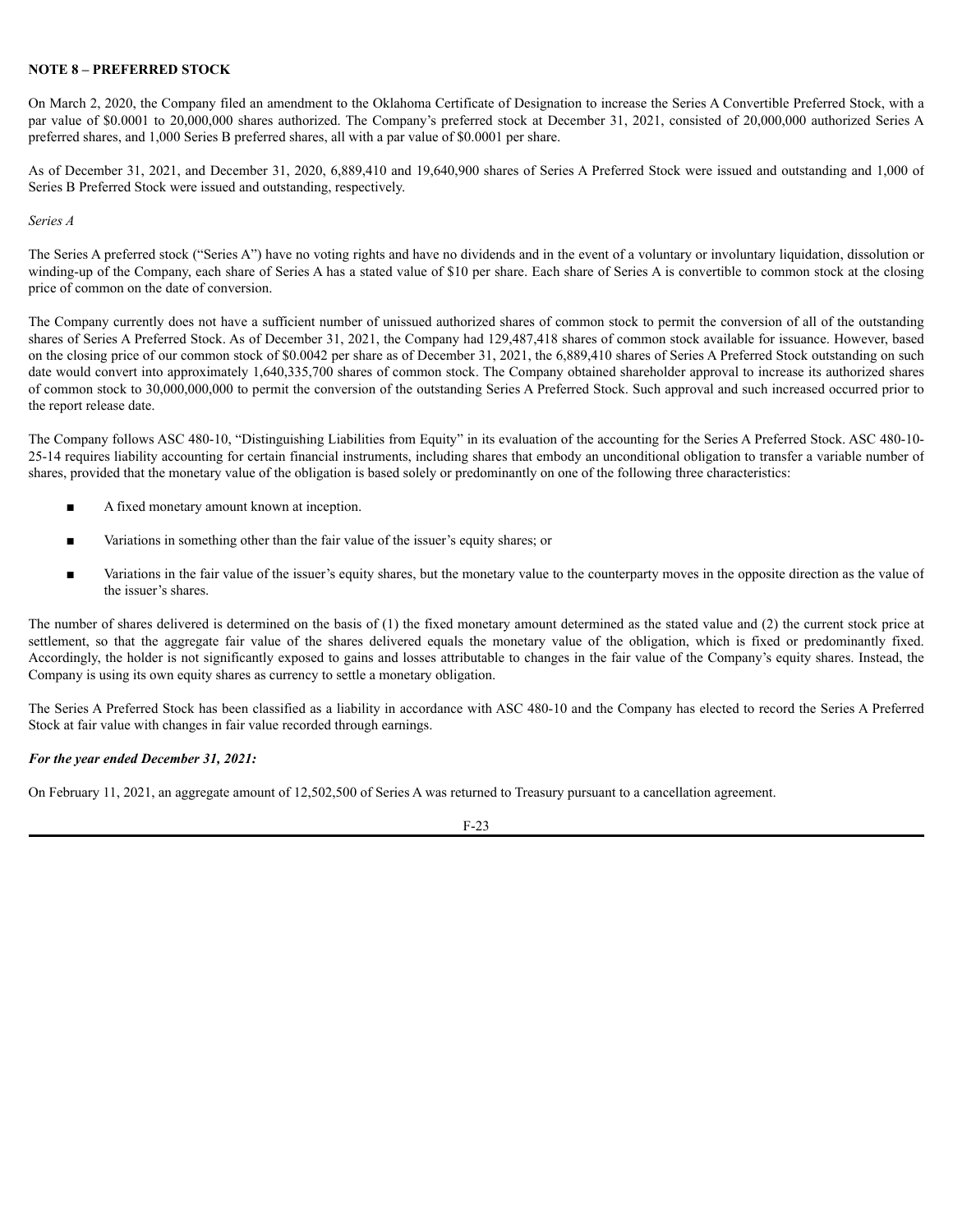**NOTE 8 – PREFERRED STOCK**

On March 2, 2020, the Company filed an amendment to the Oklahoma Certificate of Designation to increase the Series A Convertible Preferred Stock, with a par value of $0.0001 to 20,000,000 shares authorized. The Company's preferred stock at December 31, 2021, consisted of 20,000,000 authorized Series A preferred shares, and 1,000 Series B preferred shares, all with a par value of $0.0001 per share.

As of December 31, 2021, and December 31, 2020, 6,889,410 and 19,640,900 shares of Series A Preferred Stock were issued and outstanding and 1,000 of Series B Preferred Stock were issued and outstanding, respectively.

*Series A*

The Series A preferred stock ("Series A") have no voting rights and have no dividends and in the event of a voluntary or involuntary liquidation, dissolution or winding-up of the Company, each share of Series A has a stated value of $10 per share. Each share of Series A is convertible to common stock at the closing price of common on the date of conversion.

The Company currently does not have a sufficient number of unissued authorized shares of common stock to permit the conversion of all of the outstanding shares of Series A Preferred Stock. As of December 31, 2021, the Company had 129,487,418 shares of common stock available for issuance. However, based on the closing price of our common stock of $0.0042 per share as of December 31, 2021, the 6,889,410 shares of Series A Preferred Stock outstanding on such date would convert into approximately 1,640,335,700 shares of common stock. The Company obtained shareholder approval to increase its authorized shares of common stock to 30,000,000,000 to permit the conversion of the outstanding Series A Preferred Stock. Such approval and such increased occurred prior to the report release date.

The Company follows ASC 480-10, "Distinguishing Liabilities from Equity" in its evaluation of the accounting for the Series A Preferred Stock. ASC 480-10-25-14 requires liability accounting for certain financial instruments, including shares that embody an unconditional obligation to transfer a variable number of shares, provided that the monetary value of the obligation is based solely or predominantly on one of the following three characteristics:

- A fixed monetary amount known at inception.
- Variations in something other than the fair value of the issuer's equity shares; or
- Variations in the fair value of the issuer's equity shares, but the monetary value to the counterparty moves in the opposite direction as the value of the issuer's shares.

The number of shares delivered is determined on the basis of (1) the fixed monetary amount determined as the stated value and (2) the current stock price at settlement, so that the aggregate fair value of the shares delivered equals the monetary value of the obligation, which is fixed or predominantly fixed. Accordingly, the holder is not significantly exposed to gains and losses attributable to changes in the fair value of the Company's equity shares. Instead, the Company is using its own equity shares as currency to settle a monetary obligation.

The Series A Preferred Stock has been classified as a liability in accordance with ASC 480-10 and the Company has elected to record the Series A Preferred Stock at fair value with changes in fair value recorded through earnings.

***For the year ended December 31, 2021:***

On February 11, 2021, an aggregate amount of 12,502,500 of Series A was returned to Treasury pursuant to a cancellation agreement.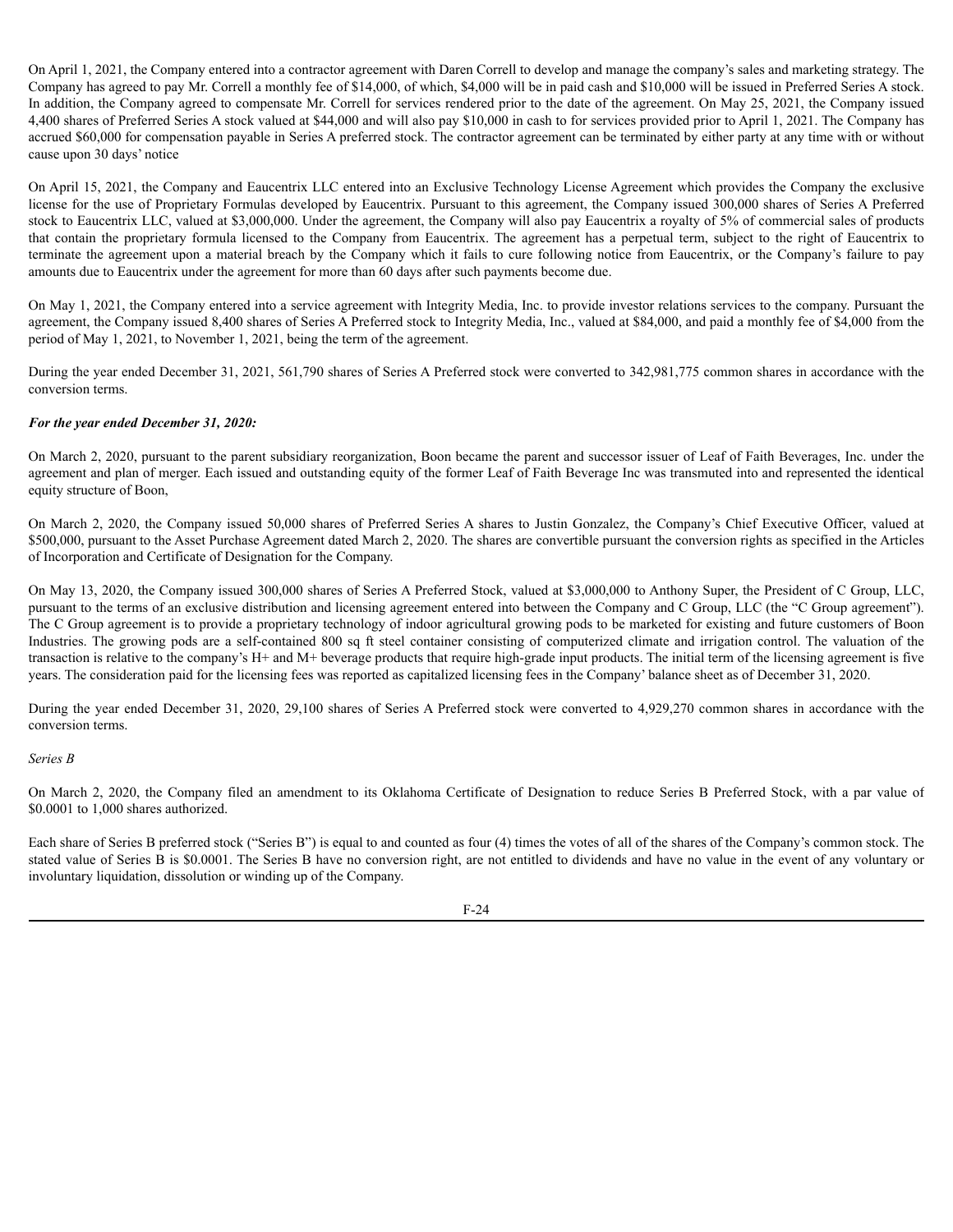On April 1, 2021, the Company entered into a contractor agreement with Daren Correll to develop and manage the company's sales and marketing strategy. The Company has agreed to pay Mr. Correll a monthly fee of $14,000, of which, $4,000 will be in paid cash and $10,000 will be issued in Preferred Series A stock. In addition, the Company agreed to compensate Mr. Correll for services rendered prior to the date of the agreement. On May 25, 2021, the Company issued 4,400 shares of Preferred Series A stock valued at $44,000 and will also pay $10,000 in cash to for services provided prior to April 1, 2021. The Company has accrued $60,000 for compensation payable in Series A preferred stock. The contractor agreement can be terminated by either party at any time with or without cause upon 30 days' notice

On April 15, 2021, the Company and Eaucentrix LLC entered into an Exclusive Technology License Agreement which provides the Company the exclusive license for the use of Proprietary Formulas developed by Eaucentrix. Pursuant to this agreement, the Company issued 300,000 shares of Series A Preferred stock to Eaucentrix LLC, valued at $3,000,000. Under the agreement, the Company will also pay Eaucentrix a royalty of 5% of commercial sales of products that contain the proprietary formula licensed to the Company from Eaucentrix. The agreement has a perpetual term, subject to the right of Eaucentrix to terminate the agreement upon a material breach by the Company which it fails to cure following notice from Eaucentrix, or the Company's failure to pay amounts due to Eaucentrix under the agreement for more than 60 days after such payments become due.

On May 1, 2021, the Company entered into a service agreement with Integrity Media, Inc. to provide investor relations services to the company. Pursuant the agreement, the Company issued 8,400 shares of Series A Preferred stock to Integrity Media, Inc., valued at $84,000, and paid a monthly fee of $4,000 from the period of May 1, 2021, to November 1, 2021, being the term of the agreement.

During the year ended December 31, 2021, 561,790 shares of Series A Preferred stock were converted to 342,981,775 common shares in accordance with the conversion terms.

***For the year ended December 31, 2020:***

On March 2, 2020, pursuant to the parent subsidiary reorganization, Boon became the parent and successor issuer of Leaf of Faith Beverages, Inc. under the agreement and plan of merger. Each issued and outstanding equity of the former Leaf of Faith Beverage Inc was transmuted into and represented the identical equity structure of Boon,

On March 2, 2020, the Company issued 50,000 shares of Preferred Series A shares to Justin Gonzalez, the Company's Chief Executive Officer, valued at $500,000, pursuant to the Asset Purchase Agreement dated March 2, 2020. The shares are convertible pursuant the conversion rights as specified in the Articles of Incorporation and Certificate of Designation for the Company.

On May 13, 2020, the Company issued 300,000 shares of Series A Preferred Stock, valued at $3,000,000 to Anthony Super, the President of C Group, LLC, pursuant to the terms of an exclusive distribution and licensing agreement entered into between the Company and C Group, LLC (the "C Group agreement"). The C Group agreement is to provide a proprietary technology of indoor agricultural growing pods to be marketed for existing and future customers of Boon Industries. The growing pods are a self-contained 800 sq ft steel container consisting of computerized climate and irrigation control. The valuation of the transaction is relative to the company's H+ and M+ beverage products that require high-grade input products. The initial term of the licensing agreement is five years. The consideration paid for the licensing fees was reported as capitalized licensing fees in the Company' balance sheet as of December 31, 2020.

During the year ended December 31, 2020, 29,100 shares of Series A Preferred stock were converted to 4,929,270 common shares in accordance with the conversion terms.

*Series B*

On March 2, 2020, the Company filed an amendment to its Oklahoma Certificate of Designation to reduce Series B Preferred Stock, with a par value of $0.0001 to 1,000 shares authorized.

Each share of Series B preferred stock ("Series B") is equal to and counted as four (4) times the votes of all of the shares of the Company's common stock. The stated value of Series B is $0.0001. The Series B have no conversion right, are not entitled to dividends and have no value in the event of any voluntary or involuntary liquidation, dissolution or winding up of the Company.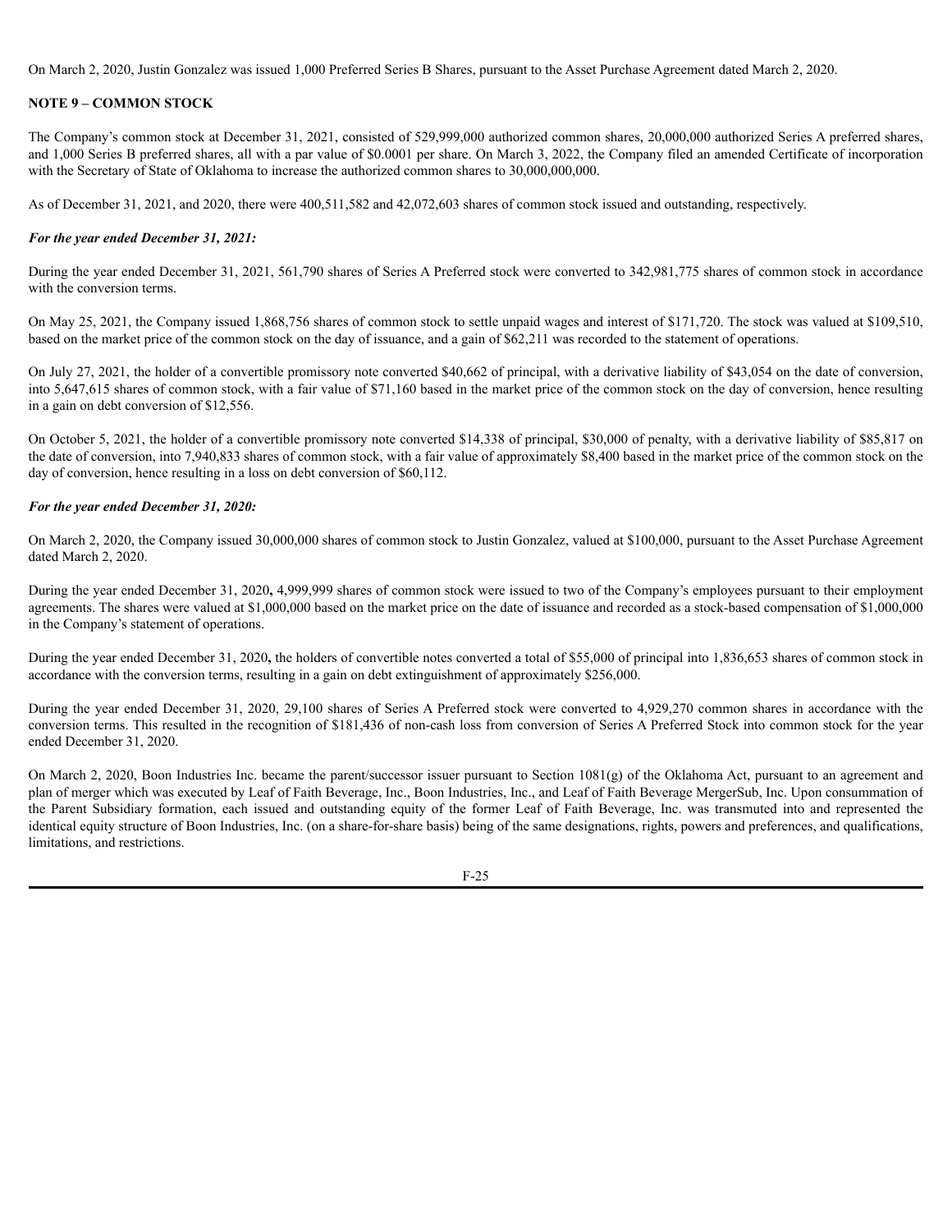On March 2, 2020, Justin Gonzalez was issued 1,000 Preferred Series B Shares, pursuant to the Asset Purchase Agreement dated March 2, 2020.

**NOTE 9 – COMMON STOCK**

The Company's common stock at December 31, 2021, consisted of 529,999,000 authorized common shares, 20,000,000 authorized Series A preferred shares, and 1,000 Series B preferred shares, all with a par value of $0.0001 per share. On March 3, 2022, the Company filed an amended Certificate of incorporation with the Secretary of State of Oklahoma to increase the authorized common shares to 30,000,000,000.

As of December 31, 2021, and 2020, there were 400,511,582 and 42,072,603 shares of common stock issued and outstanding, respectively.

***For the year ended December 31, 2021:***

During the year ended December 31, 2021, 561,790 shares of Series A Preferred stock were converted to 342,981,775 shares of common stock in accordance with the conversion terms.

On May 25, 2021, the Company issued 1,868,756 shares of common stock to settle unpaid wages and interest of $171,720. The stock was valued at $109,510, based on the market price of the common stock on the day of issuance, and a gain of $62,211 was recorded to the statement of operations.

On July 27, 2021, the holder of a convertible promissory note converted $40,662 of principal, with a derivative liability of $43,054 on the date of conversion, into 5,647,615 shares of common stock, with a fair value of $71,160 based in the market price of the common stock on the day of conversion, hence resulting in a gain on debt conversion of $12,556.

On October 5, 2021, the holder of a convertible promissory note converted $14,338 of principal, $30,000 of penalty, with a derivative liability of $85,817 on the date of conversion, into 7,940,833 shares of common stock, with a fair value of approximately $8,400 based in the market price of the common stock on the day of conversion, hence resulting in a loss on debt conversion of $60,112.

***For the year ended December 31, 2020:***

On March 2, 2020, the Company issued 30,000,000 shares of common stock to Justin Gonzalez, valued at $100,000, pursuant to the Asset Purchase Agreement dated March 2, 2020.

During the year ended December 31, 2020**,** 4,999,999 shares of common stock were issued to two of the Company's employees pursuant to their employment agreements. The shares were valued at $1,000,000 based on the market price on the date of issuance and recorded as a stock-based compensation of $1,000,000 in the Company's statement of operations.

During the year ended December 31, 2020**,** the holders of convertible notes converted a total of $55,000 of principal into 1,836,653 shares of common stock in accordance with the conversion terms, resulting in a gain on debt extinguishment of approximately $256,000.

During the year ended December 31, 2020, 29,100 shares of Series A Preferred stock were converted to 4,929,270 common shares in accordance with the conversion terms. This resulted in the recognition of $181,436 of non-cash loss from conversion of Series A Preferred Stock into common stock for the year ended December 31, 2020.

On March 2, 2020, Boon Industries Inc. became the parent/successor issuer pursuant to Section 1081(g) of the Oklahoma Act, pursuant to an agreement and plan of merger which was executed by Leaf of Faith Beverage, Inc., Boon Industries, Inc., and Leaf of Faith Beverage MergerSub, Inc. Upon consummation of the Parent Subsidiary formation, each issued and outstanding equity of the former Leaf of Faith Beverage, Inc. was transmuted into and represented the identical equity structure of Boon Industries, Inc. (on a share-for-share basis) being of the same designations, rights, powers and preferences, and qualifications, limitations, and restrictions.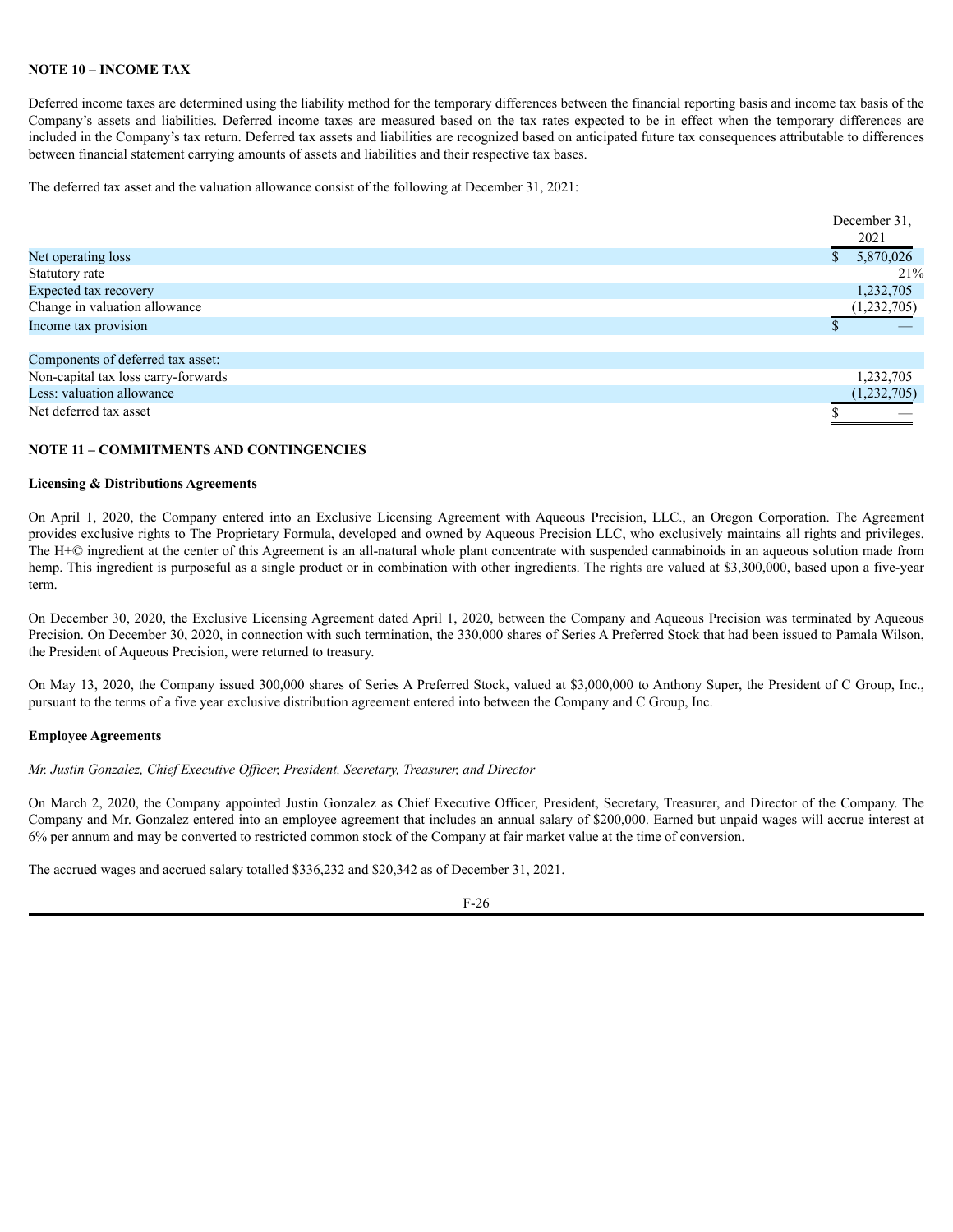## NOTE 10 – INCOME TAX

Deferred income taxes are determined using the liability method for the temporary differences between the financial reporting basis and income tax basis of the Company's assets and liabilities. Deferred income taxes are measured based on the tax rates expected to be in effect when the temporary differences are included in the Company's tax return. Deferred tax assets and liabilities are recognized based on anticipated future tax consequences attributable to differences between financial statement carrying amounts of assets and liabilities and their respective tax bases.

The deferred tax asset and the valuation allowance consist of the following at December 31, 2021:

| | December 31, 2021 |
|---|---|
| Net operating loss | $ 5,870,026 |
| Statutory rate | 21% |
| Expected tax recovery | 1,232,705 |
| Change in valuation allowance | (1,232,705) |
| Income tax provision | $ — |
| | |
| Components of deferred tax asset: | |
| Non-capital tax loss carry-forwards | 1,232,705 |
| Less: valuation allowance | (1,232,705) |
| Net deferred tax asset | $ — |

## NOTE 11 – COMMITMENTS AND CONTINGENCIES

### Licensing & Distributions Agreements

On April 1, 2020, the Company entered into an Exclusive Licensing Agreement with Aqueous Precision, LLC., an Oregon Corporation. The Agreement provides exclusive rights to The Proprietary Formula, developed and owned by Aqueous Precision LLC, who exclusively maintains all rights and privileges. The H+© ingredient at the center of this Agreement is an all-natural whole plant concentrate with suspended cannabinoids in an aqueous solution made from hemp. This ingredient is purposeful as a single product or in combination with other ingredients. The rights are valued at $3,300,000, based upon a five-year term.

On December 30, 2020, the Exclusive Licensing Agreement dated April 1, 2020, between the Company and Aqueous Precision was terminated by Aqueous Precision. On December 30, 2020, in connection with such termination, the 330,000 shares of Series A Preferred Stock that had been issued to Pamala Wilson, the President of Aqueous Precision, were returned to treasury.

On May 13, 2020, the Company issued 300,000 shares of Series A Preferred Stock, valued at $3,000,000 to Anthony Super, the President of C Group, Inc., pursuant to the terms of a five year exclusive distribution agreement entered into between the Company and C Group, Inc.

### Employee Agreements

*Mr. Justin Gonzalez, Chief Executive Officer, President, Secretary, Treasurer, and Director*

On March 2, 2020, the Company appointed Justin Gonzalez as Chief Executive Officer, President, Secretary, Treasurer, and Director of the Company. The Company and Mr. Gonzalez entered into an employee agreement that includes an annual salary of $200,000. Earned but unpaid wages will accrue interest at 6% per annum and may be converted to restricted common stock of the Company at fair market value at the time of conversion.

The accrued wages and accrued salary totalled $336,232 and $20,342 as of December 31, 2021.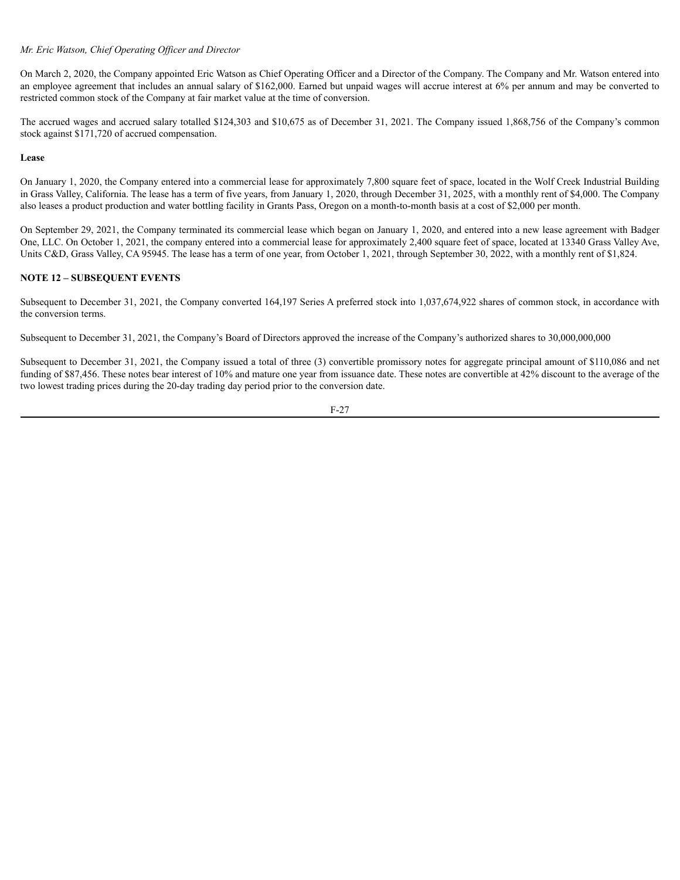*Mr. Eric Watson, Chief Operating Officer and Director*

On March 2, 2020, the Company appointed Eric Watson as Chief Operating Officer and a Director of the Company. The Company and Mr. Watson entered into an employee agreement that includes an annual salary of $162,000. Earned but unpaid wages will accrue interest at 6% per annum and may be converted to restricted common stock of the Company at fair market value at the time of conversion.

The accrued wages and accrued salary totalled $124,303 and $10,675 as of December 31, 2021. The Company issued 1,868,756 of the Company's common stock against $171,720 of accrued compensation.

**Lease**

On January 1, 2020, the Company entered into a commercial lease for approximately 7,800 square feet of space, located in the Wolf Creek Industrial Building in Grass Valley, California. The lease has a term of five years, from January 1, 2020, through December 31, 2025, with a monthly rent of $4,000. The Company also leases a product production and water bottling facility in Grants Pass, Oregon on a month-to-month basis at a cost of $2,000 per month.

On September 29, 2021, the Company terminated its commercial lease which began on January 1, 2020, and entered into a new lease agreement with Badger One, LLC. On October 1, 2021, the company entered into a commercial lease for approximately 2,400 square feet of space, located at 13340 Grass Valley Ave, Units C&D, Grass Valley, CA 95945. The lease has a term of one year, from October 1, 2021, through September 30, 2022, with a monthly rent of $1,824.

**NOTE 12 – SUBSEQUENT EVENTS**

Subsequent to December 31, 2021, the Company converted 164,197 Series A preferred stock into 1,037,674,922 shares of common stock, in accordance with the conversion terms.

Subsequent to December 31, 2021, the Company's Board of Directors approved the increase of the Company's authorized shares to 30,000,000,000

Subsequent to December 31, 2021, the Company issued a total of three (3) convertible promissory notes for aggregate principal amount of $110,086 and net funding of $87,456. These notes bear interest of 10% and mature one year from issuance date. These notes are convertible at 42% discount to the average of the two lowest trading prices during the 20-day trading day period prior to the conversion date.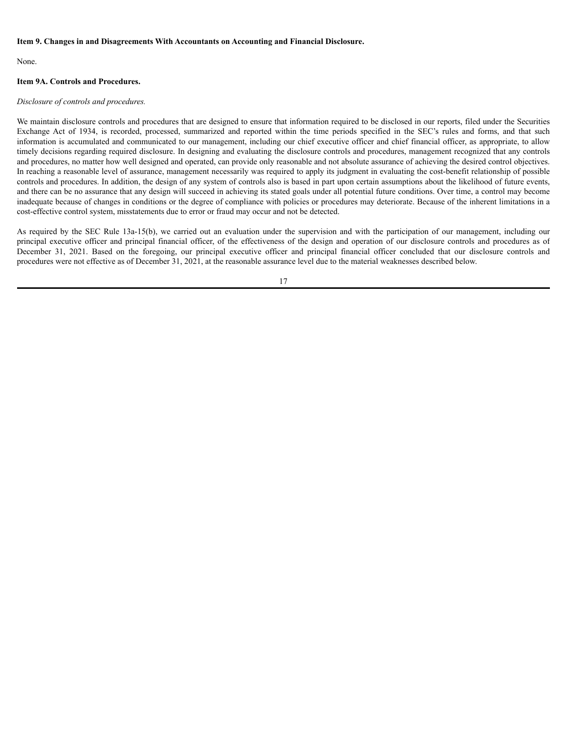**Item 9. Changes in and Disagreements With Accountants on Accounting and Financial Disclosure.**

None.

**Item 9A. Controls and Procedures.**

*Disclosure of controls and procedures.*

We maintain disclosure controls and procedures that are designed to ensure that information required to be disclosed in our reports, filed under the Securities Exchange Act of 1934, is recorded, processed, summarized and reported within the time periods specified in the SEC's rules and forms, and that such information is accumulated and communicated to our management, including our chief executive officer and chief financial officer, as appropriate, to allow timely decisions regarding required disclosure. In designing and evaluating the disclosure controls and procedures, management recognized that any controls and procedures, no matter how well designed and operated, can provide only reasonable and not absolute assurance of achieving the desired control objectives. In reaching a reasonable level of assurance, management necessarily was required to apply its judgment in evaluating the cost-benefit relationship of possible controls and procedures. In addition, the design of any system of controls also is based in part upon certain assumptions about the likelihood of future events, and there can be no assurance that any design will succeed in achieving its stated goals under all potential future conditions. Over time, a control may become inadequate because of changes in conditions or the degree of compliance with policies or procedures may deteriorate. Because of the inherent limitations in a cost-effective control system, misstatements due to error or fraud may occur and not be detected.

As required by the SEC Rule 13a-15(b), we carried out an evaluation under the supervision and with the participation of our management, including our principal executive officer and principal financial officer, of the effectiveness of the design and operation of our disclosure controls and procedures as of December 31, 2021. Based on the foregoing, our principal executive officer and principal financial officer concluded that our disclosure controls and procedures were not effective as of December 31, 2021, at the reasonable assurance level due to the material weaknesses described below.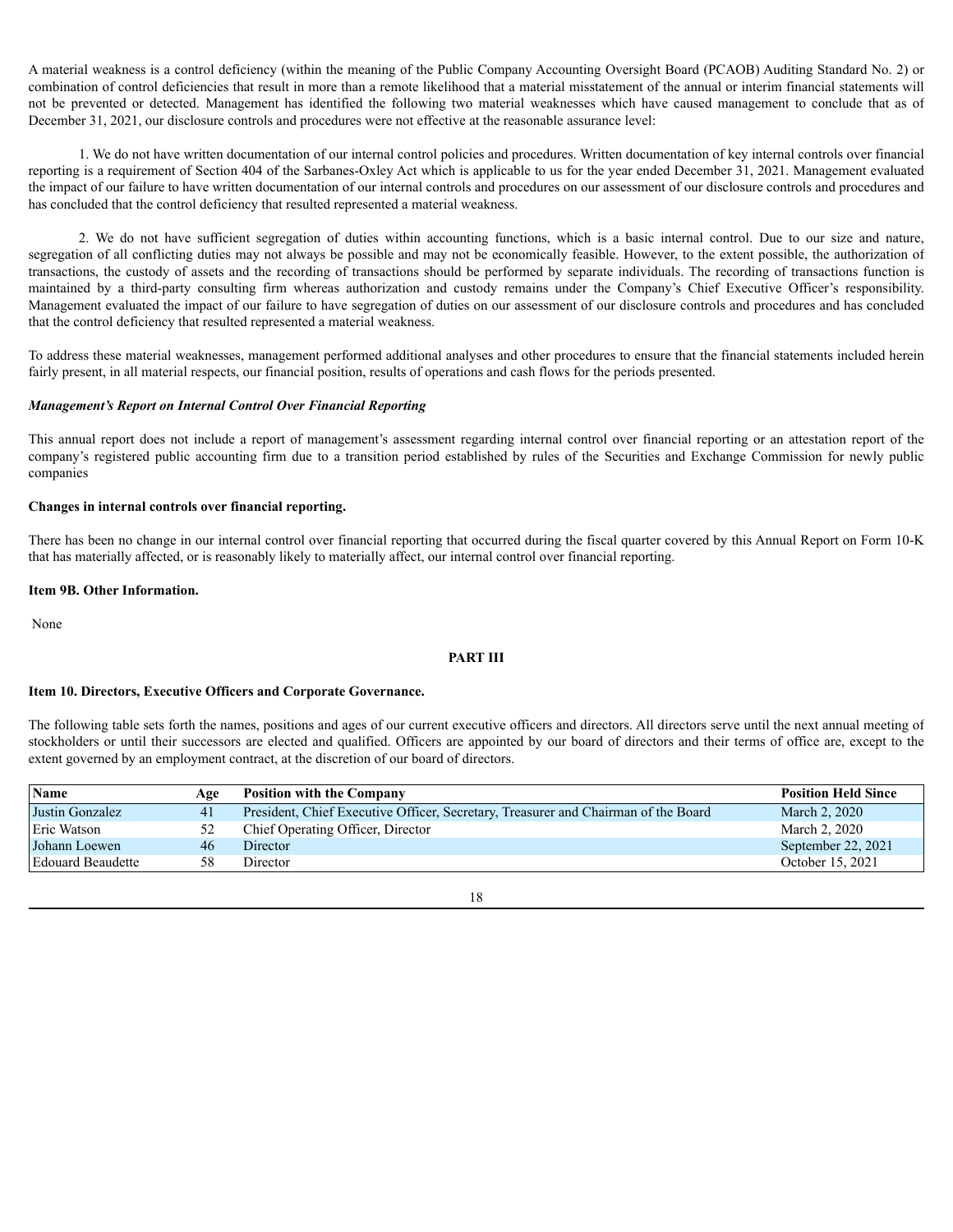A material weakness is a control deficiency (within the meaning of the Public Company Accounting Oversight Board (PCAOB) Auditing Standard No. 2) or combination of control deficiencies that result in more than a remote likelihood that a material misstatement of the annual or interim financial statements will not be prevented or detected. Management has identified the following two material weaknesses which have caused management to conclude that as of December 31, 2021, our disclosure controls and procedures were not effective at the reasonable assurance level:

1. We do not have written documentation of our internal control policies and procedures. Written documentation of key internal controls over financial reporting is a requirement of Section 404 of the Sarbanes-Oxley Act which is applicable to us for the year ended December 31, 2021. Management evaluated the impact of our failure to have written documentation of our internal controls and procedures on our assessment of our disclosure controls and procedures and has concluded that the control deficiency that resulted represented a material weakness.

2. We do not have sufficient segregation of duties within accounting functions, which is a basic internal control. Due to our size and nature, segregation of all conflicting duties may not always be possible and may not be economically feasible. However, to the extent possible, the authorization of transactions, the custody of assets and the recording of transactions should be performed by separate individuals. The recording of transactions function is maintained by a third-party consulting firm whereas authorization and custody remains under the Company's Chief Executive Officer's responsibility. Management evaluated the impact of our failure to have segregation of duties on our assessment of our disclosure controls and procedures and has concluded that the control deficiency that resulted represented a material weakness.

To address these material weaknesses, management performed additional analyses and other procedures to ensure that the financial statements included herein fairly present, in all material respects, our financial position, results of operations and cash flows for the periods presented.

***Management's Report on Internal Control Over Financial Reporting***

This annual report does not include a report of management's assessment regarding internal control over financial reporting or an attestation report of the company's registered public accounting firm due to a transition period established by rules of the Securities and Exchange Commission for newly public companies

**Changes in internal controls over financial reporting.**

There has been no change in our internal control over financial reporting that occurred during the fiscal quarter covered by this Annual Report on Form 10-K that has materially affected, or is reasonably likely to materially affect, our internal control over financial reporting.

**Item 9B. Other Information.**

None

## PART III

**Item 10. Directors, Executive Officers and Corporate Governance.**

The following table sets forth the names, positions and ages of our current executive officers and directors. All directors serve until the next annual meeting of stockholders or until their successors are elected and qualified. Officers are appointed by our board of directors and their terms of office are, except to the extent governed by an employment contract, at the discretion of our board of directors.

| Name | Age | Position with the Company | Position Held Since |
|---|---|---|---|
| Justin Gonzalez | 41 | President, Chief Executive Officer, Secretary, Treasurer and Chairman of the Board | March 2, 2020 |
| Eric Watson | 52 | Chief Operating Officer, Director | March 2, 2020 |
| Johann Loewen | 46 | Director | September 22, 2021 |
| Edouard Beaudette | 58 | Director | October 15, 2021 |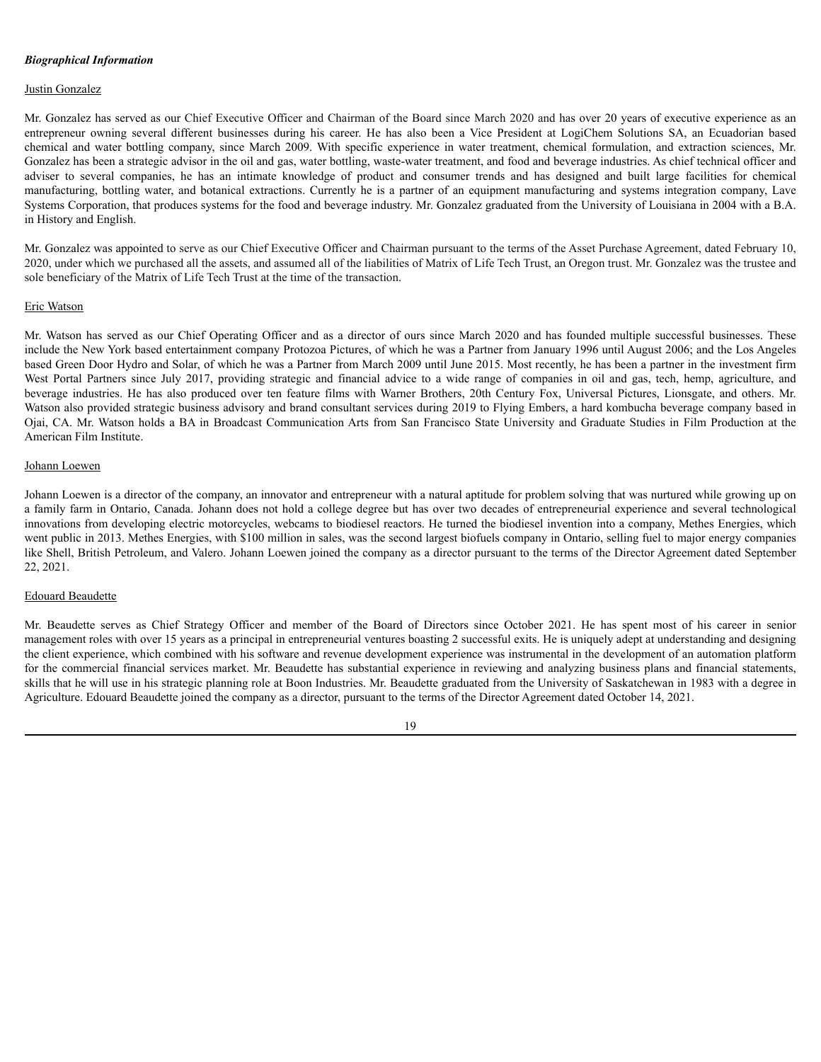***Biographical Information***

Justin Gonzalez

Mr. Gonzalez has served as our Chief Executive Officer and Chairman of the Board since March 2020 and has over 20 years of executive experience as an entrepreneur owning several different businesses during his career. He has also been a Vice President at LogiChem Solutions SA, an Ecuadorian based chemical and water bottling company, since March 2009. With specific experience in water treatment, chemical formulation, and extraction sciences, Mr. Gonzalez has been a strategic advisor in the oil and gas, water bottling, waste-water treatment, and food and beverage industries. As chief technical officer and adviser to several companies, he has an intimate knowledge of product and consumer trends and has designed and built large facilities for chemical manufacturing, bottling water, and botanical extractions. Currently he is a partner of an equipment manufacturing and systems integration company, Lave Systems Corporation, that produces systems for the food and beverage industry. Mr. Gonzalez graduated from the University of Louisiana in 2004 with a B.A. in History and English.

Mr. Gonzalez was appointed to serve as our Chief Executive Officer and Chairman pursuant to the terms of the Asset Purchase Agreement, dated February 10, 2020, under which we purchased all the assets, and assumed all of the liabilities of Matrix of Life Tech Trust, an Oregon trust. Mr. Gonzalez was the trustee and sole beneficiary of the Matrix of Life Tech Trust at the time of the transaction.

Eric Watson

Mr. Watson has served as our Chief Operating Officer and as a director of ours since March 2020 and has founded multiple successful businesses. These include the New York based entertainment company Protozoa Pictures, of which he was a Partner from January 1996 until August 2006; and the Los Angeles based Green Door Hydro and Solar, of which he was a Partner from March 2009 until June 2015. Most recently, he has been a partner in the investment firm West Portal Partners since July 2017, providing strategic and financial advice to a wide range of companies in oil and gas, tech, hemp, agriculture, and beverage industries. He has also produced over ten feature films with Warner Brothers, 20th Century Fox, Universal Pictures, Lionsgate, and others. Mr. Watson also provided strategic business advisory and brand consultant services during 2019 to Flying Embers, a hard kombucha beverage company based in Ojai, CA. Mr. Watson holds a BA in Broadcast Communication Arts from San Francisco State University and Graduate Studies in Film Production at the American Film Institute.

Johann Loewen

Johann Loewen is a director of the company, an innovator and entrepreneur with a natural aptitude for problem solving that was nurtured while growing up on a family farm in Ontario, Canada. Johann does not hold a college degree but has over two decades of entrepreneurial experience and several technological innovations from developing electric motorcycles, webcams to biodiesel reactors. He turned the biodiesel invention into a company, Methes Energies, which went public in 2013. Methes Energies, with $100 million in sales, was the second largest biofuels company in Ontario, selling fuel to major energy companies like Shell, British Petroleum, and Valero. Johann Loewen joined the company as a director pursuant to the terms of the Director Agreement dated September 22, 2021.

Edouard Beaudette

Mr. Beaudette serves as Chief Strategy Officer and member of the Board of Directors since October 2021. He has spent most of his career in senior management roles with over 15 years as a principal in entrepreneurial ventures boasting 2 successful exits. He is uniquely adept at understanding and designing the client experience, which combined with his software and revenue development experience was instrumental in the development of an automation platform for the commercial financial services market. Mr. Beaudette has substantial experience in reviewing and analyzing business plans and financial statements, skills that he will use in his strategic planning role at Boon Industries. Mr. Beaudette graduated from the University of Saskatchewan in 1983 with a degree in Agriculture. Edouard Beaudette joined the company as a director, pursuant to the terms of the Director Agreement dated October 14, 2021.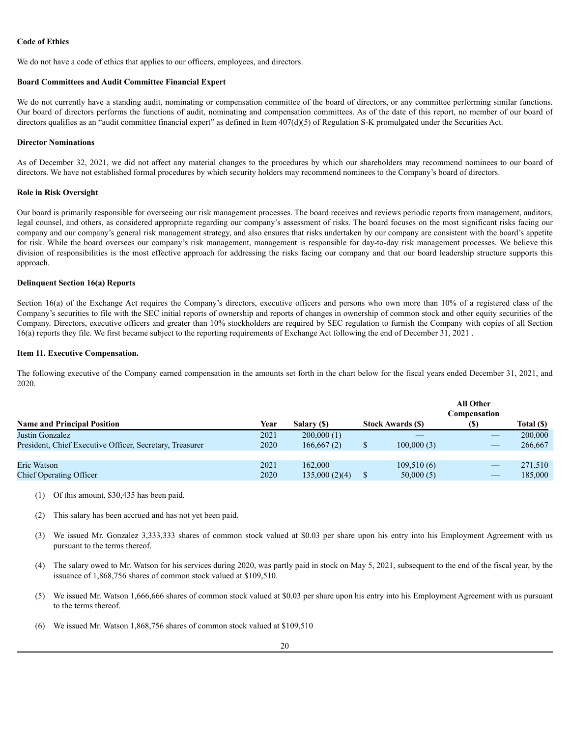**Code of Ethics**

We do not have a code of ethics that applies to our officers, employees, and directors.

**Board Committees and Audit Committee Financial Expert**

We do not currently have a standing audit, nominating or compensation committee of the board of directors, or any committee performing similar functions. Our board of directors performs the functions of audit, nominating and compensation committees. As of the date of this report, no member of our board of directors qualifies as an "audit committee financial expert" as defined in Item 407(d)(5) of Regulation S-K promulgated under the Securities Act.

**Director Nominations**

As of December 32, 2021, we did not affect any material changes to the procedures by which our shareholders may recommend nominees to our board of directors. We have not established formal procedures by which security holders may recommend nominees to the Company's board of directors.

**Role in Risk Oversight**

Our board is primarily responsible for overseeing our risk management processes. The board receives and reviews periodic reports from management, auditors, legal counsel, and others, as considered appropriate regarding our company's assessment of risks. The board focuses on the most significant risks facing our company and our company's general risk management strategy, and also ensures that risks undertaken by our company are consistent with the board's appetite for risk. While the board oversees our company's risk management, management is responsible for day-to-day risk management processes. We believe this division of responsibilities is the most effective approach for addressing the risks facing our company and that our board leadership structure supports this approach.

**Delinquent Section 16(a) Reports**

Section 16(a) of the Exchange Act requires the Company's directors, executive officers and persons who own more than 10% of a registered class of the Company's securities to file with the SEC initial reports of ownership and reports of changes in ownership of common stock and other equity securities of the Company. Directors, executive officers and greater than 10% stockholders are required by SEC regulation to furnish the Company with copies of all Section 16(a) reports they file. We first became subject to the reporting requirements of Exchange Act following the end of December 31, 2021 .

**Item 11. Executive Compensation.**

The following executive of the Company earned compensation in the amounts set forth in the chart below for the fiscal years ended December 31, 2021, and 2020.

| Name and Principal Position | Year | Salary ($) | Stock Awards ($) | All Other Compensation ($) | Total ($) |
|---|---|---|---|---|---|
| Justin Gonzalez | 2021 | 200,000 (1) | — | — | 200,000 |
| President, Chief Executive Officer, Secretary, Treasurer | 2020 | 166,667 (2) | $ 100,000 (3) | — | 266,667 |
| | | | | | |
| Eric Watson | 2021 | 162,000 | 109,510 (6) | — | 271,510 |
| Chief Operating Officer | 2020 | 135,000 (2)(4) | $ 50,000 (5) | — | 185,000 |

(1) Of this amount, $30,435 has been paid.

(2) This salary has been accrued and has not yet been paid.

(3) We issued Mr. Gonzalez 3,333,333 shares of common stock valued at $0.03 per share upon his entry into his Employment Agreement with us pursuant to the terms thereof.

(4) The salary owed to Mr. Watson for his services during 2020, was partly paid in stock on May 5, 2021, subsequent to the end of the fiscal year, by the issuance of 1,868,756 shares of common stock valued at $109,510.

(5) We issued Mr. Watson 1,666,666 shares of common stock valued at $0.03 per share upon his entry into his Employment Agreement with us pursuant to the terms thereof.

(6) We issued Mr. Watson 1,868,756 shares of common stock valued at $109,510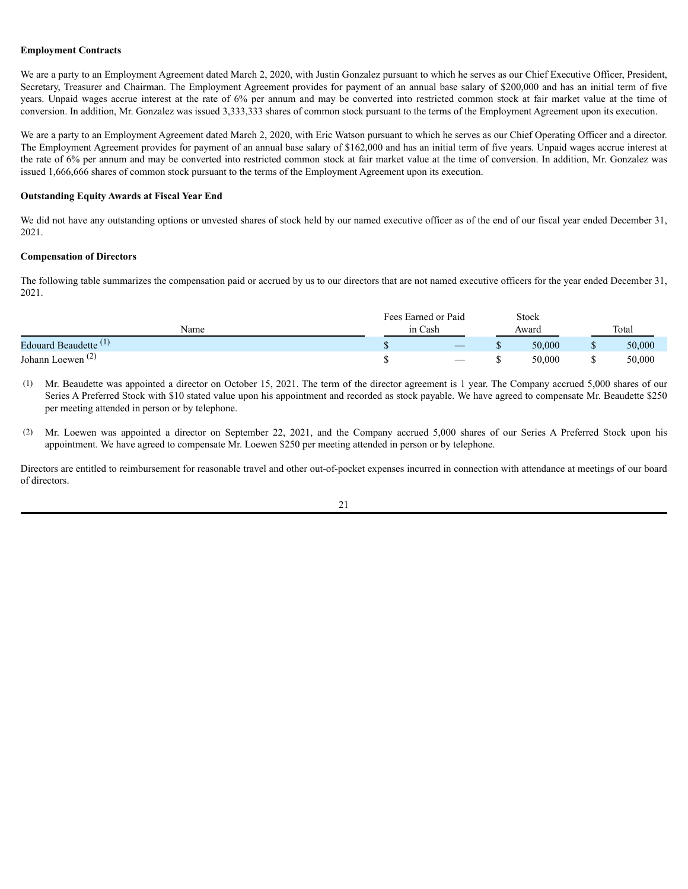**Employment Contracts**

We are a party to an Employment Agreement dated March 2, 2020, with Justin Gonzalez pursuant to which he serves as our Chief Executive Officer, President, Secretary, Treasurer and Chairman. The Employment Agreement provides for payment of an annual base salary of $200,000 and has an initial term of five years. Unpaid wages accrue interest at the rate of 6% per annum and may be converted into restricted common stock at fair market value at the time of conversion. In addition, Mr. Gonzalez was issued 3,333,333 shares of common stock pursuant to the terms of the Employment Agreement upon its execution.

We are a party to an Employment Agreement dated March 2, 2020, with Eric Watson pursuant to which he serves as our Chief Operating Officer and a director. The Employment Agreement provides for payment of an annual base salary of $162,000 and has an initial term of five years. Unpaid wages accrue interest at the rate of 6% per annum and may be converted into restricted common stock at fair market value at the time of conversion. In addition, Mr. Gonzalez was issued 1,666,666 shares of common stock pursuant to the terms of the Employment Agreement upon its execution.

**Outstanding Equity Awards at Fiscal Year End**

We did not have any outstanding options or unvested shares of stock held by our named executive officer as of the end of our fiscal year ended December 31, 2021.

**Compensation of Directors**

The following table summarizes the compensation paid or accrued by us to our directors that are not named executive officers for the year ended December 31, 2021.

| Name | Fees Earned or Paid in Cash | Stock Award | Total |
|---|---|---|---|
| Edouard Beaudette [(1)] | $ — | $ 50,000 | $ 50,000 |
| Johann Loewen [(2)] | $ — | $ 50,000 | $ 50,000 |

(1) Mr. Beaudette was appointed a director on October 15, 2021. The term of the director agreement is 1 year. The Company accrued 5,000 shares of our Series A Preferred Stock with $10 stated value upon his appointment and recorded as stock payable. We have agreed to compensate Mr. Beaudette $250 per meeting attended in person or by telephone.

(2) Mr. Loewen was appointed a director on September 22, 2021, and the Company accrued 5,000 shares of our Series A Preferred Stock upon his appointment. We have agreed to compensate Mr. Loewen $250 per meeting attended in person or by telephone.

Directors are entitled to reimbursement for reasonable travel and other out-of-pocket expenses incurred in connection with attendance at meetings of our board of directors.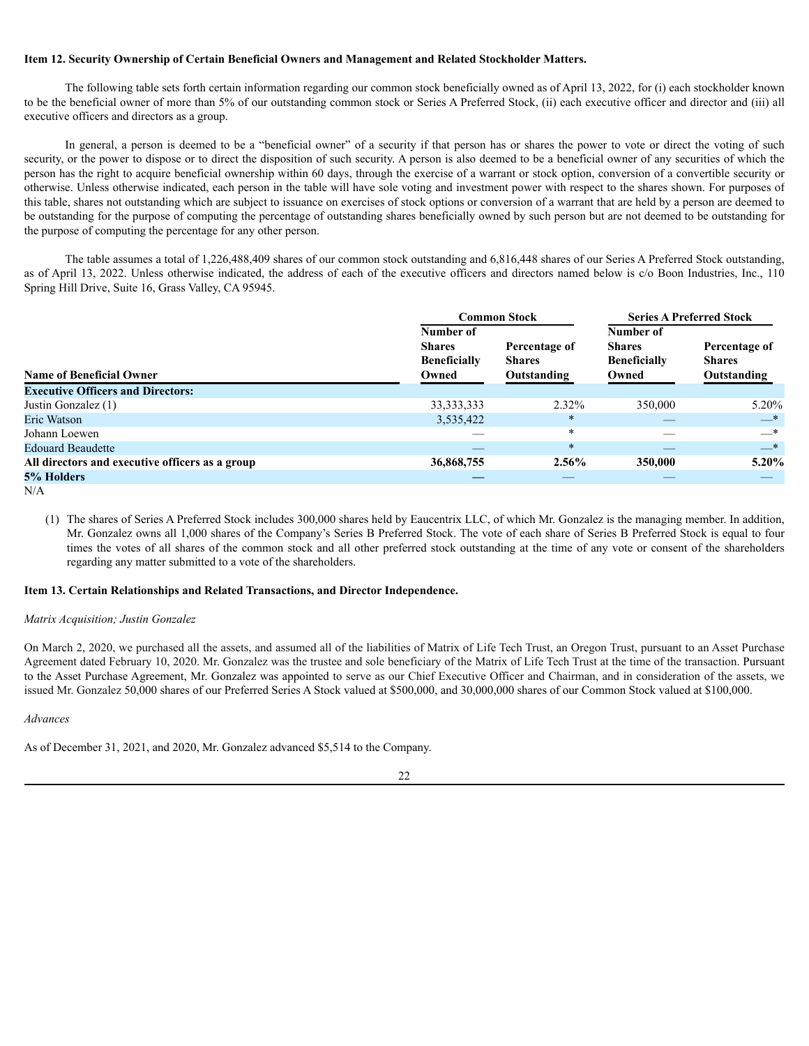**Item 12. Security Ownership of Certain Beneficial Owners and Management and Related Stockholder Matters.**

The following table sets forth certain information regarding our common stock beneficially owned as of April 13, 2022, for (i) each stockholder known to be the beneficial owner of more than 5% of our outstanding common stock or Series A Preferred Stock, (ii) each executive officer and director and (iii) all executive officers and directors as a group.

In general, a person is deemed to be a "beneficial owner" of a security if that person has or shares the power to vote or direct the voting of such security, or the power to dispose or to direct the disposition of such security. A person is also deemed to be a beneficial owner of any securities of which the person has the right to acquire beneficial ownership within 60 days, through the exercise of a warrant or stock option, conversion of a convertible security or otherwise. Unless otherwise indicated, each person in the table will have sole voting and investment power with respect to the shares shown. For purposes of this table, shares not outstanding which are subject to issuance on exercises of stock options or conversion of a warrant that are held by a person are deemed to be outstanding for the purpose of computing the percentage of outstanding shares beneficially owned by such person but are not deemed to be outstanding for the purpose of computing the percentage for any other person.

The table assumes a total of 1,226,488,409 shares of our common stock outstanding and 6,816,448 shares of our Series A Preferred Stock outstanding, as of April 13, 2022. Unless otherwise indicated, the address of each of the executive officers and directors named below is c/o Boon Industries, Inc., 110 Spring Hill Drive, Suite 16, Grass Valley, CA 95945.

| | Common Stock | | Series A Preferred Stock | |
|---|---|---|---|---|
| **Name of Beneficial Owner** | **Number of Shares Beneficially Owned** | **Percentage of Shares Outstanding** | **Number of Shares Beneficially Owned** | **Percentage of Shares Outstanding** |
| **Executive Officers and Directors:** | | | | |
| Justin Gonzalez (1) | 33,333,333 | 2.32% | 350,000 | 5.20% |
| Eric Watson | 3,535,422 | * | — | —* |
| Johann Loewen | — | * | — | —* |
| Edouard Beaudette | — | * | — | —* |
| **All directors and executive officers as a group** | **36,868,755** | **2.56%** | **350,000** | **5.20%** |
| **5% Holders** | — | — | — | — |

N/A

(1) The shares of Series A Preferred Stock includes 300,000 shares held by Eaucentrix LLC, of which Mr. Gonzalez is the managing member. In addition, Mr. Gonzalez owns all 1,000 shares of the Company's Series B Preferred Stock. The vote of each share of Series B Preferred Stock is equal to four times the votes of all shares of the common stock and all other preferred stock outstanding at the time of any vote or consent of the shareholders regarding any matter submitted to a vote of the shareholders.

**Item 13. Certain Relationships and Related Transactions, and Director Independence.**

*Matrix Acquisition; Justin Gonzalez*

On March 2, 2020, we purchased all the assets, and assumed all of the liabilities of Matrix of Life Tech Trust, an Oregon Trust, pursuant to an Asset Purchase Agreement dated February 10, 2020. Mr. Gonzalez was the trustee and sole beneficiary of the Matrix of Life Tech Trust at the time of the transaction. Pursuant to the Asset Purchase Agreement, Mr. Gonzalez was appointed to serve as our Chief Executive Officer and Chairman, and in consideration of the assets, we issued Mr. Gonzalez 50,000 shares of our Preferred Series A Stock valued at $500,000, and 30,000,000 shares of our Common Stock valued at $100,000.

*Advances*

As of December 31, 2021, and 2020, Mr. Gonzalez advanced $5,514 to the Company.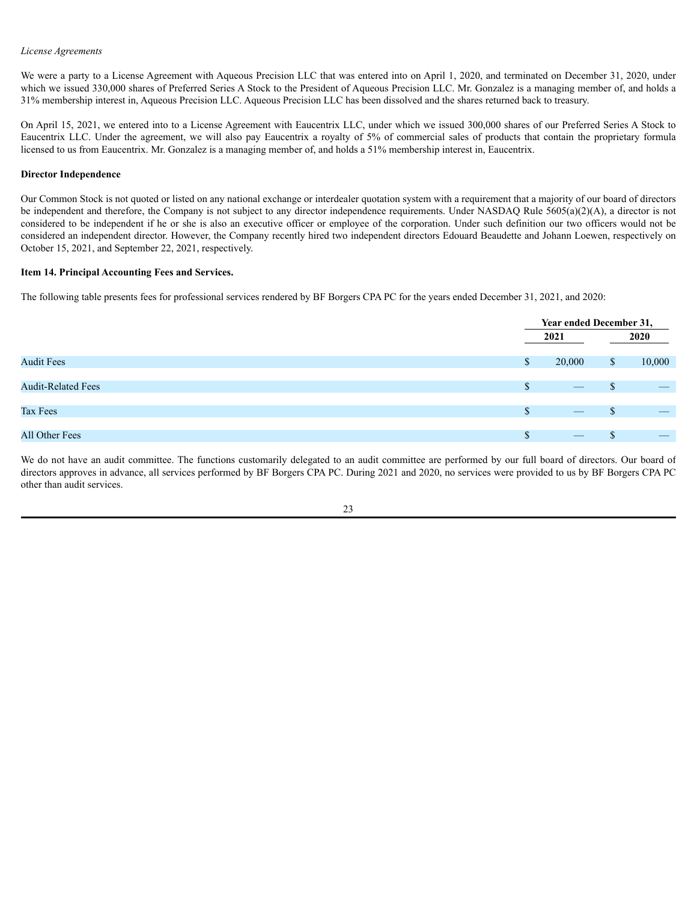*License Agreements*

We were a party to a License Agreement with Aqueous Precision LLC that was entered into on April 1, 2020, and terminated on December 31, 2020, under which we issued 330,000 shares of Preferred Series A Stock to the President of Aqueous Precision LLC. Mr. Gonzalez is a managing member of, and holds a 31% membership interest in, Aqueous Precision LLC. Aqueous Precision LLC has been dissolved and the shares returned back to treasury.

On April 15, 2021, we entered into to a License Agreement with Eaucentrix LLC, under which we issued 300,000 shares of our Preferred Series A Stock to Eaucentrix LLC. Under the agreement, we will also pay Eaucentrix a royalty of 5% of commercial sales of products that contain the proprietary formula licensed to us from Eaucentrix. Mr. Gonzalez is a managing member of, and holds a 51% membership interest in, Eaucentrix.

**Director Independence**

Our Common Stock is not quoted or listed on any national exchange or interdealer quotation system with a requirement that a majority of our board of directors be independent and therefore, the Company is not subject to any director independence requirements. Under NASDAQ Rule 5605(a)(2)(A), a director is not considered to be independent if he or she is also an executive officer or employee of the corporation. Under such definition our two officers would not be considered an independent director. However, the Company recently hired two independent directors Edouard Beaudette and Johann Loewen, respectively on October 15, 2021, and September 22, 2021, respectively.

**Item 14. Principal Accounting Fees and Services.**

The following table presents fees for professional services rendered by BF Borgers CPA PC for the years ended December 31, 2021, and 2020:

| | Year ended December 31, | |
|---|---|---|
| | 2021 | 2020 |
| Audit Fees | $ 20,000 | $ 10,000 |
| Audit-Related Fees | $ — | $ — |
| Tax Fees | $ — | $ — |
| All Other Fees | $ — | $ — |

We do not have an audit committee. The functions customarily delegated to an audit committee are performed by our full board of directors. Our board of directors approves in advance, all services performed by BF Borgers CPA PC. During 2021 and 2020, no services were provided to us by BF Borgers CPA PC other than audit services.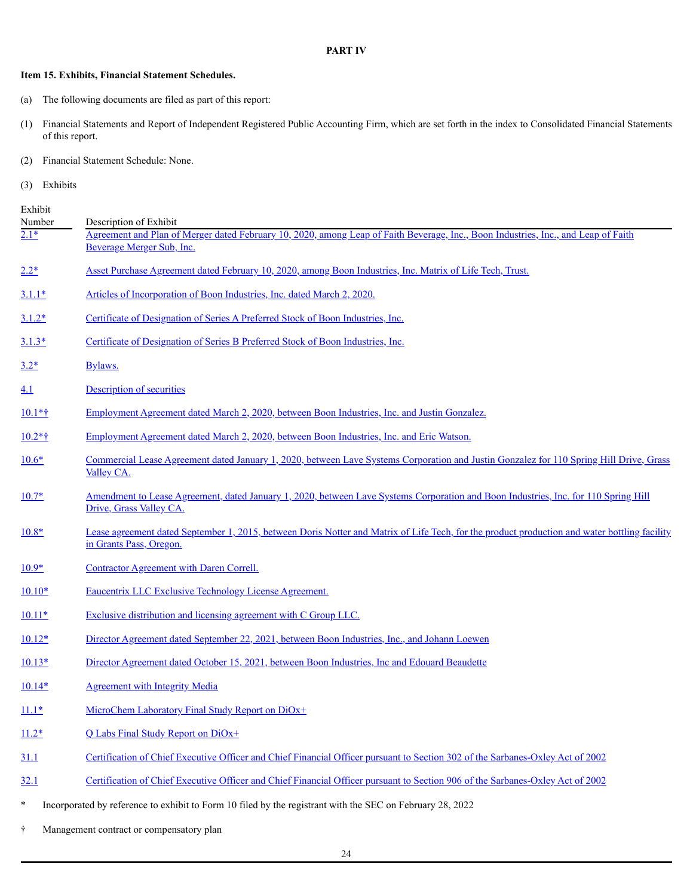**PART IV**

**Item 15. Exhibits, Financial Statement Schedules.**

(a) The following documents are filed as part of this report:

(1) Financial Statements and Report of Independent Registered Public Accounting Firm, which are set forth in the index to Consolidated Financial Statements of this report.

(2) Financial Statement Schedule: None.

(3) Exhibits

| Exhibit Number | Description of Exhibit |
|---|---|
| 2.1* | Agreement and Plan of Merger dated February 10, 2020, among Leap of Faith Beverage, Inc., Boon Industries, Inc., and Leap of Faith Beverage Merger Sub, Inc. |
| 2.2* | Asset Purchase Agreement dated February 10, 2020, among Boon Industries, Inc. Matrix of Life Tech, Trust. |
| 3.1.1* | Articles of Incorporation of Boon Industries, Inc. dated March 2, 2020. |
| 3.1.2* | Certificate of Designation of Series A Preferred Stock of Boon Industries, Inc. |
| 3.1.3* | Certificate of Designation of Series B Preferred Stock of Boon Industries, Inc. |
| 3.2* | Bylaws. |
| 4.1 | Description of securities |
| 10.1*† | Employment Agreement dated March 2, 2020, between Boon Industries, Inc. and Justin Gonzalez. |
| 10.2*† | Employment Agreement dated March 2, 2020, between Boon Industries, Inc. and Eric Watson. |
| 10.6* | Commercial Lease Agreement dated January 1, 2020, between Lave Systems Corporation and Justin Gonzalez for 110 Spring Hill Drive, Grass Valley CA. |
| 10.7* | Amendment to Lease Agreement, dated January 1, 2020, between Lave Systems Corporation and Boon Industries, Inc. for 110 Spring Hill Drive, Grass Valley CA. |
| 10.8* | Lease agreement dated September 1, 2015, between Doris Notter and Matrix of Life Tech, for the product production and water bottling facility in Grants Pass, Oregon. |
| 10.9* | Contractor Agreement with Daren Correll. |
| 10.10* | Eaucentrix LLC Exclusive Technology License Agreement. |
| 10.11* | Exclusive distribution and licensing agreement with C Group LLC. |
| 10.12* | Director Agreement dated September 22, 2021, between Boon Industries, Inc., and Johann Loewen |
| 10.13* | Director Agreement dated October 15, 2021, between Boon Industries, Inc and Edouard Beaudette |
| 10.14* | Agreement with Integrity Media |
| 11.1* | MicroChem Laboratory Final Study Report on DiOx+ |
| 11.2* | Q Labs Final Study Report on DiOx+ |
| 31.1 | Certification of Chief Executive Officer and Chief Financial Officer pursuant to Section 302 of the Sarbanes-Oxley Act of 2002 |
| 32.1 | Certification of Chief Executive Officer and Chief Financial Officer pursuant to Section 906 of the Sarbanes-Oxley Act of 2002 |

\* Incorporated by reference to exhibit to Form 10 filed by the registrant with the SEC on February 28, 2022

† Management contract or compensatory plan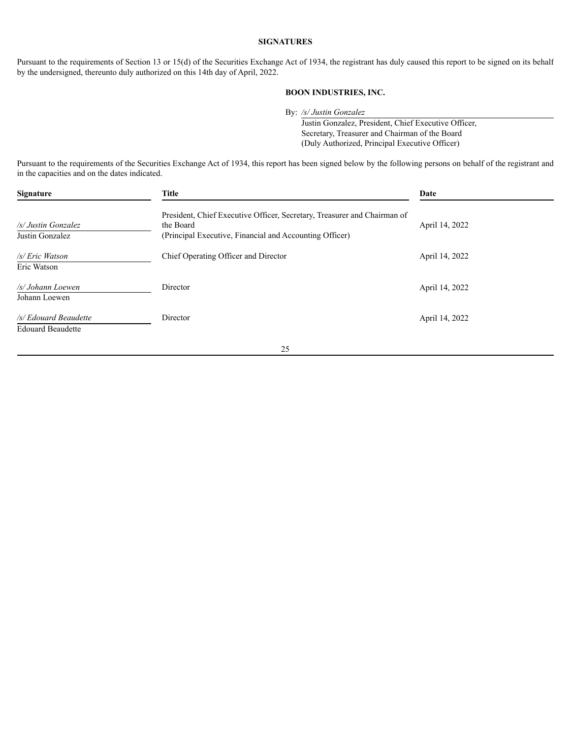**SIGNATURES**

Pursuant to the requirements of Section 13 or 15(d) of the Securities Exchange Act of 1934, the registrant has duly caused this report to be signed on its behalf by the undersigned, thereunto duly authorized on this 14th day of April, 2022.

**BOON INDUSTRIES, INC.**

By: */s/ Justin Gonzalez*
Justin Gonzalez, President, Chief Executive Officer, Secretary, Treasurer and Chairman of the Board
(Duly Authorized, Principal Executive Officer)

Pursuant to the requirements of the Securities Exchange Act of 1934, this report has been signed below by the following persons on behalf of the registrant and in the capacities and on the dates indicated.

| Signature | Title | Date |
|---|---|---|
| */s/ Justin Gonzalez*<br>Justin Gonzalez | President, Chief Executive Officer, Secretary, Treasurer and Chairman of the Board<br>(Principal Executive, Financial and Accounting Officer) | April 14, 2022 |
| */s/ Eric Watson*<br>Eric Watson | Chief Operating Officer and Director | April 14, 2022 |
| */s/ Johann Loewen*<br>Johann Loewen | Director | April 14, 2022 |
| */s/ Edouard Beaudette*<br>Edouard Beaudette | Director | April 14, 2022 |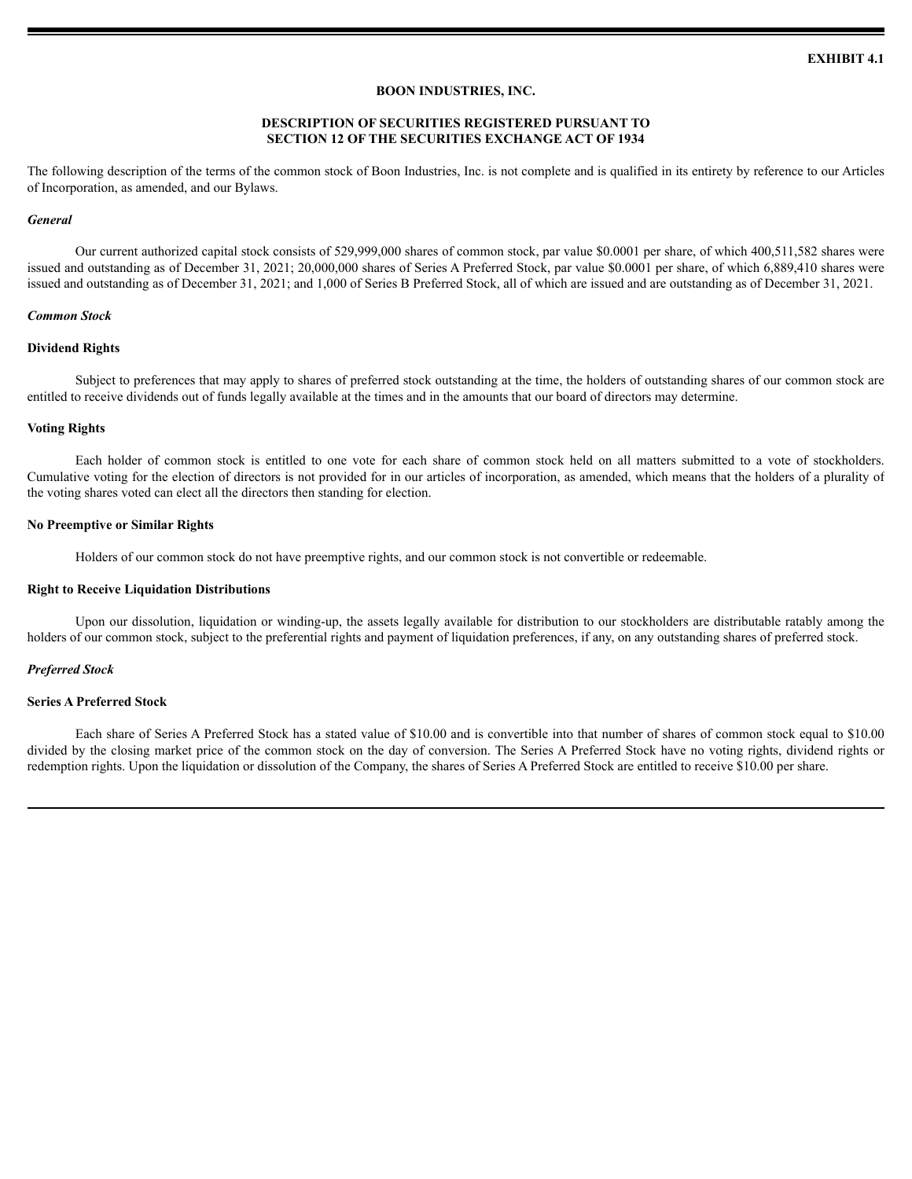**EXHIBIT 4.1**

**BOON INDUSTRIES, INC.**

**DESCRIPTION OF SECURITIES REGISTERED PURSUANT TO SECTION 12 OF THE SECURITIES EXCHANGE ACT OF 1934**

The following description of the terms of the common stock of Boon Industries, Inc. is not complete and is qualified in its entirety by reference to our Articles of Incorporation, as amended, and our Bylaws.

***General***

Our current authorized capital stock consists of 529,999,000 shares of common stock, par value $0.0001 per share, of which 400,511,582 shares were issued and outstanding as of December 31, 2021; 20,000,000 shares of Series A Preferred Stock, par value $0.0001 per share, of which 6,889,410 shares were issued and outstanding as of December 31, 2021; and 1,000 of Series B Preferred Stock, all of which are issued and are outstanding as of December 31, 2021.

***Common Stock***

**Dividend Rights**

Subject to preferences that may apply to shares of preferred stock outstanding at the time, the holders of outstanding shares of our common stock are entitled to receive dividends out of funds legally available at the times and in the amounts that our board of directors may determine.

**Voting Rights**

Each holder of common stock is entitled to one vote for each share of common stock held on all matters submitted to a vote of stockholders. Cumulative voting for the election of directors is not provided for in our articles of incorporation, as amended, which means that the holders of a plurality of the voting shares voted can elect all the directors then standing for election.

**No Preemptive or Similar Rights**

Holders of our common stock do not have preemptive rights, and our common stock is not convertible or redeemable.

**Right to Receive Liquidation Distributions**

Upon our dissolution, liquidation or winding-up, the assets legally available for distribution to our stockholders are distributable ratably among the holders of our common stock, subject to the preferential rights and payment of liquidation preferences, if any, on any outstanding shares of preferred stock.

***Preferred Stock***

**Series A Preferred Stock**

Each share of Series A Preferred Stock has a stated value of $10.00 and is convertible into that number of shares of common stock equal to $10.00 divided by the closing market price of the common stock on the day of conversion. The Series A Preferred Stock have no voting rights, dividend rights or redemption rights. Upon the liquidation or dissolution of the Company, the shares of Series A Preferred Stock are entitled to receive $10.00 per share.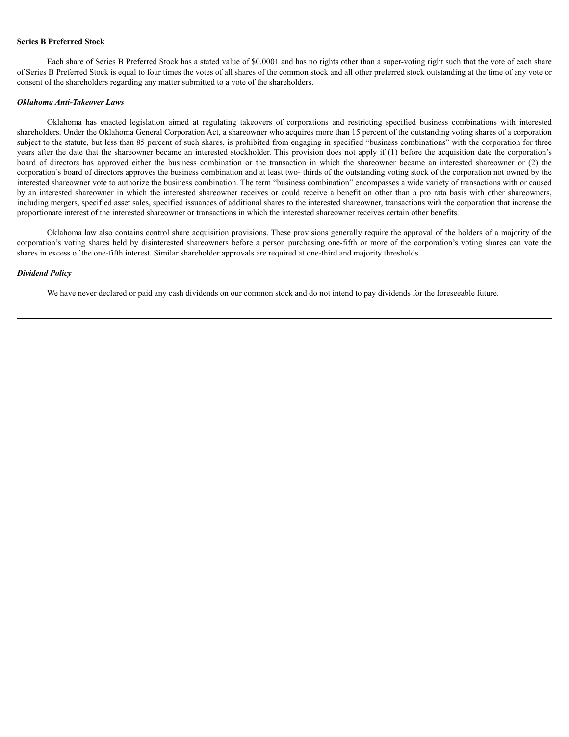**Series B Preferred Stock**

Each share of Series B Preferred Stock has a stated value of $0.0001 and has no rights other than a super-voting right such that the vote of each share of Series B Preferred Stock is equal to four times the votes of all shares of the common stock and all other preferred stock outstanding at the time of any vote or consent of the shareholders regarding any matter submitted to a vote of the shareholders.

***Oklahoma Anti-Takeover Laws***

Oklahoma has enacted legislation aimed at regulating takeovers of corporations and restricting specified business combinations with interested shareholders. Under the Oklahoma General Corporation Act, a shareowner who acquires more than 15 percent of the outstanding voting shares of a corporation subject to the statute, but less than 85 percent of such shares, is prohibited from engaging in specified "business combinations" with the corporation for three years after the date that the shareowner became an interested stockholder. This provision does not apply if (1) before the acquisition date the corporation's board of directors has approved either the business combination or the transaction in which the shareowner became an interested shareowner or (2) the corporation's board of directors approves the business combination and at least two- thirds of the outstanding voting stock of the corporation not owned by the interested shareowner vote to authorize the business combination. The term "business combination" encompasses a wide variety of transactions with or caused by an interested shareowner in which the interested shareowner receives or could receive a benefit on other than a pro rata basis with other shareowners, including mergers, specified asset sales, specified issuances of additional shares to the interested shareowner, transactions with the corporation that increase the proportionate interest of the interested shareowner or transactions in which the interested shareowner receives certain other benefits.

Oklahoma law also contains control share acquisition provisions. These provisions generally require the approval of the holders of a majority of the corporation's voting shares held by disinterested shareowners before a person purchasing one-fifth or more of the corporation's voting shares can vote the shares in excess of the one-fifth interest. Similar shareholder approvals are required at one-third and majority thresholds.

***Dividend Policy***

We have never declared or paid any cash dividends on our common stock and do not intend to pay dividends for the foreseeable future.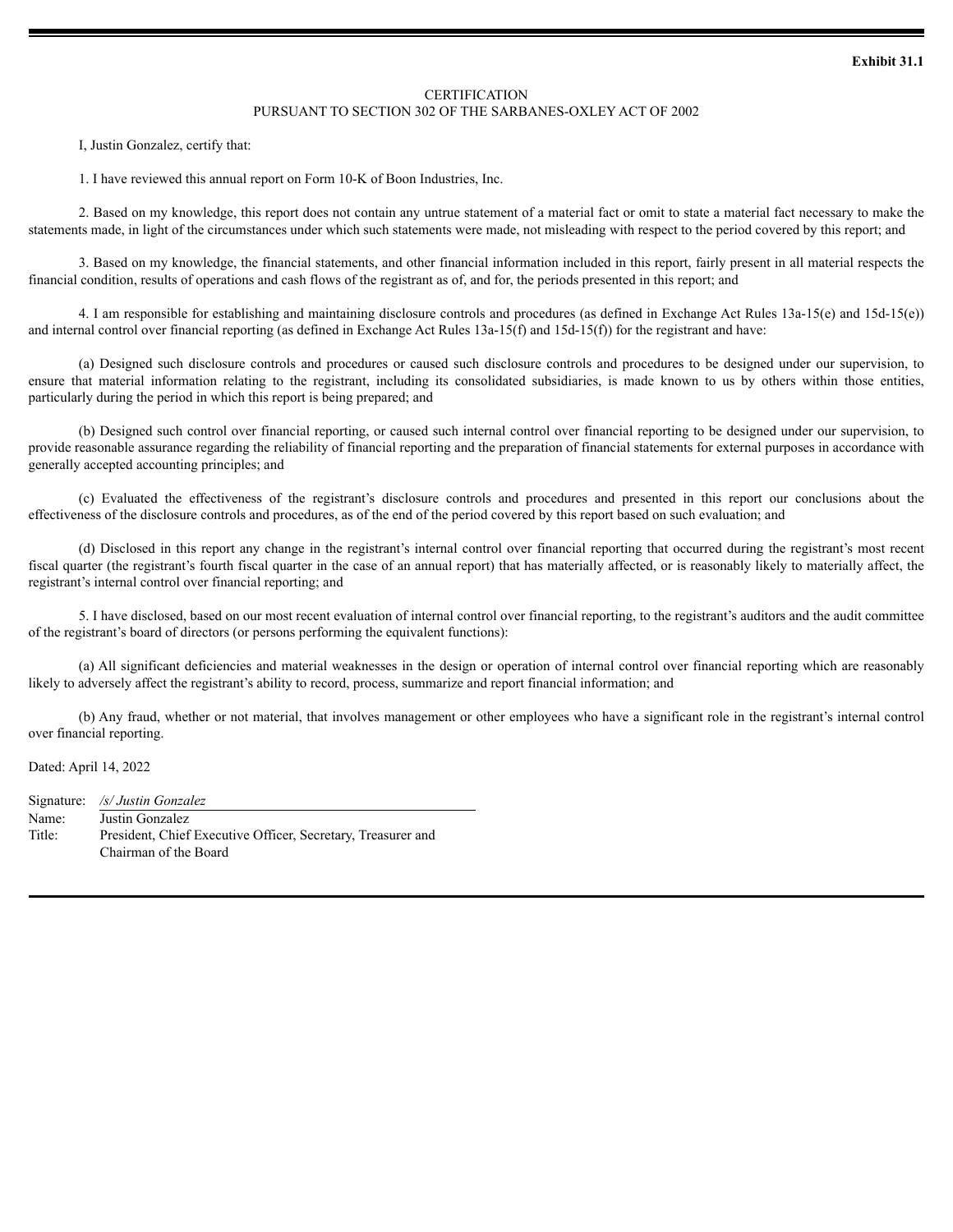**Exhibit 31.1**

CERTIFICATION
PURSUANT TO SECTION 302 OF THE SARBANES-OXLEY ACT OF 2002

I, Justin Gonzalez, certify that:

1. I have reviewed this annual report on Form 10-K of Boon Industries, Inc.

2. Based on my knowledge, this report does not contain any untrue statement of a material fact or omit to state a material fact necessary to make the statements made, in light of the circumstances under which such statements were made, not misleading with respect to the period covered by this report; and

3. Based on my knowledge, the financial statements, and other financial information included in this report, fairly present in all material respects the financial condition, results of operations and cash flows of the registrant as of, and for, the periods presented in this report; and

4. I am responsible for establishing and maintaining disclosure controls and procedures (as defined in Exchange Act Rules 13a-15(e) and 15d-15(e)) and internal control over financial reporting (as defined in Exchange Act Rules 13a-15(f) and 15d-15(f)) for the registrant and have:

(a) Designed such disclosure controls and procedures or caused such disclosure controls and procedures to be designed under our supervision, to ensure that material information relating to the registrant, including its consolidated subsidiaries, is made known to us by others within those entities, particularly during the period in which this report is being prepared; and

(b) Designed such control over financial reporting, or caused such internal control over financial reporting to be designed under our supervision, to provide reasonable assurance regarding the reliability of financial reporting and the preparation of financial statements for external purposes in accordance with generally accepted accounting principles; and

(c) Evaluated the effectiveness of the registrant's disclosure controls and procedures and presented in this report our conclusions about the effectiveness of the disclosure controls and procedures, as of the end of the period covered by this report based on such evaluation; and

(d) Disclosed in this report any change in the registrant's internal control over financial reporting that occurred during the registrant's most recent fiscal quarter (the registrant's fourth fiscal quarter in the case of an annual report) that has materially affected, or is reasonably likely to materially affect, the registrant's internal control over financial reporting; and

5. I have disclosed, based on our most recent evaluation of internal control over financial reporting, to the registrant's auditors and the audit committee of the registrant's board of directors (or persons performing the equivalent functions):

(a) All significant deficiencies and material weaknesses in the design or operation of internal control over financial reporting which are reasonably likely to adversely affect the registrant's ability to record, process, summarize and report financial information; and

(b) Any fraud, whether or not material, that involves management or other employees who have a significant role in the registrant's internal control over financial reporting.

Dated: April 14, 2022

| | |
|---|---|
| Signature: | */s/ Justin Gonzalez* |
| Name: | Justin Gonzalez |
| Title: | President, Chief Executive Officer, Secretary, Treasurer and Chairman of the Board |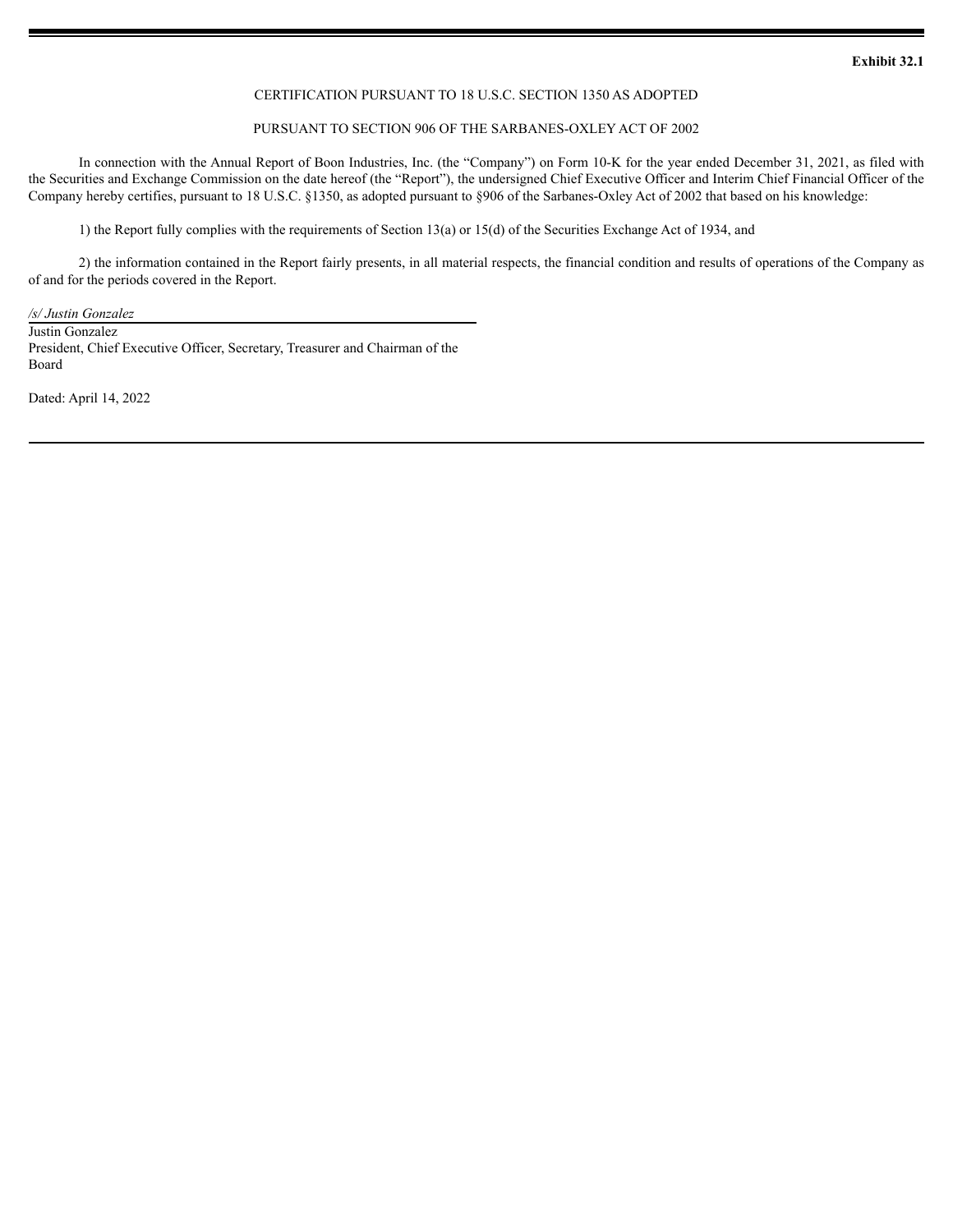**Exhibit 32.1**

CERTIFICATION PURSUANT TO 18 U.S.C. SECTION 1350 AS ADOPTED

PURSUANT TO SECTION 906 OF THE SARBANES-OXLEY ACT OF 2002

In connection with the Annual Report of Boon Industries, Inc. (the "Company") on Form 10-K for the year ended December 31, 2021, as filed with the Securities and Exchange Commission on the date hereof (the "Report"), the undersigned Chief Executive Officer and Interim Chief Financial Officer of the Company hereby certifies, pursuant to 18 U.S.C. §1350, as adopted pursuant to §906 of the Sarbanes-Oxley Act of 2002 that based on his knowledge:

1) the Report fully complies with the requirements of Section 13(a) or 15(d) of the Securities Exchange Act of 1934, and

2) the information contained in the Report fairly presents, in all material respects, the financial condition and results of operations of the Company as of and for the periods covered in the Report.

*/s/ Justin Gonzalez*

Justin Gonzalez
President, Chief Executive Officer, Secretary, Treasurer and Chairman of the Board

Dated: April 14, 2022